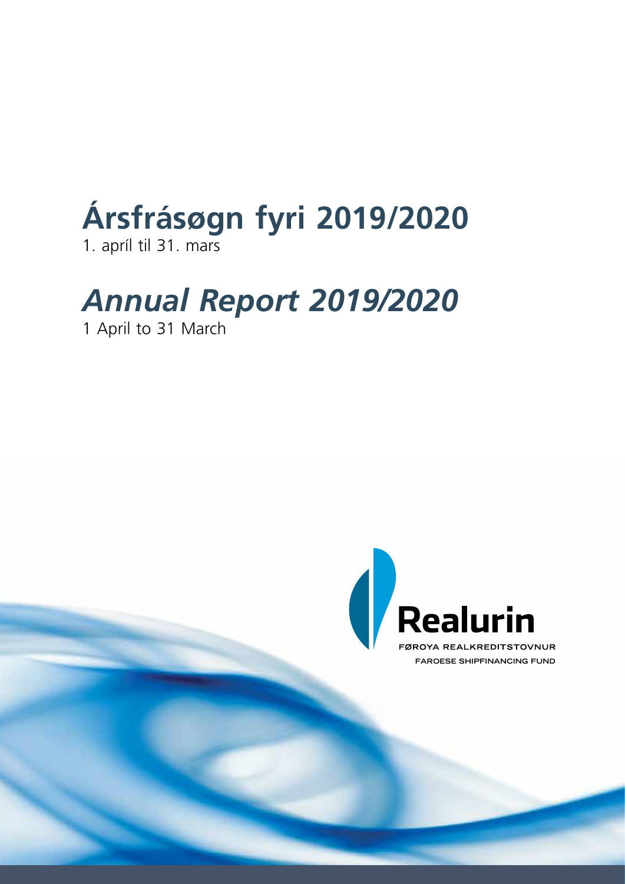# Ársfrásøgn fyri 2019/2020

1. apríl til 31. mars

# *Annual Report 2019/2020*

1 April to 31 March

**Realurin**

FØROYA REALKREDITSTOVNUR

FAROESE SHIPFINANCING FUND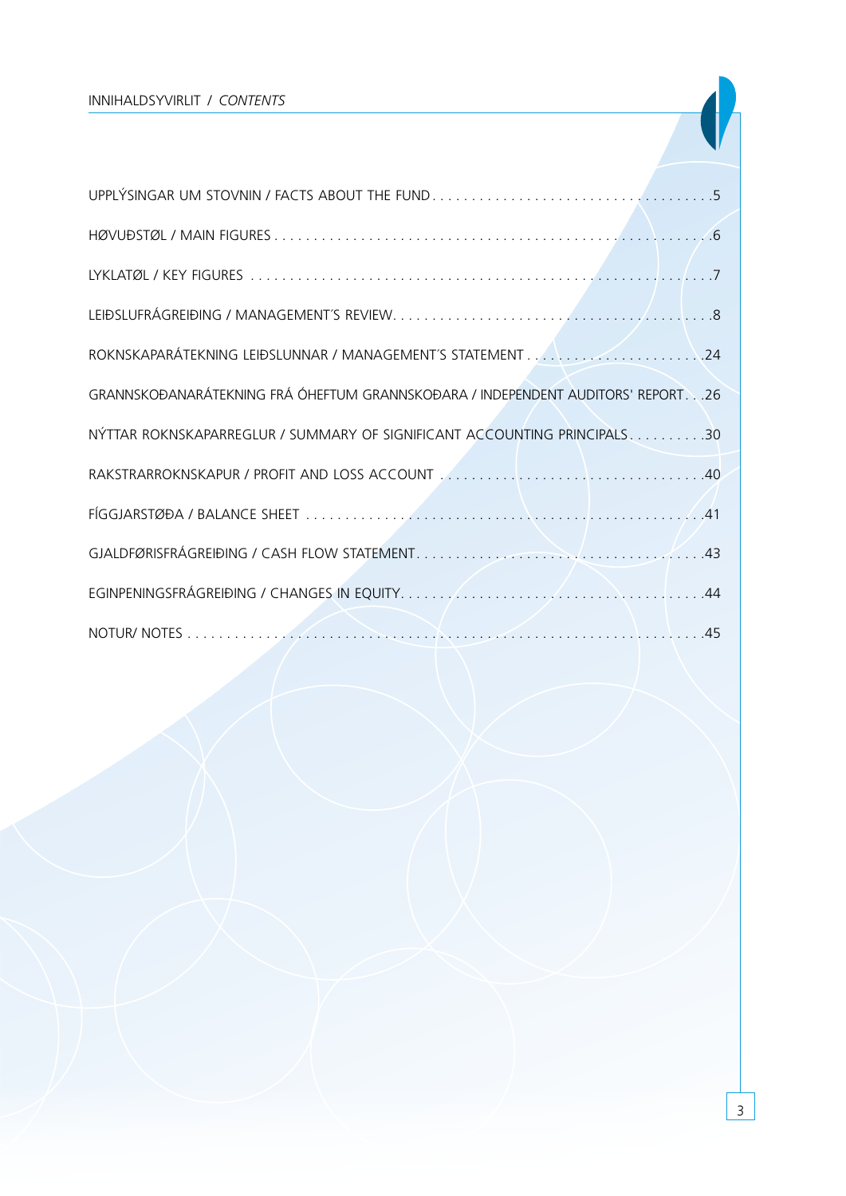# INNIHALDSYVIRLIT / *CONTENTS*

| | |
|---|---|
| UPPLÝSINGAR UM STOVNIN / FACTS ABOUT THE FUND | 5 |
| HØVUÐSTØL / MAIN FIGURES | 6 |
| LYKLATØL / KEY FIGURES | 7 |
| LEIÐSLUFRÁGREIÐING / MANAGEMENT´S REVIEW | 8 |
| ROKNSKAPARÁTEKNING LEIÐSLUNNAR / MANAGEMENT´S STATEMENT | 24 |
| GRANNSKOÐANARÁTEKNING FRÁ ÓHEFTUM GRANNSKOÐARA / INDEPENDENT AUDITORS' REPORT | 26 |
| NÝTTAR ROKNSKAPARREGLUR / SUMMARY OF SIGNIFICANT ACCOUNTING PRINCIPALS | 30 |
| RAKSTRARROKNSKAPUR / PROFIT AND LOSS ACCOUNT | 40 |
| FÍGGJARSTØÐA / BALANCE SHEET | 41 |
| GJALDFØRISFRÁGREIÐING / CASH FLOW STATEMENT | 43 |
| EGINPENINGSFRÁGREIÐING / CHANGES IN EQUITY | 44 |
| NOTUR/ NOTES | 45 |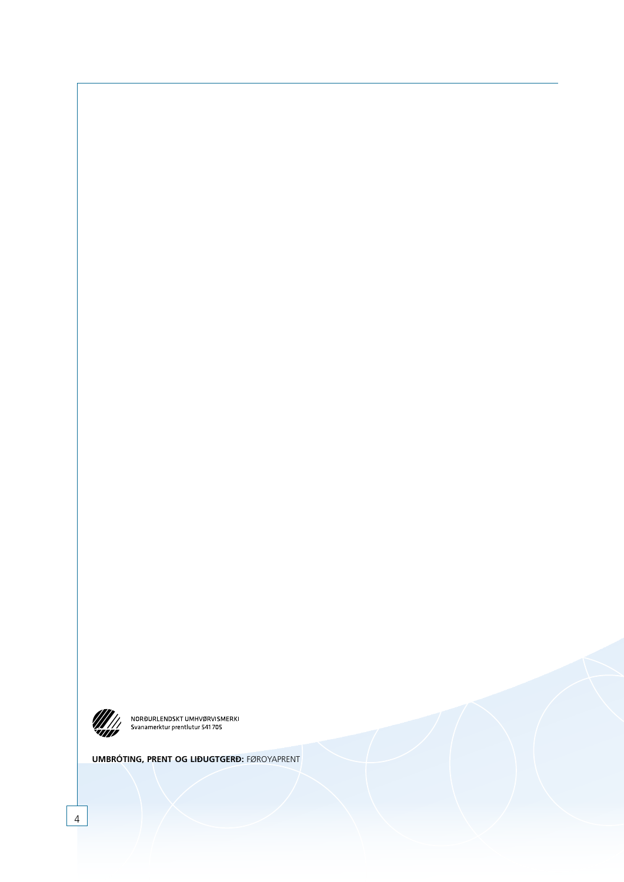NORÐURLENDSKT UMHVØRVISMERKI
Svanamerktur prentlutur 541 705

**UMBRÓTING, PRENT OG LIÐUGTGERÐ:** FØROYAPRENT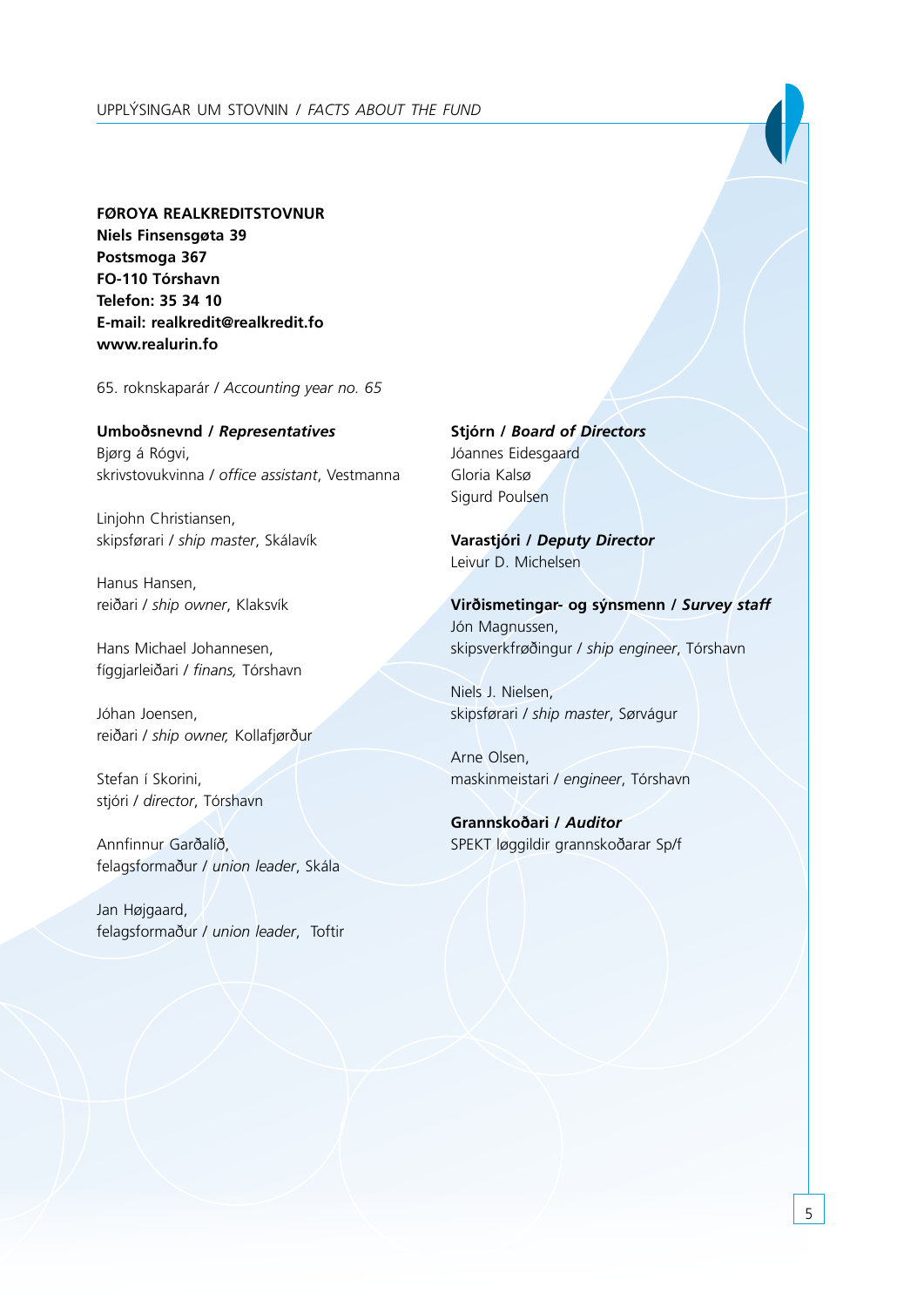**FØROYA REALKREDITSTOVNUR**
**Niels Finsensgøta 39**
**Postsmoga 367**
**FO-110 Tórshavn**
**Telefon: 35 34 10**
**E-mail: realkredit@realkredit.fo**
**www.realurin.fo**

65. roknskaparár / *Accounting year no. 65*

**Umboðsnevnd / *Representatives***

Bjørg á Rógvi,
skrivstovukvinna / *office assistant*, Vestmanna

Linjohn Christiansen,
skipsførari / *ship master*, Skálavík

Hanus Hansen,
reiðari / *ship owner*, Klaksvík

Hans Michael Johannesen,
fíggjarleiðari / *finans,* Tórshavn

Jóhan Joensen,
reiðari / *ship owner,* Kollafjørður

Stefan í Skorini,
stjóri / *director*, Tórshavn

Annfinnur Garðalíð,
felagsformaður / *union leader*, Skála

Jan Højgaard,
felagsformaður / *union leader*, Toftir

**Stjórn / *Board of Directors***

Jóannes Eidesgaard
Gloria Kalsø
Sigurd Poulsen

**Varastjóri / *Deputy Director***

Leivur D. Michelsen

**Virðismetingar- og sýnsmenn / *Survey staff***

Jón Magnussen,
skipsverkfrøðingur / *ship engineer*, Tórshavn

Niels J. Nielsen,
skipsførari / *ship master*, Sørvágur

Arne Olsen,
maskinmeistari / *engineer*, Tórshavn

**Grannskoðari / *Auditor***

SPEKT løggildir grannskoðarar Sp/f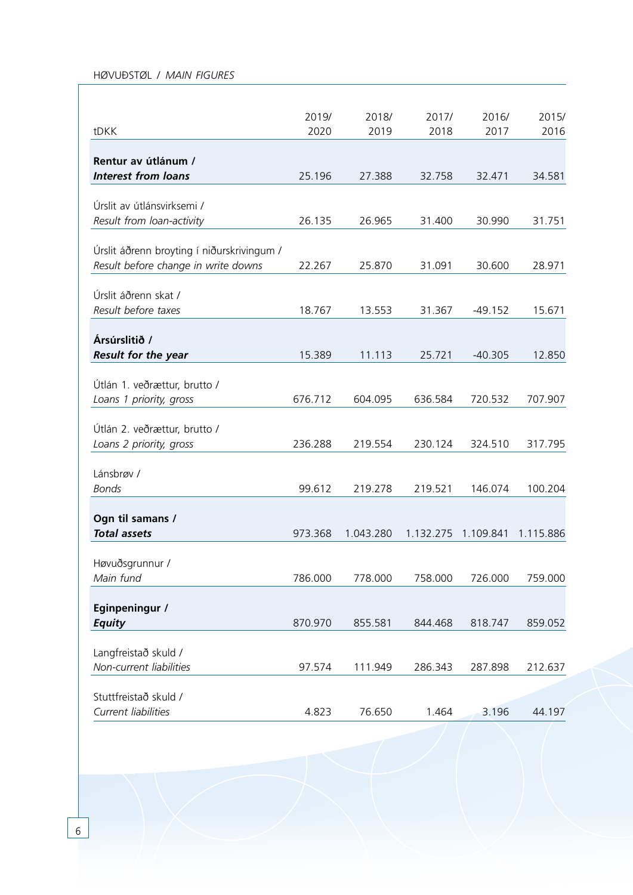HØVUÐSTØL / *MAIN FIGURES*

| tDKK | 2019/ 2020 | 2018/ 2019 | 2017/ 2018 | 2016/ 2017 | 2015/ 2016 |
|---|---|---|---|---|---|
| **Rentur av útlánum /** ***Interest from loans*** | 25.196 | 27.388 | 32.758 | 32.471 | 34.581 |
| Úrslit av útlánsvirksemi / *Result from loan-activity* | 26.135 | 26.965 | 31.400 | 30.990 | 31.751 |
| Úrslit áðrenn broyting í niðurskrivingum / *Result before change in write downs* | 22.267 | 25.870 | 31.091 | 30.600 | 28.971 |
| Úrslit áðrenn skat / *Result before taxes* | 18.767 | 13.553 | 31.367 | -49.152 | 15.671 |
| **Ársúrslitið /** ***Result for the year*** | 15.389 | 11.113 | 25.721 | -40.305 | 12.850 |
| Útlán 1. veðrættur, brutto / *Loans 1 priority, gross* | 676.712 | 604.095 | 636.584 | 720.532 | 707.907 |
| Útlán 2. veðrættur, brutto / *Loans 2 priority, gross* | 236.288 | 219.554 | 230.124 | 324.510 | 317.795 |
| Lánsbrøv / *Bonds* | 99.612 | 219.278 | 219.521 | 146.074 | 100.204 |
| **Ogn til samans /** ***Total assets*** | 973.368 | 1.043.280 | 1.132.275 | 1.109.841 | 1.115.886 |
| Høvuðsgrunnur / *Main fund* | 786.000 | 778.000 | 758.000 | 726.000 | 759.000 |
| **Eginpeningur /** ***Equity*** | 870.970 | 855.581 | 844.468 | 818.747 | 859.052 |
| Langfreistað skuld / *Non-current liabilities* | 97.574 | 111.949 | 286.343 | 287.898 | 212.637 |
| Stuttfreistað skuld / *Current liabilities* | 4.823 | 76.650 | 1.464 | 3.196 | 44.197 |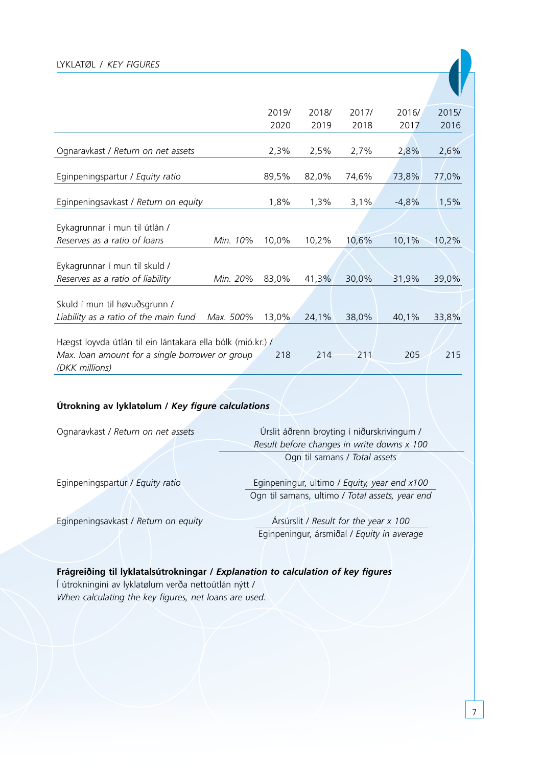LYKLATØL / *KEY FIGURES*

| | | 2019/ 2020 | 2018/ 2019 | 2017/ 2018 | 2016/ 2017 | 2015/ 2016 |
|---|---|---|---|---|---|---|
| Ognaravkast / *Return on net assets* | | 2,3% | 2,5% | 2,7% | 2,8% | 2,6% |
| Eginpeningspartur / *Equity ratio* | | 89,5% | 82,0% | 74,6% | 73,8% | 77,0% |
| Eginpeningsavkast / *Return on equity* | | 1,8% | 1,3% | 3,1% | -4,8% | 1,5% |
| Eykagrunnar í mun til útlán / *Reserves as a ratio of loans* | *Min. 10%* | 10,0% | 10,2% | 10,6% | 10,1% | 10,2% |
| Eykagrunnar í mun til skuld / *Reserves as a ratio of liability* | *Min. 20%* | 83,0% | 41,3% | 30,0% | 31,9% | 39,0% |
| Skuld í mun til høvuðsgrunn / *Liability as a ratio of the main fund* | *Max. 500%* | 13,0% | 24,1% | 38,0% | 40,1% | 33,8% |
| Hægst loyvda útlán til ein lántakara ella bólk (mió.kr.) / *Max. loan amount for a single borrower or group (DKK millions)* | | 218 | 214 | 211 | 205 | 215 |

**Útrokning av lyklatølum / *Key figure calculations***

Ognaravkast / *Return on net assets*

$$\frac{\text{Úrslit áðrenn broyting í niðurskrivingum / Result before changes in write downs} \times 100}{\text{Ogn til samans / Total assets}}$$

Eginpeningspartur / *Equity ratio*

$$\frac{\text{Eginpeningur, ultimo / Equity, year end} \times 100}{\text{Ogn til samans, ultimo / Total assets, year end}}$$

Eginpeningsavkast / *Return on equity*

$$\frac{\text{Ársúrslit / Result for the year} \times 100}{\text{Eginpeningur, ársmiðal / Equity in average}}$$

**Frágreiðing til lyklatalsútrokningar / *Explanation to calculation of key figures***

Í útrokningini av lyklatølum verða nettoútlán nýtt /
*When calculating the key figures, net loans are used.*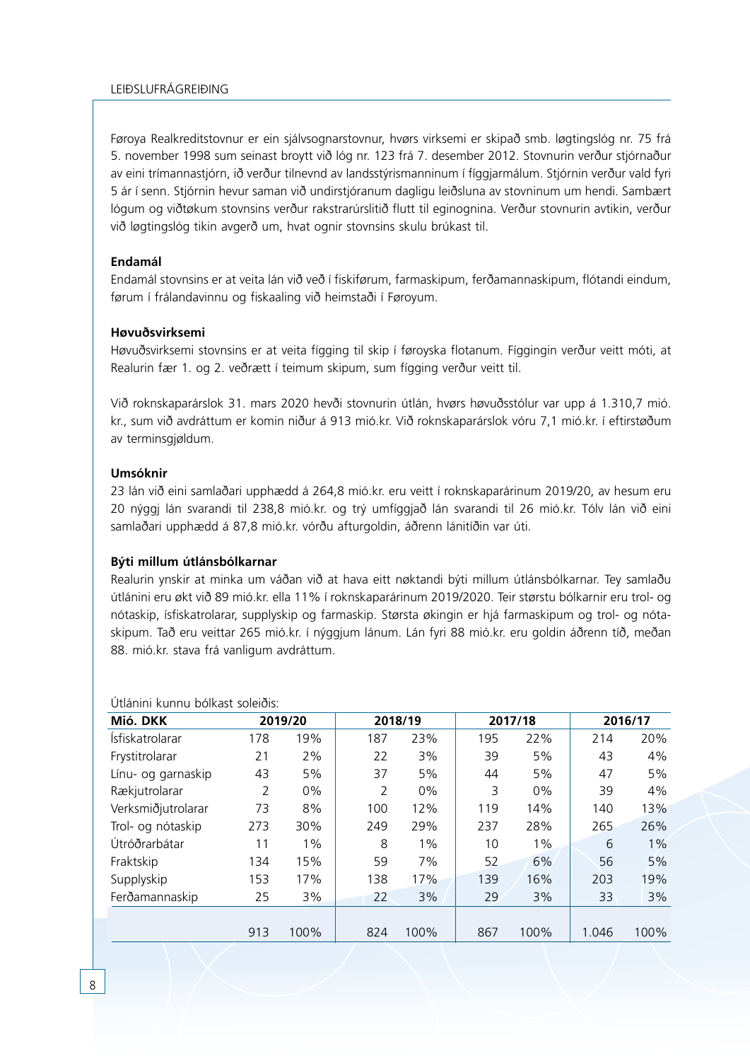Føroya Realkreditstovnur er ein sjálvsognarstovnur, hvørs virksemi er skipað smb. løgtingslóg nr. 75 frá 5. november 1998 sum seinast broytt við lóg nr. 123 frá 7. desember 2012. Stovnurin verður stjórnaður av eini trímannastjórn, ið verður tilnevnd av landsstýrismanninum í fíggjarmálum. Stjórnin verður vald fyri 5 ár í senn. Stjórnin hevur saman við undirstjóranum dagligu leiðsluna av stovninum um hendi. Sambært lógum og viðtøkum stovnsins verður rakstrarúrslitið flutt til eginognina. Verður stovnurin avtikin, verður við løgtingslóg tikin avgerð um, hvat ognir stovnsins skulu brúkast til.

**Endamál**

Endamál stovnsins er at veita lán við veð í fiskiførum, farmaskipum, ferðamannaskipum, flótandi eindum, førum í frálandavinnu og fiskaaling við heimstaði í Føroyum.

**Høvuðsvirksemi**

Høvuðsvirksemi stovnsins er at veita fígging til skip í føroyska flotanum. Fíggingin verður veitt móti, at Realurin fær 1. og 2. veðrætt í teimum skipum, sum fígging verður veitt til.

Við roknskaparárslok 31. mars 2020 hevði stovnurin útlán, hvørs høvuðsstólur var upp á 1.310,7 mió. kr., sum við avdráttum er komin niður á 913 mió.kr. Við roknskaparárslok vóru 7,1 mió.kr. í eftirstøðum av terminsgjøldum.

**Umsóknir**

23 lán við eini samlaðari upphædd á 264,8 mió.kr. eru veitt í roknskaparárinum 2019/20, av hesum eru 20 nýggj lán svarandi til 238,8 mió.kr. og trý umfíggjað lán svarandi til 26 mió.kr. Tólv lán við eini samlaðari upphædd á 87,8 mió.kr. vórðu afturgoldin, áðrenn lánitíðin var úti.

**Býti millum útlánsbólkarnar**

Realurin ynskir at minka um váðan við at hava eitt nøktandi býti millum útlánsbólkarnar. Tey samlaðu útlánini eru økt við 89 mió.kr. ella 11% í roknskaparárinum 2019/2020. Teir størstu bólkarnir eru trol- og nótaskip, ísfiskatrolarar, supplyskip og farmaskip. Størsta økingin er hjá farmaskipum og trol- og nótaskipum. Tað eru veittar 265 mió.kr. í nýggjum lánum. Lán fyri 88 mió.kr. eru goldin áðrenn tíð, meðan 88. mió.kr. stava frá vanligum avdráttum.

Útlánini kunnu bólkast soleiðis:

| Mió. DKK | 2019/20 | | 2018/19 | | 2017/18 | | 2016/17 | |
|---|---|---|---|---|---|---|---|---|
| Ísfiskatrolarar | 178 | 19% | 187 | 23% | 195 | 22% | 214 | 20% |
| Frystitrolarar | 21 | 2% | 22 | 3% | 39 | 5% | 43 | 4% |
| Línu- og garnaskip | 43 | 5% | 37 | 5% | 44 | 5% | 47 | 5% |
| Rækjutrolarar | 2 | 0% | 2 | 0% | 3 | 0% | 39 | 4% |
| Verksmiðjutrolarar | 73 | 8% | 100 | 12% | 119 | 14% | 140 | 13% |
| Trol- og nótaskip | 273 | 30% | 249 | 29% | 237 | 28% | 265 | 26% |
| Útróðrarbátar | 11 | 1% | 8 | 1% | 10 | 1% | 6 | 1% |
| Fraktskip | 134 | 15% | 59 | 7% | 52 | 6% | 56 | 5% |
| Supplyskip | 153 | 17% | 138 | 17% | 139 | 16% | 203 | 19% |
| Ferðamannaskip | 25 | 3% | 22 | 3% | 29 | 3% | 33 | 3% |
| | 913 | 100% | 824 | 100% | 867 | 100% | 1.046 | 100% |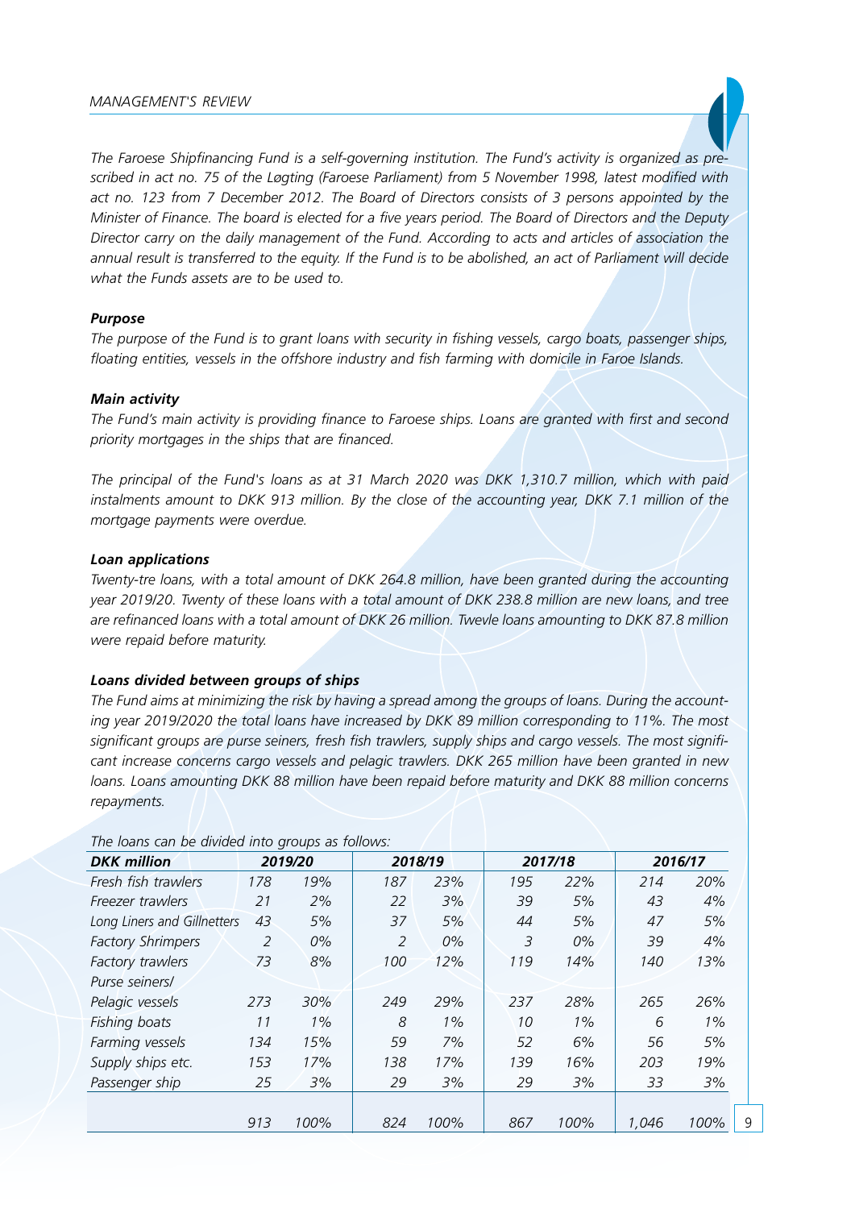*The Faroese Shipfinancing Fund is a self-governing institution. The Fund's activity is organized as prescribed in act no. 75 of the Løgting (Faroese Parliament) from 5 November 1998, latest modified with act no. 123 from 7 December 2012. The Board of Directors consists of 3 persons appointed by the Minister of Finance. The board is elected for a five years period. The Board of Directors and the Deputy Director carry on the daily management of the Fund. According to acts and articles of association the annual result is transferred to the equity. If the Fund is to be abolished, an act of Parliament will decide what the Funds assets are to be used to.*

***Purpose***

*The purpose of the Fund is to grant loans with security in fishing vessels, cargo boats, passenger ships, floating entities, vessels in the offshore industry and fish farming with domicile in Faroe Islands.*

***Main activity***

*The Fund's main activity is providing finance to Faroese ships. Loans are granted with first and second priority mortgages in the ships that are financed.*

*The principal of the Fund's loans as at 31 March 2020 was DKK 1,310.7 million, which with paid instalments amount to DKK 913 million. By the close of the accounting year, DKK 7.1 million of the mortgage payments were overdue.*

***Loan applications***

*Twenty-tre loans, with a total amount of DKK 264.8 million, have been granted during the accounting year 2019/20. Twenty of these loans with a total amount of DKK 238.8 million are new loans, and tree are refinanced loans with a total amount of DKK 26 million. Twevle loans amounting to DKK 87.8 million were repaid before maturity.*

***Loans divided between groups of ships***

*The Fund aims at minimizing the risk by having a spread among the groups of loans. During the accounting year 2019/2020 the total loans have increased by DKK 89 million corresponding to 11%. The most significant groups are purse seiners, fresh fish trawlers, supply ships and cargo vessels. The most significant increase concerns cargo vessels and pelagic trawlers. DKK 265 million have been granted in new loans. Loans amounting DKK 88 million have been repaid before maturity and DKK 88 million concerns repayments.*

*The loans can be divided into groups as follows:*

| ***DKK million*** | ***2019/20*** | | ***2018/19*** | | ***2017/18*** | | ***2016/17*** | |
|---|---|---|---|---|---|---|---|---|
| *Fresh fish trawlers* | *178* | *19%* | *187* | *23%* | *195* | *22%* | *214* | *20%* |
| *Freezer trawlers* | *21* | *2%* | *22* | *3%* | *39* | *5%* | *43* | *4%* |
| *Long Liners and Gillnetters* | *43* | *5%* | *37* | *5%* | *44* | *5%* | *47* | *5%* |
| *Factory Shrimpers* | *2* | *0%* | *2* | *0%* | *3* | *0%* | *39* | *4%* |
| *Factory trawlers* | *73* | *8%* | *100* | *12%* | *119* | *14%* | *140* | *13%* |
| *Purse seiners/ Pelagic vessels* | *273* | *30%* | *249* | *29%* | *237* | *28%* | *265* | *26%* |
| *Fishing boats* | *11* | *1%* | *8* | *1%* | *10* | *1%* | *6* | *1%* |
| *Farming vessels* | *134* | *15%* | *59* | *7%* | *52* | *6%* | *56* | *5%* |
| *Supply ships etc.* | *153* | *17%* | *138* | *17%* | *139* | *16%* | *203* | *19%* |
| *Passenger ship* | *25* | *3%* | *29* | *3%* | *29* | *3%* | *33* | *3%* |
| | *913* | *100%* | *824* | *100%* | *867* | *100%* | *1,046* | *100%* |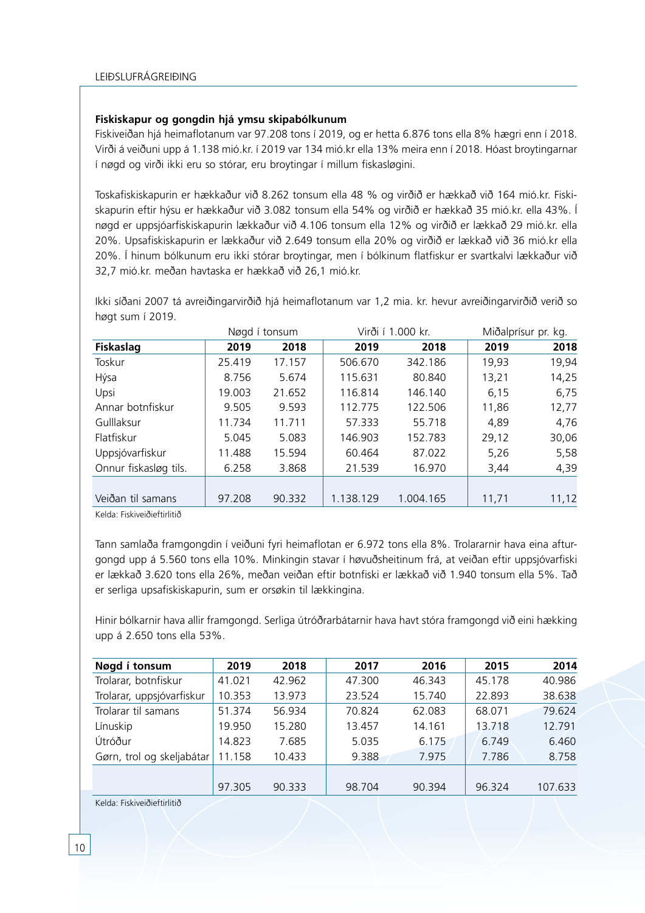### Fiskiskapur og gongdin hjá ymsu skipabólkunum

Fiskiveiðan hjá heimaflotanum var 97.208 tons í 2019, og er hetta 6.876 tons ella 8% hægri enn í 2018. Virði á veiðuni upp á 1.138 mió.kr. í 2019 var 134 mió.kr ella 13% meira enn í 2018. Hóast broytingarnar í nøgd og virði ikki eru so stórar, eru broytingar í millum fiskasløgini.

Toskafiskiskapurin er hækkaður við 8.262 tonsum ella 48 % og virðið er hækkað við 164 mió.kr. Fiskiskapurin eftir hýsu er hækkaður við 3.082 tonsum ella 54% og virðið er hækkað 35 mió.kr. ella 43%. Í nøgd er uppsjóarfiskiskapurin lækkaður við 4.106 tonsum ella 12% og virðið er lækkað 29 mió.kr. ella 20%. Upsafiskiskapurin er lækkaður við 2.649 tonsum ella 20% og virðið er lækkað við 36 mió.kr ella 20%. Í hinum bólkunum eru ikki stórar broytingar, men í bólkinum flatfiskur er svartkalvi lækkaður við 32,7 mió.kr. meðan havtaska er hækkað við 26,1 mió.kr.

Ikki síðani 2007 tá avreiðingarvirðið hjá heimaflotanum var 1,2 mia. kr. hevur avreiðingarvirðið verið so høgt sum í 2019.

| | Nøgd í tonsum | | Virði í 1.000 kr. | | Miðalprísur pr. kg. | |
|---|---|---|---|---|---|---|
| **Fiskaslag** | **2019** | **2018** | **2019** | **2018** | **2019** | **2018** |
| Toskur | 25.419 | 17.157 | 506.670 | 342.186 | 19,93 | 19,94 |
| Hýsa | 8.756 | 5.674 | 115.631 | 80.840 | 13,21 | 14,25 |
| Upsi | 19.003 | 21.652 | 116.814 | 146.140 | 6,15 | 6,75 |
| Annar botnfiskur | 9.505 | 9.593 | 112.775 | 122.506 | 11,86 | 12,77 |
| Gulllaksur | 11.734 | 11.711 | 57.333 | 55.718 | 4,89 | 4,76 |
| Flatfiskur | 5.045 | 5.083 | 146.903 | 152.783 | 29,12 | 30,06 |
| Uppsjóvarfiskur | 11.488 | 15.594 | 60.464 | 87.022 | 5,26 | 5,58 |
| Onnur fiskasløg tils. | 6.258 | 3.868 | 21.539 | 16.970 | 3,44 | 4,39 |
| Veiðan til samans | 97.208 | 90.332 | 1.138.129 | 1.004.165 | 11,71 | 11,12 |

Kelda: Fiskiveiðieftirlitið

Tann samlaða framgongdin í veiðuni fyri heimaflotan er 6.972 tons ella 8%. Trolararnir hava eina afturgongd upp á 5.560 tons ella 10%. Minkingin stavar í høvuðsheitinum frá, at veiðan eftir uppsjóvarfiski er lækkað 3.620 tons ella 26%, meðan veiðan eftir botnfiski er lækkað við 1.940 tonsum ella 5%. Tað er serliga upsafiskiskapurin, sum er orsøkin til lækkingina.

Hinir bólkarnir hava allir framgongd. Serliga útróðrarbátarnir hava havt stóra framgongd við eini hækking upp á 2.650 tons ella 53%.

| Nøgd í tonsum | 2019 | 2018 | 2017 | 2016 | 2015 | 2014 |
|---|---|---|---|---|---|---|
| Trolarar, botnfiskur | 41.021 | 42.962 | 47.300 | 46.343 | 45.178 | 40.986 |
| Trolarar, uppsjóvarfiskur | 10.353 | 13.973 | 23.524 | 15.740 | 22.893 | 38.638 |
| Trolarar til samans | 51.374 | 56.934 | 70.824 | 62.083 | 68.071 | 79.624 |
| Línuskip | 19.950 | 15.280 | 13.457 | 14.161 | 13.718 | 12.791 |
| Útróður | 14.823 | 7.685 | 5.035 | 6.175 | 6.749 | 6.460 |
| Gørn, trol og skeljabátar | 11.158 | 10.433 | 9.388 | 7.975 | 7.786 | 8.758 |
| | 97.305 | 90.333 | 98.704 | 90.394 | 96.324 | 107.633 |

Kelda: Fiskiveiðieftirlitið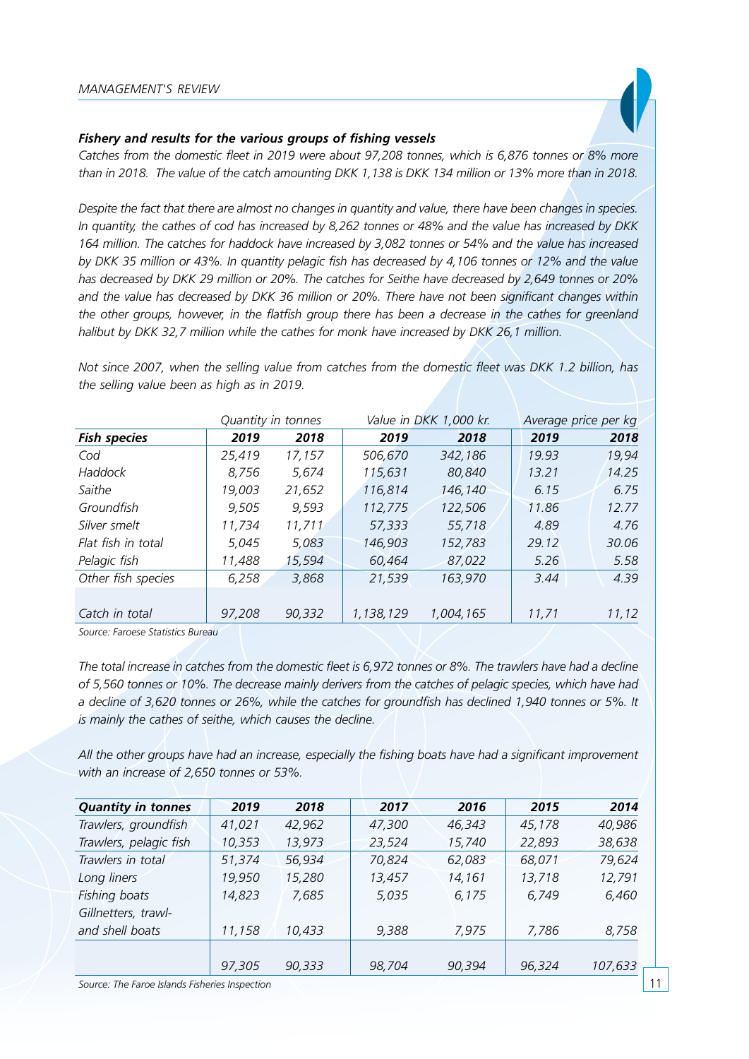#### *Fishery and results for the various groups of fishing vessels*

*Catches from the domestic fleet in 2019 were about 97,208 tonnes, which is 6,876 tonnes or 8% more than in 2018. The value of the catch amounting DKK 1,138 is DKK 134 million or 13% more than in 2018.*

*Despite the fact that there are almost no changes in quantity and value, there have been changes in species. In quantity, the cathes of cod has increased by 8,262 tonnes or 48% and the value has increased by DKK 164 million. The catches for haddock have increased by 3,082 tonnes or 54% and the value has increased by DKK 35 million or 43%. In quantity pelagic fish has decreased by 4,106 tonnes or 12% and the value has decreased by DKK 29 million or 20%. The catches for Seithe have decreased by 2,649 tonnes or 20% and the value has decreased by DKK 36 million or 20%. There have not been significant changes within the other groups, however, in the flatfish group there has been a decrease in the cathes for greenland halibut by DKK 32,7 million while the cathes for monk have increased by DKK 26,1 million.*

*Not since 2007, when the selling value from catches from the domestic fleet was DKK 1.2 billion, has the selling value been as high as in 2019.*

| | *Quantity in tonnes* | | *Value in DKK 1,000 kr.* | | *Average price per kg* | |
|---|---|---|---|---|---|---|
| ***Fish species*** | ***2019*** | ***2018*** | ***2019*** | ***2018*** | ***2019*** | ***2018*** |
| *Cod* | *25,419* | *17,157* | *506,670* | *342,186* | *19.93* | *19,94* |
| *Haddock* | *8,756* | *5,674* | *115,631* | *80,840* | *13.21* | *14.25* |
| *Saithe* | *19,003* | *21,652* | *116,814* | *146,140* | *6.15* | *6.75* |
| *Groundfish* | *9,505* | *9,593* | *112,775* | *122,506* | *11.86* | *12.77* |
| *Silver smelt* | *11,734* | *11,711* | *57,333* | *55,718* | *4.89* | *4.76* |
| *Flat fish in total* | *5,045* | *5,083* | *146,903* | *152,783* | *29.12* | *30.06* |
| *Pelagic fish* | *11,488* | *15,594* | *60,464* | *87,022* | *5.26* | *5.58* |
| *Other fish species* | *6,258* | *3,868* | *21,539* | *163,970* | *3.44* | *4.39* |
| *Catch in total* | *97,208* | *90,332* | *1,138,129* | *1,004,165* | *11,71* | *11,12* |

*Source: Faroese Statistics Bureau*

*The total increase in catches from the domestic fleet is 6,972 tonnes or 8%. The trawlers have had a decline of 5,560 tonnes or 10%. The decrease mainly derivers from the catches of pelagic species, which have had a decline of 3,620 tonnes or 26%, while the catches for groundfish has declined 1,940 tonnes or 5%. It is mainly the cathes of seithe, which causes the decline.*

*All the other groups have had an increase, especially the fishing boats have had a significant improvement with an increase of 2,650 tonnes or 53%.*

| ***Quantity in tonnes*** | ***2019*** | ***2018*** | ***2017*** | ***2016*** | ***2015*** | ***2014*** |
|---|---|---|---|---|---|---|
| *Trawlers, groundfish* | *41,021* | *42,962* | *47,300* | *46,343* | *45,178* | *40,986* |
| *Trawlers, pelagic fish* | *10,353* | *13,973* | *23,524* | *15,740* | *22,893* | *38,638* |
| *Trawlers in total* | *51,374* | *56,934* | *70,824* | *62,083* | *68,071* | *79,624* |
| *Long liners* | *19,950* | *15,280* | *13,457* | *14,161* | *13,718* | *12,791* |
| *Fishing boats* | *14,823* | *7,685* | *5,035* | *6,175* | *6,749* | *6,460* |
| *Gillnetters, trawl- and shell boats* | *11,158* | *10,433* | *9,388* | *7,975* | *7,786* | *8,758* |
| | *97,305* | *90,333* | *98,704* | *90,394* | *96,324* | *107,633* |

*Source: The Faroe Islands Fisheries Inspection*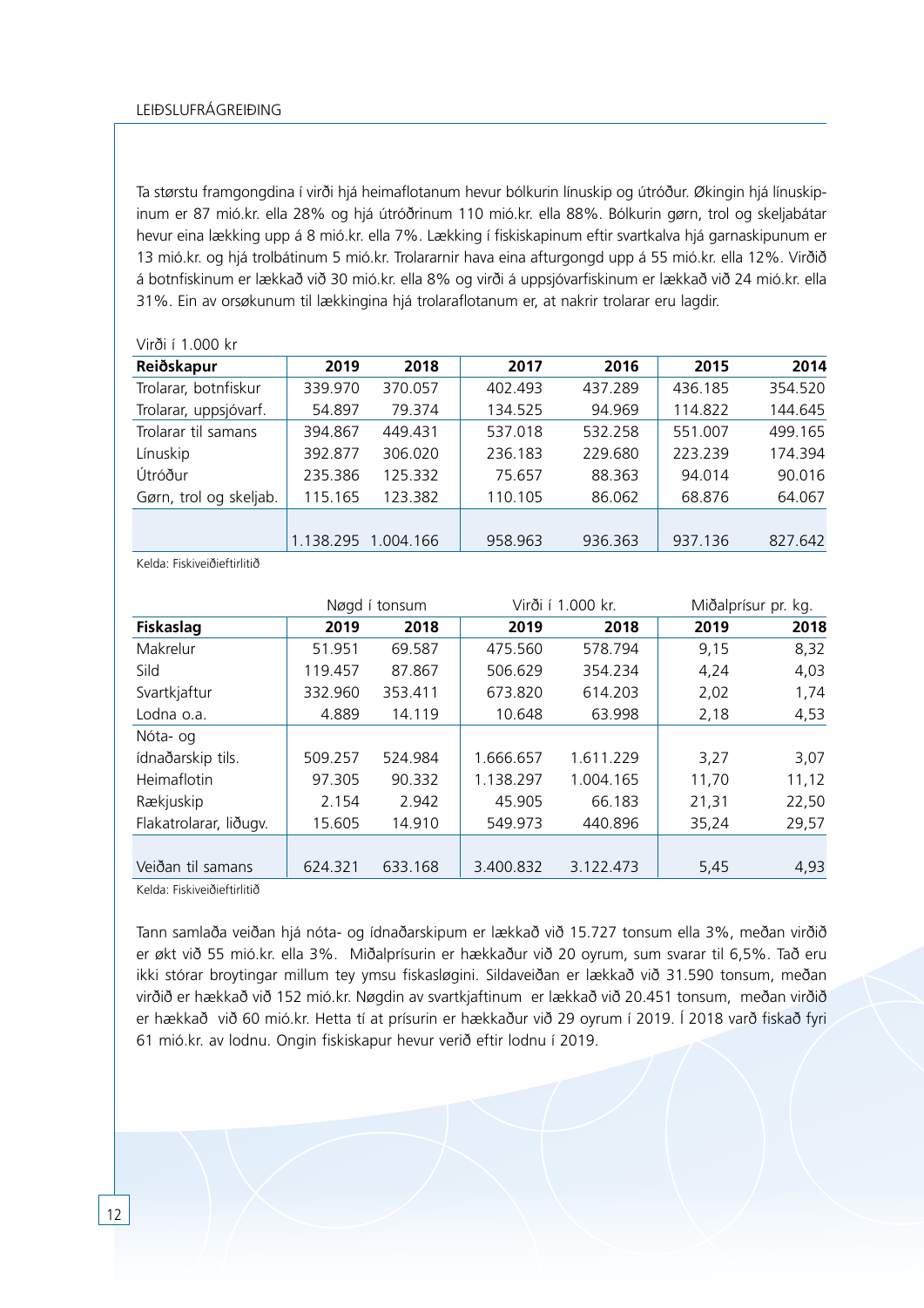Ta størstu framgongdina í virði hjá heimaflotanum hevur bólkurin línuskip og útróður. Økingin hjá línuskipinum er 87 mió.kr. ella 28% og hjá útróðrinum 110 mió.kr. ella 88%. Bólkurin gørn, trol og skeljabátar hevur eina lækking upp á 8 mió.kr. ella 7%. Lækking í fiskiskapinum eftir svartkalva hjá garnaskipunum er 13 mió.kr. og hjá trolbátinum 5 mió.kr. Trolararnir hava eina afturgongd upp á 55 mió.kr. ella 12%. Virðið á botnfiskinum er lækkað við 30 mió.kr. ella 8% og virði á uppsjóvarfiskinum er lækkað við 24 mió.kr. ella 31%. Ein av orsøkunum til lækkingina hjá trolaraflotanum er, at nakrir trolarar eru lagdir.

Virði í 1.000 kr

| Reiðskapur | 2019 | 2018 | 2017 | 2016 | 2015 | 2014 |
|---|---|---|---|---|---|---|
| Trolarar, botnfiskur | 339.970 | 370.057 | 402.493 | 437.289 | 436.185 | 354.520 |
| Trolarar, uppsjóvarf. | 54.897 | 79.374 | 134.525 | 94.969 | 114.822 | 144.645 |
| Trolarar til samans | 394.867 | 449.431 | 537.018 | 532.258 | 551.007 | 499.165 |
| Línuskip | 392.877 | 306.020 | 236.183 | 229.680 | 223.239 | 174.394 |
| Útróður | 235.386 | 125.332 | 75.657 | 88.363 | 94.014 | 90.016 |
| Gørn, trol og skeljab. | 115.165 | 123.382 | 110.105 | 86.062 | 68.876 | 64.067 |
| | 1.138.295 | 1.004.166 | 958.963 | 936.363 | 937.136 | 827.642 |

Kelda: Fiskiveiðieftirlitið

| | Nøgd í tonsum | | Virði í 1.000 kr. | | Miðalprísur pr. kg. | |
|---|---|---|---|---|---|---|
| Fiskaslag | 2019 | 2018 | 2019 | 2018 | 2019 | 2018 |
| Makrelur | 51.951 | 69.587 | 475.560 | 578.794 | 9,15 | 8,32 |
| Sild | 119.457 | 87.867 | 506.629 | 354.234 | 4,24 | 4,03 |
| Svartkjaftur | 332.960 | 353.411 | 673.820 | 614.203 | 2,02 | 1,74 |
| Lodna o.a. | 4.889 | 14.119 | 10.648 | 63.998 | 2,18 | 4,53 |
| Nóta- og ídnaðarskip tils. | 509.257 | 524.984 | 1.666.657 | 1.611.229 | 3,27 | 3,07 |
| Heimaflotin | 97.305 | 90.332 | 1.138.297 | 1.004.165 | 11,70 | 11,12 |
| Rækjuskip | 2.154 | 2.942 | 45.905 | 66.183 | 21,31 | 22,50 |
| Flakatrolarar, liðugv. | 15.605 | 14.910 | 549.973 | 440.896 | 35,24 | 29,57 |
| Veiðan til samans | 624.321 | 633.168 | 3.400.832 | 3.122.473 | 5,45 | 4,93 |

Kelda: Fiskiveiðieftirlitið

Tann samlaða veiðan hjá nóta- og ídnaðarskipum er lækkað við 15.727 tonsum ella 3%, meðan virðið er økt við 55 mió.kr. ella 3%. Miðalprísurin er hækkaður við 20 oyrum, sum svarar til 6,5%. Tað eru ikki stórar broytingar millum tey ymsu fiskasløgini. Sildaveiðan er lækkað við 31.590 tonsum, meðan virðið er hækkað við 152 mió.kr. Nøgdin av svartkjaftinum er lækkað við 20.451 tonsum, meðan virðið er hækkað við 60 mió.kr. Hetta tí at prísurin er hækkaður við 29 oyrum í 2019. Í 2018 varð fiskað fyri 61 mió.kr. av lodnu. Ongin fiskiskapur hevur verið eftir lodnu í 2019.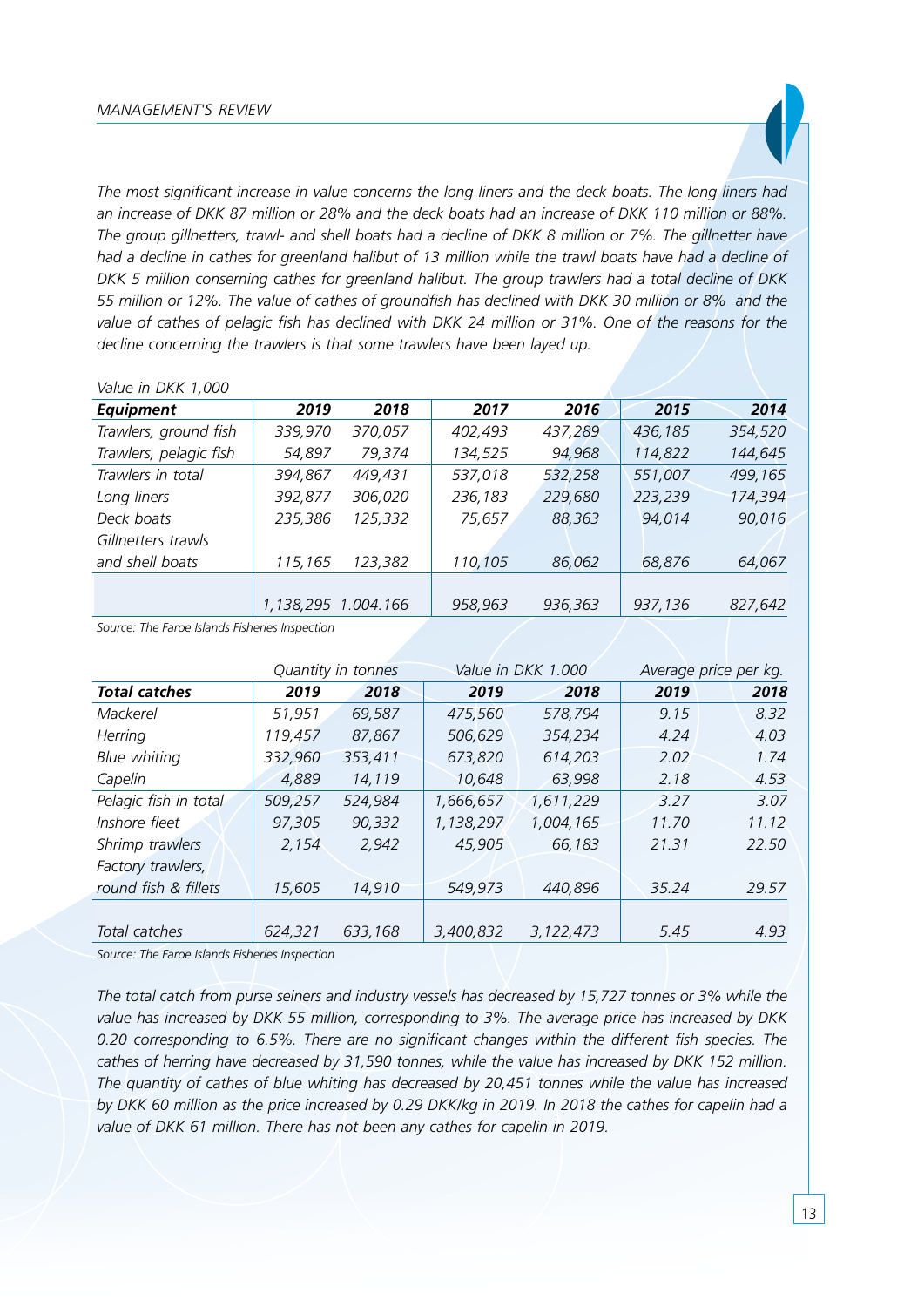*The most significant increase in value concerns the long liners and the deck boats. The long liners had an increase of DKK 87 million or 28% and the deck boats had an increase of DKK 110 million or 88%. The group gillnetters, trawl- and shell boats had a decline of DKK 8 million or 7%. The gillnetter have had a decline in cathes for greenland halibut of 13 million while the trawl boats have had a decline of DKK 5 million conserning cathes for greenland halibut. The group trawlers had a total decline of DKK 55 million or 12%. The value of cathes of groundfish has declined with DKK 30 million or 8% and the value of cathes of pelagic fish has declined with DKK 24 million or 31%. One of the reasons for the decline concerning the trawlers is that some trawlers have been layed up.*

*Value in DKK 1,000*

| *Equipment* | *2019* | *2018* | *2017* | *2016* | *2015* | *2014* |
|---|---|---|---|---|---|---|
| *Trawlers, ground fish* | *339,970* | *370,057* | *402,493* | *437,289* | *436,185* | *354,520* |
| *Trawlers, pelagic fish* | *54,897* | *79,374* | *134,525* | *94,968* | *114,822* | *144,645* |
| *Trawlers in total* | *394,867* | *449,431* | *537,018* | *532,258* | *551,007* | *499,165* |
| *Long liners* | *392,877* | *306,020* | *236,183* | *229,680* | *223,239* | *174,394* |
| *Deck boats* | *235,386* | *125,332* | *75,657* | *88,363* | *94,014* | *90,016* |
| *Gillnetters trawls and shell boats* | *115,165* | *123,382* | *110,105* | *86,062* | *68,876* | *64,067* |
| | *1,138,295* | *1.004.166* | *958,963* | *936,363* | *937,136* | *827,642* |

*Source: The Faroe Islands Fisheries Inspection*

| | *Quantity in tonnes* | | *Value in DKK 1.000* | | *Average price per kg.* | |
|---|---|---|---|---|---|---|
| *Total catches* | *2019* | *2018* | *2019* | *2018* | *2019* | *2018* |
| *Mackerel* | *51,951* | *69,587* | *475,560* | *578,794* | *9.15* | *8.32* |
| *Herring* | *119,457* | *87,867* | *506,629* | *354,234* | *4.24* | *4.03* |
| *Blue whiting* | *332,960* | *353,411* | *673,820* | *614,203* | *2.02* | *1.74* |
| *Capelin* | *4,889* | *14,119* | *10,648* | *63,998* | *2.18* | *4.53* |
| *Pelagic fish in total* | *509,257* | *524,984* | *1,666,657* | *1,611,229* | *3.27* | *3.07* |
| *Inshore fleet* | *97,305* | *90,332* | *1,138,297* | *1,004,165* | *11.70* | *11.12* |
| *Shrimp trawlers* | *2,154* | *2,942* | *45,905* | *66,183* | *21.31* | *22.50* |
| *Factory trawlers, round fish & fillets* | *15,605* | *14,910* | *549,973* | *440,896* | *35.24* | *29.57* |
| *Total catches* | *624,321* | *633,168* | *3,400,832* | *3,122,473* | *5.45* | *4.93* |

*Source: The Faroe Islands Fisheries Inspection*

*The total catch from purse seiners and industry vessels has decreased by 15,727 tonnes or 3% while the value has increased by DKK 55 million, corresponding to 3%. The average price has increased by DKK 0.20 corresponding to 6.5%. There are no significant changes within the different fish species. The cathes of herring have decreased by 31,590 tonnes, while the value has increased by DKK 152 million. The quantity of cathes of blue whiting has decreased by 20,451 tonnes while the value has increased by DKK 60 million as the price increased by 0.29 DKK/kg in 2019. In 2018 the cathes for capelin had a value of DKK 61 million. There has not been any cathes for capelin in 2019.*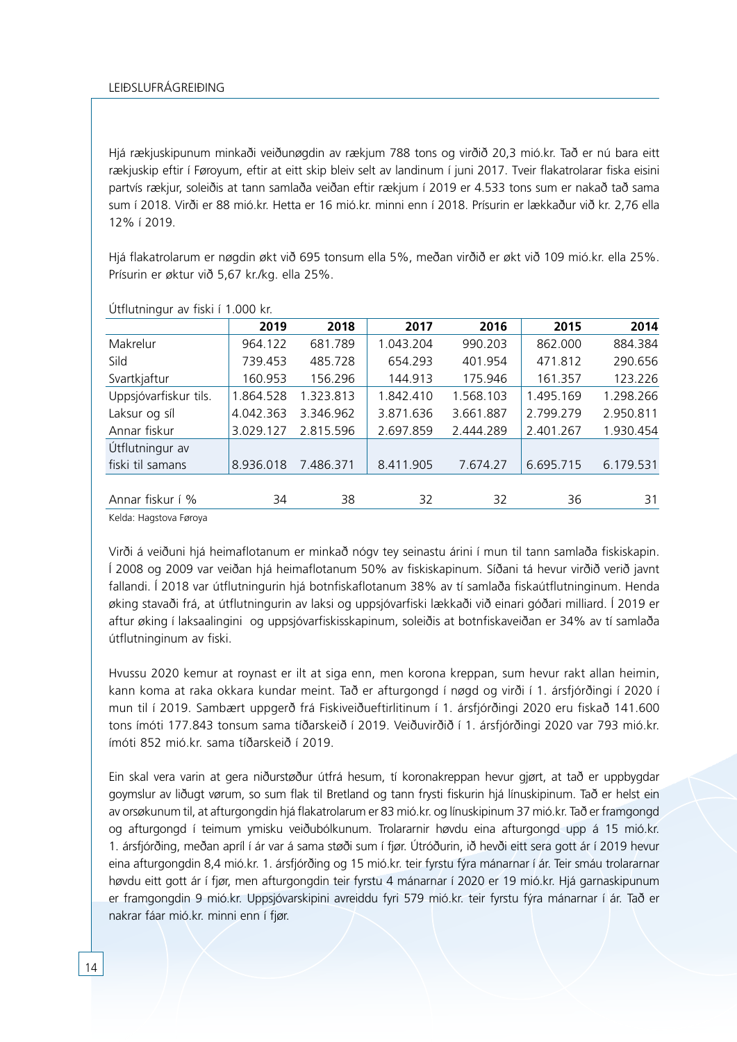Hjá rækjuskipunum minkaði veiðunøgdin av rækjum 788 tons og virðið 20,3 mió.kr. Tað er nú bara eitt rækjuskip eftir í Føroyum, eftir at eitt skip bleiv selt av landinum í juni 2017. Tveir flakatrolarar fiska eisini partvís rækjur, soleiðis at tann samlaða veiðan eftir rækjum í 2019 er 4.533 tons sum er nakað tað sama sum í 2018. Virði er 88 mió.kr. Hetta er 16 mió.kr. minni enn í 2018. Prísurin er lækkaður við kr. 2,76 ella 12% í 2019.

Hjá flakatrolarum er nøgdin økt við 695 tonsum ella 5%, meðan virðið er økt við 109 mió.kr. ella 25%. Prísurin er øktur við 5,67 kr./kg. ella 25%.

Útflutningur av fiski í 1.000 kr.

| | 2019 | 2018 | 2017 | 2016 | 2015 | 2014 |
|---|---|---|---|---|---|---|
| Makrelur | 964.122 | 681.789 | 1.043.204 | 990.203 | 862.000 | 884.384 |
| Sild | 739.453 | 485.728 | 654.293 | 401.954 | 471.812 | 290.656 |
| Svartkjaftur | 160.953 | 156.296 | 144.913 | 175.946 | 161.357 | 123.226 |
| Uppsjóvarfiskur tils. | 1.864.528 | 1.323.813 | 1.842.410 | 1.568.103 | 1.495.169 | 1.298.266 |
| Laksur og síl | 4.042.363 | 3.346.962 | 3.871.636 | 3.661.887 | 2.799.279 | 2.950.811 |
| Annar fiskur | 3.029.127 | 2.815.596 | 2.697.859 | 2.444.289 | 2.401.267 | 1.930.454 |
| Útflutningur av fiski til samans | 8.936.018 | 7.486.371 | 8.411.905 | 7.674.27 | 6.695.715 | 6.179.531 |
| Annar fiskur í % | 34 | 38 | 32 | 32 | 36 | 31 |

Kelda: Hagstova Føroya

Virði á veiðuni hjá heimaflotanum er minkað nógv tey seinastu árini í mun til tann samlaða fiskiskapin. Í 2008 og 2009 var veiðan hjá heimaflotanum 50% av fiskiskapinum. Síðani tá hevur virðið verið javnt fallandi. Í 2018 var útflutningurin hjá botnfiskaflotanum 38% av tí samlaða fiskaútflutninginum. Henda øking stavaði frá, at útflutningurin av laksi og uppsjóvarfiski lækkaði við einari góðari milliard. Í 2019 er aftur øking í laksaalingini og uppsjóvarfiskisskapinum, soleiðis at botnfiskaveiðan er 34% av tí samlaða útflutninginum av fiski.

Hvussu 2020 kemur at roynast er ilt at siga enn, men korona kreppan, sum hevur rakt allan heimin, kann koma at raka okkara kundar meint. Tað er afturgongd í nøgd og virði í 1. ársfjórðingi í 2020 í mun til í 2019. Sambært uppgerð frá Fiskiveiðueftirlitinum í 1. ársfjórðingi 2020 eru fiskað 141.600 tons ímóti 177.843 tonsum sama tíðarskeið í 2019. Veiðuvirðið í 1. ársfjórðingi 2020 var 793 mió.kr. ímóti 852 mió.kr. sama tíðarskeið í 2019.

Ein skal vera varin at gera niðurstøður útfrá hesum, tí koronakreppan hevur gjørt, at tað er uppbygdar goymslur av liðugt vørum, so sum flak til Bretland og tann frysti fiskurin hjá línuskipinum. Tað er helst ein av orsøkunum til, at afturgongdin hjá flakatrolarum er 83 mió.kr. og línuskipinum 37 mió.kr. Tað er framgongd og afturgongd í teimum ymisku veiðubólkunum. Trolararnir høvdu eina afturgongd upp á 15 mió.kr. 1. ársfjórðing, meðan apríl í ár var á sama støði sum í fjør. Útróðurin, ið hevði eitt sera gott ár í 2019 hevur eina afturgongdin 8,4 mió.kr. 1. ársfjórðing og 15 mió.kr. teir fyrstu fýra mánarnar í ár. Teir smáu trolararnar høvdu eitt gott ár í fjør, men afturgongdin teir fyrstu 4 mánarnar í 2020 er 19 mió.kr. Hjá garnaskipunum er framgongdin 9 mió.kr. Uppsjóvarskipini avreiddu fyri 579 mió.kr. teir fyrstu fýra mánarnar í ár. Tað er nakrar fáar mió.kr. minni enn í fjør.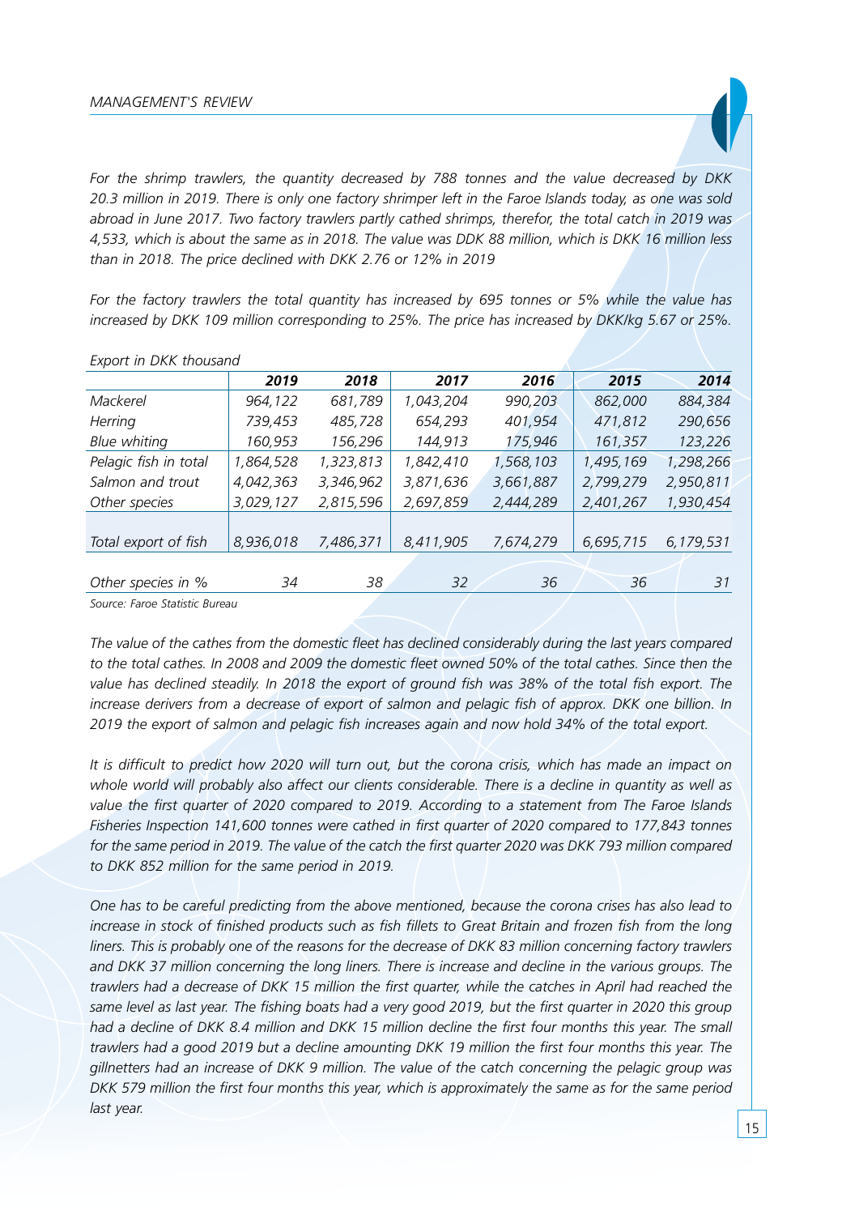*For the shrimp trawlers, the quantity decreased by 788 tonnes and the value decreased by DKK 20.3 million in 2019. There is only one factory shrimper left in the Faroe Islands today, as one was sold abroad in June 2017. Two factory trawlers partly cathed shrimps, therefor, the total catch in 2019 was 4,533, which is about the same as in 2018. The value was DDK 88 million, which is DKK 16 million less than in 2018. The price declined with DKK 2.76 or 12% in 2019*

*For the factory trawlers the total quantity has increased by 695 tonnes or 5% while the value has increased by DKK 109 million corresponding to 25%. The price has increased by DKK/kg 5.67 or 25%.*

*Export in DKK thousand*

| | 2019 | 2018 | 2017 | 2016 | 2015 | 2014 |
|---|---|---|---|---|---|---|
| Mackerel | 964,122 | 681,789 | 1,043,204 | 990,203 | 862,000 | 884,384 |
| Herring | 739,453 | 485,728 | 654,293 | 401,954 | 471,812 | 290,656 |
| Blue whiting | 160,953 | 156,296 | 144,913 | 175,946 | 161,357 | 123,226 |
| Pelagic fish in total | 1,864,528 | 1,323,813 | 1,842,410 | 1,568,103 | 1,495,169 | 1,298,266 |
| Salmon and trout | 4,042,363 | 3,346,962 | 3,871,636 | 3,661,887 | 2,799,279 | 2,950,811 |
| Other species | 3,029,127 | 2,815,596 | 2,697,859 | 2,444,289 | 2,401,267 | 1,930,454 |
| Total export of fish | 8,936,018 | 7,486,371 | 8,411,905 | 7,674,279 | 6,695,715 | 6,179,531 |
| Other species in % | 34 | 38 | 32 | 36 | 36 | 31 |

*Source: Faroe Statistic Bureau*

*The value of the cathes from the domestic fleet has declined considerably during the last years compared to the total cathes. In 2008 and 2009 the domestic fleet owned 50% of the total cathes. Since then the value has declined steadily. In 2018 the export of ground fish was 38% of the total fish export. The increase derivers from a decrease of export of salmon and pelagic fish of approx. DKK one billion. In 2019 the export of salmon and pelagic fish increases again and now hold 34% of the total export.*

*It is difficult to predict how 2020 will turn out, but the corona crisis, which has made an impact on whole world will probably also affect our clients considerable. There is a decline in quantity as well as value the first quarter of 2020 compared to 2019. According to a statement from The Faroe Islands Fisheries Inspection 141,600 tonnes were cathed in first quarter of 2020 compared to 177,843 tonnes for the same period in 2019. The value of the catch the first quarter 2020 was DKK 793 million compared to DKK 852 million for the same period in 2019.*

*One has to be careful predicting from the above mentioned, because the corona crises has also lead to increase in stock of finished products such as fish fillets to Great Britain and frozen fish from the long liners. This is probably one of the reasons for the decrease of DKK 83 million concerning factory trawlers and DKK 37 million concerning the long liners. There is increase and decline in the various groups. The trawlers had a decrease of DKK 15 million the first quarter, while the catches in April had reached the same level as last year. The fishing boats had a very good 2019, but the first quarter in 2020 this group had a decline of DKK 8.4 million and DKK 15 million decline the first four months this year. The small trawlers had a good 2019 but a decline amounting DKK 19 million the first four months this year. The gillnetters had an increase of DKK 9 million. The value of the catch concerning the pelagic group was DKK 579 million the first four months this year, which is approximately the same as for the same period last year.*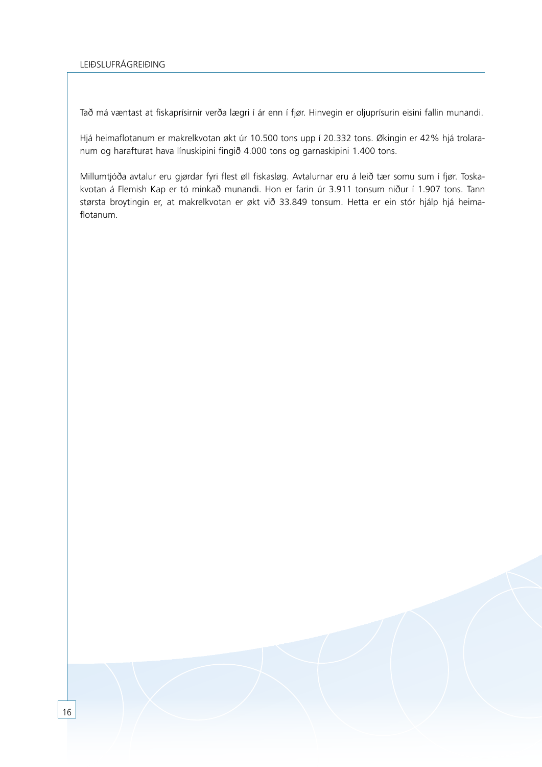Tað má væntast at fiskaprísirnir verða lægri í ár enn í fjør. Hinvegin er oljuprísurin eisini fallin munandi.

Hjá heimaflotanum er makrelkvotan økt úr 10.500 tons upp í 20.332 tons. Økingin er 42% hjá trolaranum og harafturat hava línuskipini fingið 4.000 tons og garnaskipini 1.400 tons.

Millumtjóða avtalur eru gjørdar fyri flest øll fiskasløg. Avtalurnar eru á leið tær somu sum í fjør. Toskakvotan á Flemish Kap er tó minkað munandi. Hon er farin úr 3.911 tonsum niður í 1.907 tons. Tann største broytingin er, at makrelkvotan er økt við 33.849 tonsum. Hetta er ein stór hjálp hjá heimaflotanum.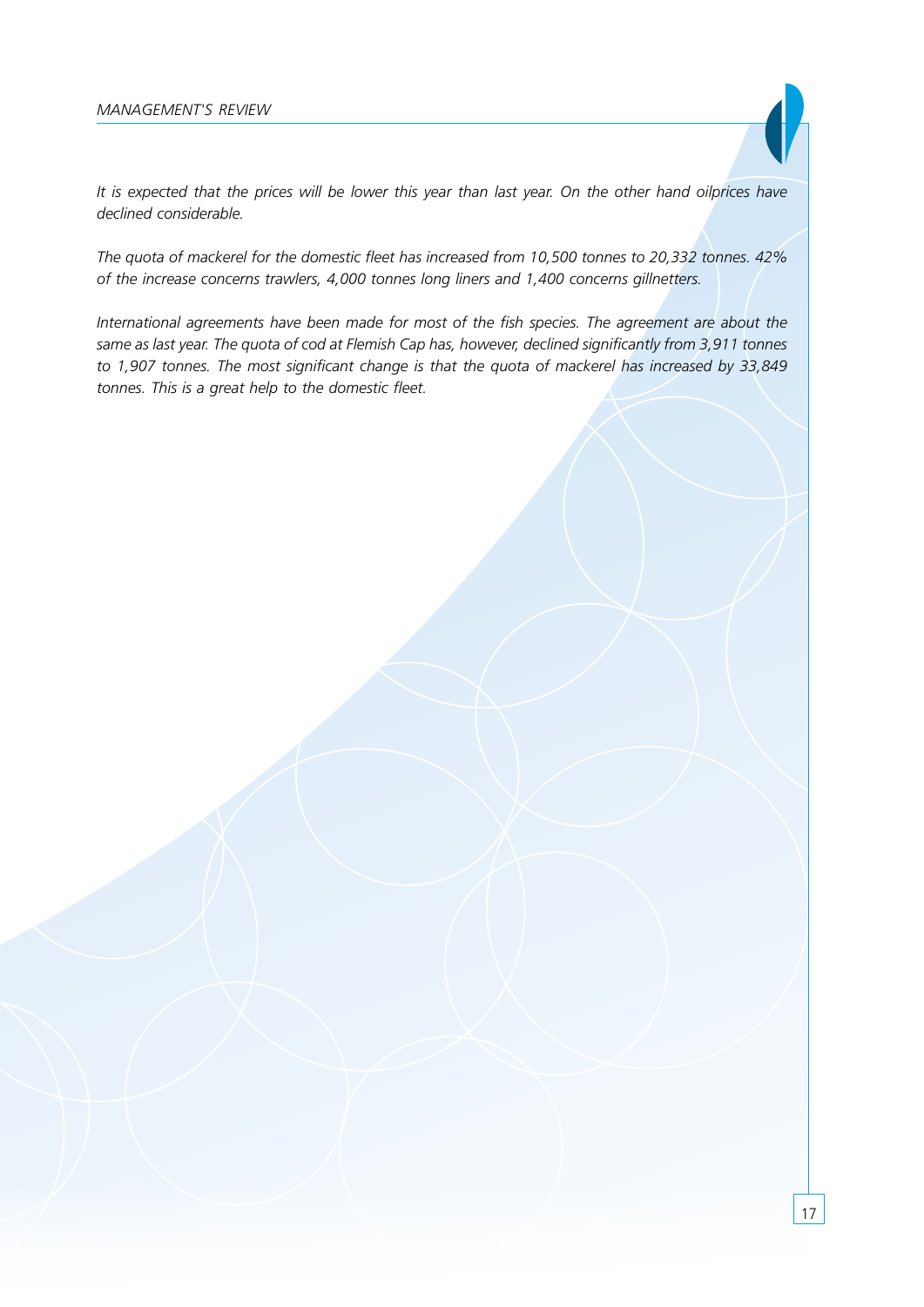*It is expected that the prices will be lower this year than last year. On the other hand oilprices have declined considerable.*

*The quota of mackerel for the domestic fleet has increased from 10,500 tonnes to 20,332 tonnes. 42% of the increase concerns trawlers, 4,000 tonnes long liners and 1,400 concerns gillnetters.*

*International agreements have been made for most of the fish species. The agreement are about the same as last year. The quota of cod at Flemish Cap has, however, declined significantly from 3,911 tonnes to 1,907 tonnes. The most significant change is that the quota of mackerel has increased by 33,849 tonnes. This is a great help to the domestic fleet.*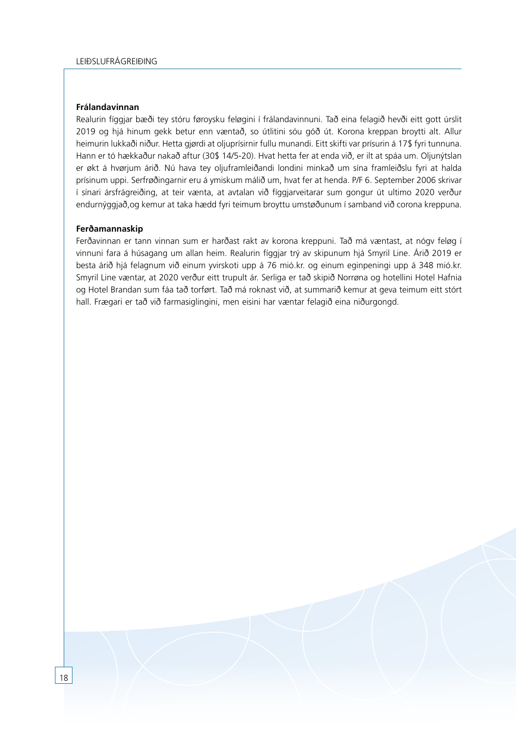## Frálandavinnan

Realurin fíggjar bæði tey stóru føroysku feløgini í frálandavinnuni. Tað eina felagið hevði eitt gott úrslit 2019 og hjá hinum gekk betur enn væntað, so útlitini sóu góð út. Korona kreppan broytti alt. Allur heimurin lukkaði niður. Hetta gjørdi at oljuprísirnir fullu munandi. Eitt skifti var prísurin á 17$ fyri tunnuna. Hann er tó hækkaður nakað aftur (30$ 14/5-20). Hvat hetta fer at enda við, er ilt at spáa um. Oljunýtslan er økt á hvørjum árið. Nú hava tey oljuframleiðandi londini minkað um sína framleiðslu fyri at halda prísinum uppi. Serfrøðingarnir eru á ymiskum málið um, hvat fer at henda. P/F 6. September 2006 skrivar í sínari ársfrágreiðing, at teir vænta, at avtalan við fíggjarveitarar sum gongur út ultimo 2020 verður endurnýggjað,og kemur at taka hædd fyri teimum broyttu umstøðunum í samband við corona kreppuna.

## Ferðamannaskip

Ferðavinnan er tann vinnan sum er harðast rakt av korona kreppuni. Tað má væntast, at nógv feløg í vinnuni fara á húsagang um allan heim. Realurin fíggjar trý av skipunum hjá Smyril Line. Árið 2019 er besta árið hjá felagnum við einum yvirskoti upp á 76 mió.kr. og einum eginpeningi upp á 348 mió.kr. Smyril Line væntar, at 2020 verður eitt trupult ár. Serliga er tað skipið Norrøna og hotellini Hotel Hafnia og Hotel Brandan sum fáa tað torført. Tað má roknast við, at summarið kemur at geva teimum eitt stórt hall. Frægari er tað við farmasiglingini, men eisini har væntar felagið eina niðurgongd.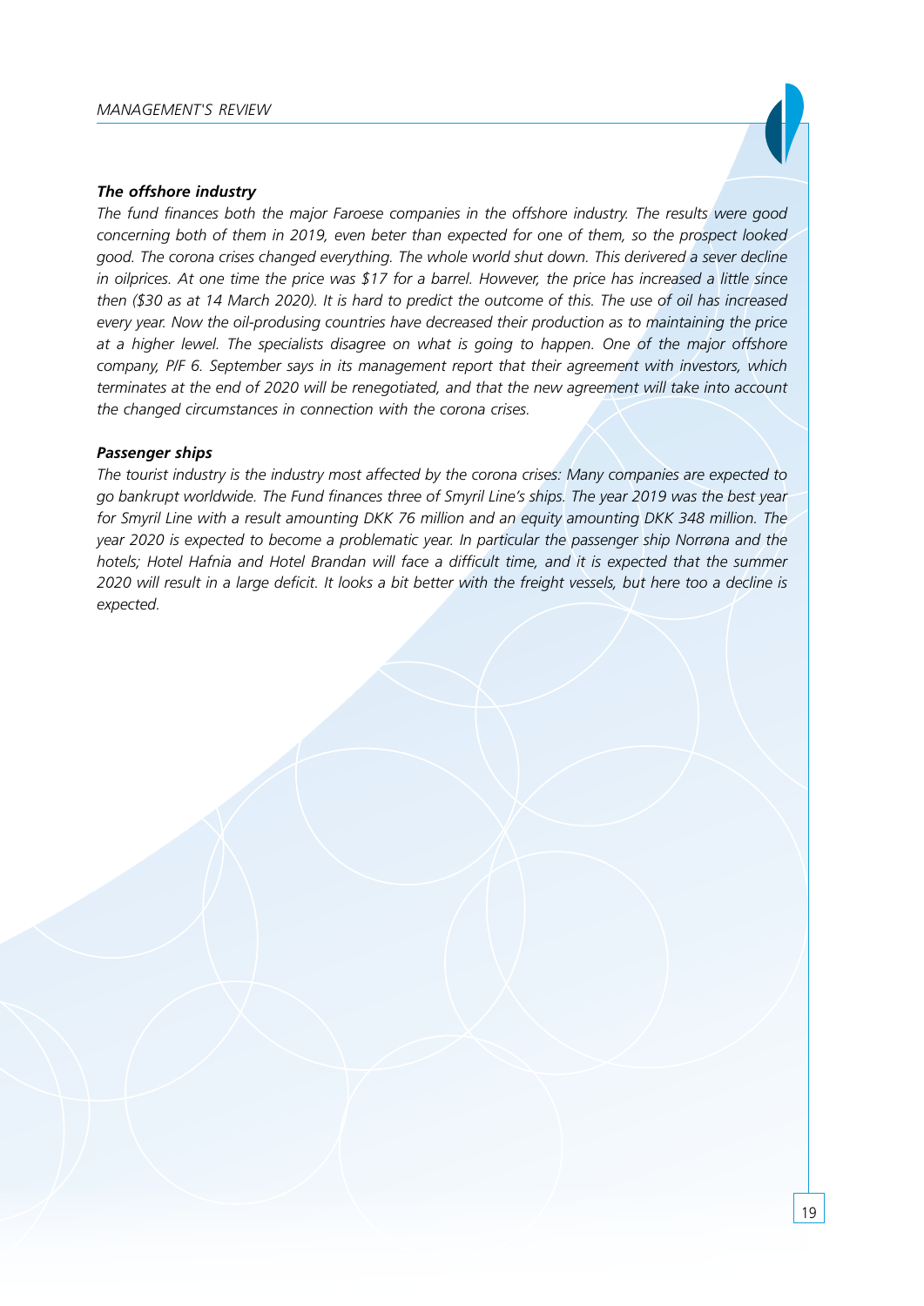***The offshore industry***

*The fund finances both the major Faroese companies in the offshore industry. The results were good concerning both of them in 2019, even beter than expected for one of them, so the prospect looked good. The corona crises changed everything. The whole world shut down. This derivered a sever decline in oilprices. At one time the price was $17 for a barrel. However, the price has increased a little since then ($30 as at 14 March 2020). It is hard to predict the outcome of this. The use of oil has increased every year. Now the oil-produsing countries have decreased their production as to maintaining the price at a higher lewel. The specialists disagree on what is going to happen. One of the major offshore company, P/F 6. September says in its management report that their agreement with investors, which terminates at the end of 2020 will be renegotiated, and that the new agreement will take into account the changed circumstances in connection with the corona crises.*

***Passenger ships***

*The tourist industry is the industry most affected by the corona crises: Many companies are expected to go bankrupt worldwide. The Fund finances three of Smyril Line's ships. The year 2019 was the best year for Smyril Line with a result amounting DKK 76 million and an equity amounting DKK 348 million. The year 2020 is expected to become a problematic year. In particular the passenger ship Norrøna and the hotels; Hotel Hafnia and Hotel Brandan will face a difficult time, and it is expected that the summer 2020 will result in a large deficit. It looks a bit better with the freight vessels, but here too a decline is expected.*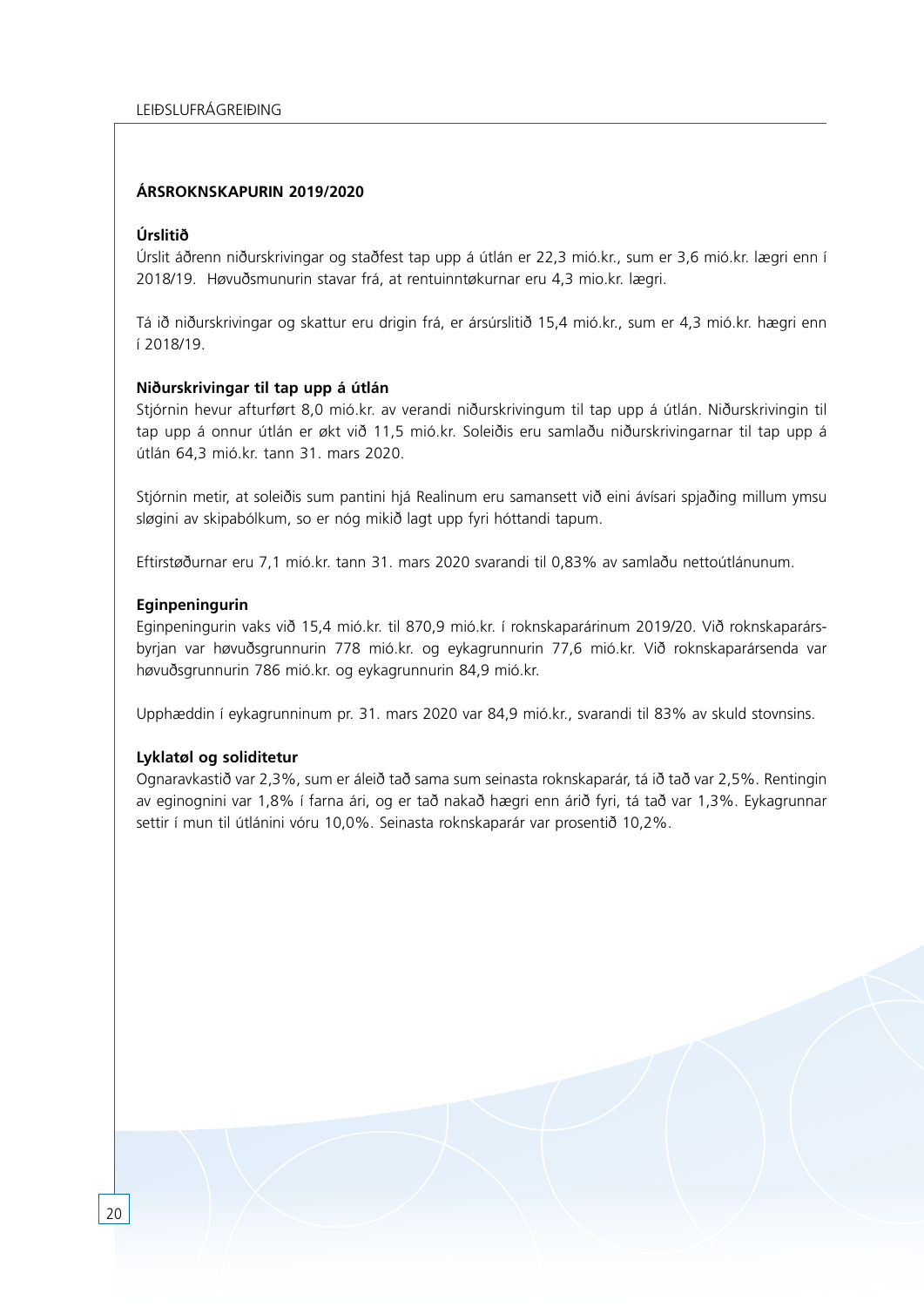## ÁRSROKNSKAPURIN 2019/2020

### Úrslitið

Úrslit áðrenn niðurskrivingar og staðfest tap upp á útlán er 22,3 mió.kr., sum er 3,6 mió.kr. lægri enn í 2018/19. Høvuðsmunurin stavar frá, at rentuinntøkurnar eru 4,3 mio.kr. lægri.

Tá ið niðurskrivingar og skattur eru drigin frá, er ársúrslitið 15,4 mió.kr., sum er 4,3 mió.kr. hægri enn í 2018/19.

### Niðurskrivingar til tap upp á útlán

Stjórnin hevur afturført 8,0 mió.kr. av verandi niðurskrivingum til tap upp á útlán. Niðurskrivingin til tap upp á onnur útlán er økt við 11,5 mió.kr. Soleiðis eru samlaðu niðurskrivingarnar til tap upp á útlán 64,3 mió.kr. tann 31. mars 2020.

Stjórnin metir, at soleiðis sum pantini hjá Realinum eru samansett við eini ávísari spjaðing millum ymsu sløgini av skipabólkum, so er nóg mikið lagt upp fyri hóttandi tapum.

Eftirstøðurnar eru 7,1 mió.kr. tann 31. mars 2020 svarandi til 0,83% av samlaðu nettoútlánunum.

### Eginpeningurin

Eginpeningurin vaks við 15,4 mió.kr. til 870,9 mió.kr. í roknskaparárinum 2019/20. Við roknskaparársbyrjan var høvuðsgrunnurin 778 mió.kr. og eykagrunnurin 77,6 mió.kr. Við roknskaparársenda var høvuðsgrunnurin 786 mió.kr. og eykagrunnurin 84,9 mió.kr.

Upphæddin í eykagrunninum pr. 31. mars 2020 var 84,9 mió.kr., svarandi til 83% av skuld stovnsins.

### Lyklatøl og soliditetur

Ognaravkastið var 2,3%, sum er áleið tað sama sum seinasta roknskaparár, tá ið tað var 2,5%. Rentingin av eginognini var 1,8% í farna ári, og er tað nakað hægri enn árið fyri, tá tað var 1,3%. Eykagrunnar settir í mun til útlánini vóru 10,0%. Seinasta roknskaparár var prosentið 10,2%.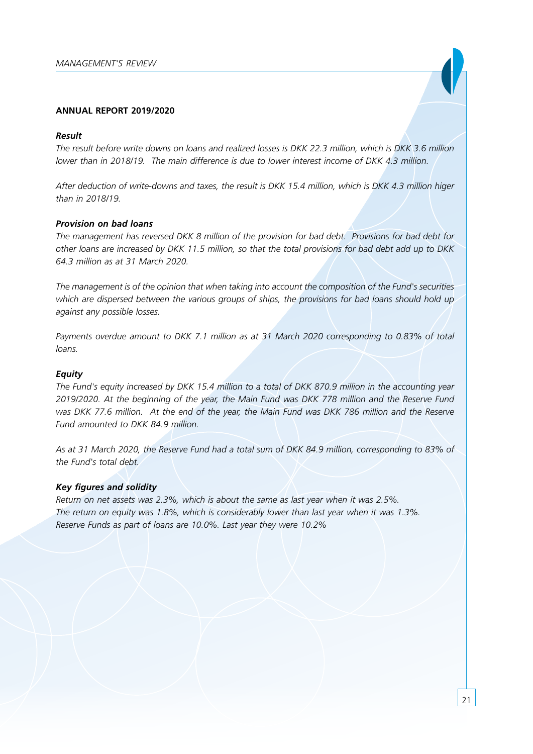## ANNUAL REPORT 2019/2020

### *Result*

*The result before write downs on loans and realized losses is DKK 22.3 million, which is DKK 3.6 million lower than in 2018/19. The main difference is due to lower interest income of DKK 4.3 million.*

*After deduction of write-downs and taxes, the result is DKK 15.4 million, which is DKK 4.3 million higer than in 2018/19.*

### *Provision on bad loans*

*The management has reversed DKK 8 million of the provision for bad debt. Provisions for bad debt for other loans are increased by DKK 11.5 million, so that the total provisions for bad debt add up to DKK 64.3 million as at 31 March 2020.*

*The management is of the opinion that when taking into account the composition of the Fund's securities which are dispersed between the various groups of ships, the provisions for bad loans should hold up against any possible losses.*

*Payments overdue amount to DKK 7.1 million as at 31 March 2020 corresponding to 0.83% of total loans.*

### *Equity*

*The Fund's equity increased by DKK 15.4 million to a total of DKK 870.9 million in the accounting year 2019/2020. At the beginning of the year, the Main Fund was DKK 778 million and the Reserve Fund was DKK 77.6 million. At the end of the year, the Main Fund was DKK 786 million and the Reserve Fund amounted to DKK 84.9 million.*

*As at 31 March 2020, the Reserve Fund had a total sum of DKK 84.9 million, corresponding to 83% of the Fund's total debt.*

### *Key figures and solidity*

*Return on net assets was 2.3%, which is about the same as last year when it was 2.5%.*
*The return on equity was 1.8%, which is considerably lower than last year when it was 1.3%.*
*Reserve Funds as part of loans are 10.0%. Last year they were 10.2%*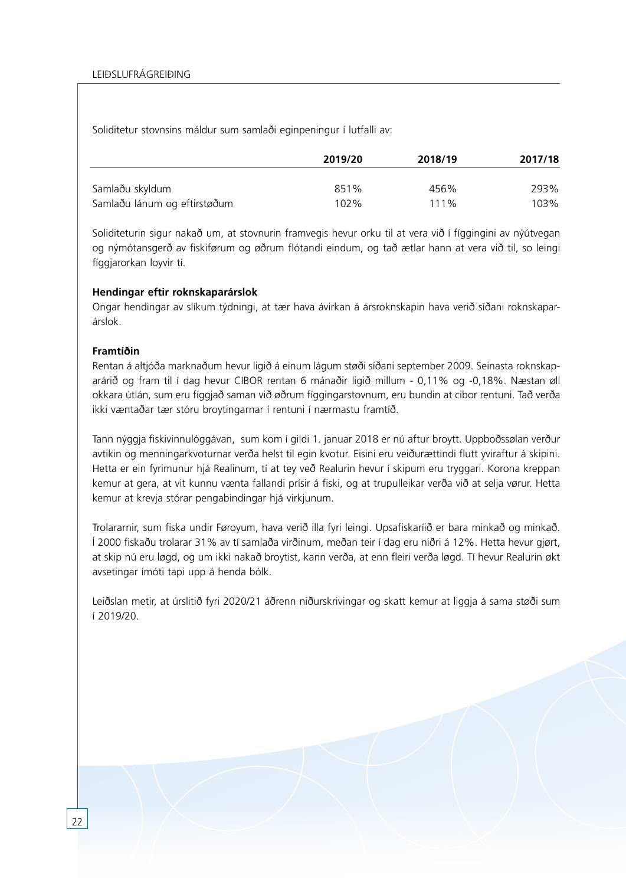Soliditetur stovnsins máldur sum samlaði eginpeningur í lutfalli av:

| | 2019/20 | 2018/19 | 2017/18 |
|---|---|---|---|
| Samlaðu skyldum | 851% | 456% | 293% |
| Samlaðu lánum og eftirstøðum | 102% | 111% | 103% |

Soliditeturin sigur nakað um, at stovnurin framvegis hevur orku til at vera við í fíggingini av nýútvegan og nýmótansgerð av fiskiførum og øðrum flótandi eindum, og tað ætlar hann at vera við til, so leingi fíggjarorkan loyvir tí.

**Hendingar eftir roknskaparárslok**

Ongar hendingar av slíkum týdningi, at tær hava ávirkan á ársroknskapin hava verið síðani roknskaparárslok.

**Framtíðin**

Rentan á altjóða marknaðum hevur ligið á einum lágum støði síðani september 2009. Seinasta roknskaparárið og fram til í dag hevur CIBOR rentan 6 mánaðir ligið millum - 0,11% og -0,18%. Næstan øll okkara útlán, sum eru fíggjað saman við øðrum fíggingarstovnum, eru bundin at cibor rentuni. Tað verða ikki væntaðar tær stóru broytingarnar í rentuni í nærmastu framtíð.

Tann nýggja fiskivinnulóggávan, sum kom í gildi 1. januar 2018 er nú aftur broytt. Uppboðssølan verður avtikin og menningarkvoturnar verða helst til egin kvotur. Eisini eru veiðurættindi flutt yviraftur á skipini. Hetta er ein fyrimunur hjá Realinum, tí at tey veð Realurin hevur í skipum eru tryggari. Korona kreppan kemur at gera, at vit kunnu vænta fallandi prísir á fiski, og at trupulleikar verða við at selja vørur. Hetta kemur at krevja stórar pengabindingar hjá virkjunum.

Trolararnir, sum fiska undir Føroyum, hava verið illa fyri leingi. Upsafiskaríið er bara minkað og minkað. Í 2000 fiskaðu trolarar 31% av tí samlaða virðinum, meðan teir í dag eru niðri á 12%. Hetta hevur gjørt, at skip nú eru løgd, og um ikki nakað broytist, kann verða, at enn fleiri verða løgd. Tí hevur Realurin økt avsetingar ímóti tapi upp á henda bólk.

Leiðslan metir, at úrslitið fyri 2020/21 áðrenn niðurskrivingar og skatt kemur at liggja á sama støði sum í 2019/20.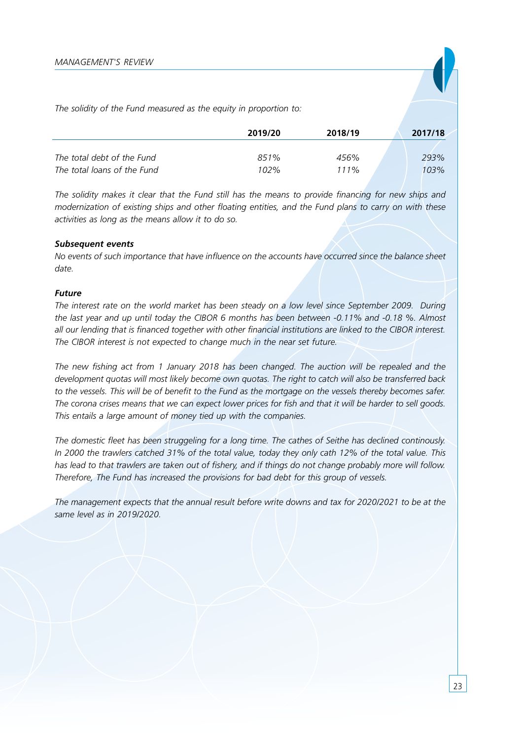*The solidity of the Fund measured as the equity in proportion to:*

| | 2019/20 | 2018/19 | 2017/18 |
|---|---|---|---|
| *The total debt of the Fund* | *851%* | *456%* | *293%* |
| *The total loans of the Fund* | *102%* | *111%* | *103%* |

*The solidity makes it clear that the Fund still has the means to provide financing for new ships and modernization of existing ships and other floating entities, and the Fund plans to carry on with these activities as long as the means allow it to do so.*

***Subsequent events***

*No events of such importance that have influence on the accounts have occurred since the balance sheet date.*

***Future***

*The interest rate on the world market has been steady on a low level since September 2009. During the last year and up until today the CIBOR 6 months has been between -0.11% and -0.18 %. Almost all our lending that is financed together with other financial institutions are linked to the CIBOR interest. The CIBOR interest is not expected to change much in the near set future.*

*The new fishing act from 1 January 2018 has been changed. The auction will be repealed and the development quotas will most likely become own quotas. The right to catch will also be transferred back to the vessels. This will be of benefit to the Fund as the mortgage on the vessels thereby becomes safer. The corona crises means that we can expect lower prices for fish and that it will be harder to sell goods. This entails a large amount of money tied up with the companies.*

*The domestic fleet has been struggeling for a long time. The cathes of Seithe has declined continously. In 2000 the trawlers catched 31% of the total value, today they only cath 12% of the total value. This has lead to that trawlers are taken out of fishery, and if things do not change probably more will follow. Therefore, The Fund has increased the provisions for bad debt for this group of vessels.*

*The management expects that the annual result before write downs and tax for 2020/2021 to be at the same level as in 2019/2020.*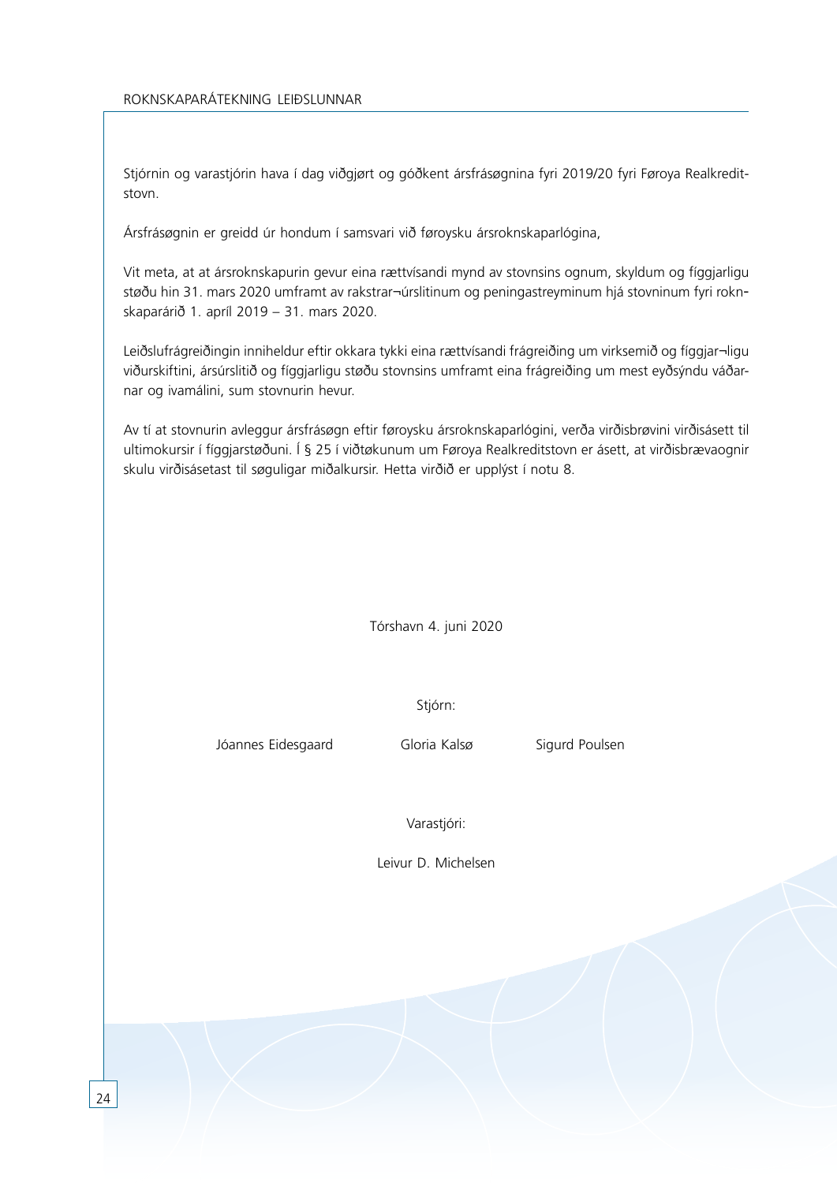# ROKNSKAPARÁTEKNING LEIÐSLUNNAR

Stjórnin og varastjórin hava í dag viðgjørt og góðkent ársfrásøgnina fyri 2019/20 fyri Føroya Realkreditstovn.

Ársfrásøgnin er greidd úr hondum í samsvari við føroysku ársroknskaparlógina,

Vit meta, at at ársroknskapurin gevur eina rættvísandi mynd av stovnsins ognum, skyldum og fíggjarligu støðu hin 31. mars 2020 umframt av rakstrar¬úrslitinum og peningastreyminum hjá stovninum fyri roknskaparárið 1. apríl 2019 – 31. mars 2020.

Leiðslufrágreiðingin inniheldur eftir okkara tykki eina rættvísandi frágreiðing um virksemið og fíggjar¬ligu viðurskiftini, ársúrslitið og fíggjarligu støðu stovnsins umframt eina frágreiðing um mest eyðsýndu váðarnar og ivamálini, sum stovnurin hevur.

Av tí at stovnurin avleggur ársfrásøgn eftir føroysku ársroknskaparlógini, verða virðisbrøvini virðisásett til ultimokursir í fíggjarstøðuni. Í § 25 í viðtøkunum um Føroya Realkreditstovn er ásett, at virðisbrævaognir skulu virðisásetast til søguligar miðalkursir. Hetta virðið er upplýst í notu 8.

Tórshavn 4. juni 2020

Stjórn:

Jóannes Eidesgaard      Gloria Kalsø      Sigurd Poulsen

Varastjóri:

Leivur D. Michelsen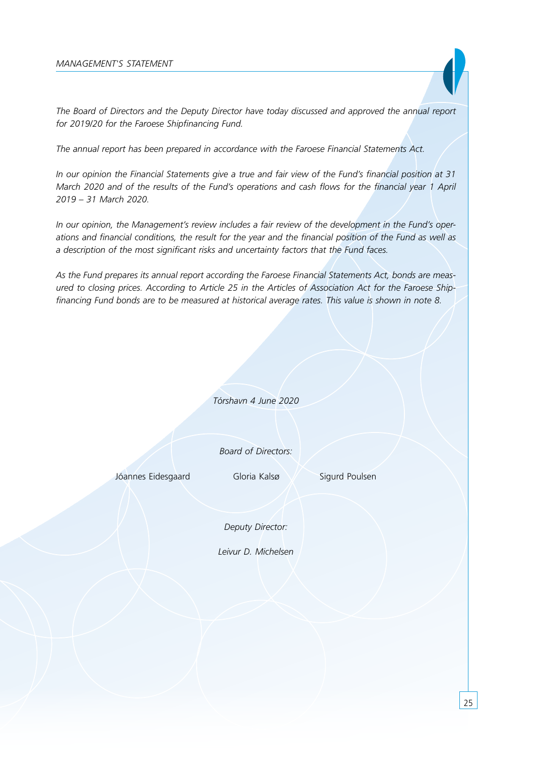# MANAGEMENT'S STATEMENT

*The Board of Directors and the Deputy Director have today discussed and approved the annual report for 2019/20 for the Faroese Shipfinancing Fund.*

*The annual report has been prepared in accordance with the Faroese Financial Statements Act.*

*In our opinion the Financial Statements give a true and fair view of the Fund's financial position at 31 March 2020 and of the results of the Fund's operations and cash flows for the financial year 1 April 2019 – 31 March 2020.*

*In our opinion, the Management's review includes a fair review of the development in the Fund's operations and financial conditions, the result for the year and the financial position of the Fund as well as a description of the most significant risks and uncertainty factors that the Fund faces.*

*As the Fund prepares its annual report according the Faroese Financial Statements Act, bonds are measured to closing prices. According to Article 25 in the Articles of Association Act for the Faroese Shipfinancing Fund bonds are to be measured at historical average rates. This value is shown in note 8.*

*Tórshavn 4 June 2020*

*Board of Directors:*

Jóannes Eidesgaard    Gloria Kalsø    Sigurd Poulsen

*Deputy Director:*

*Leivur D. Michelsen*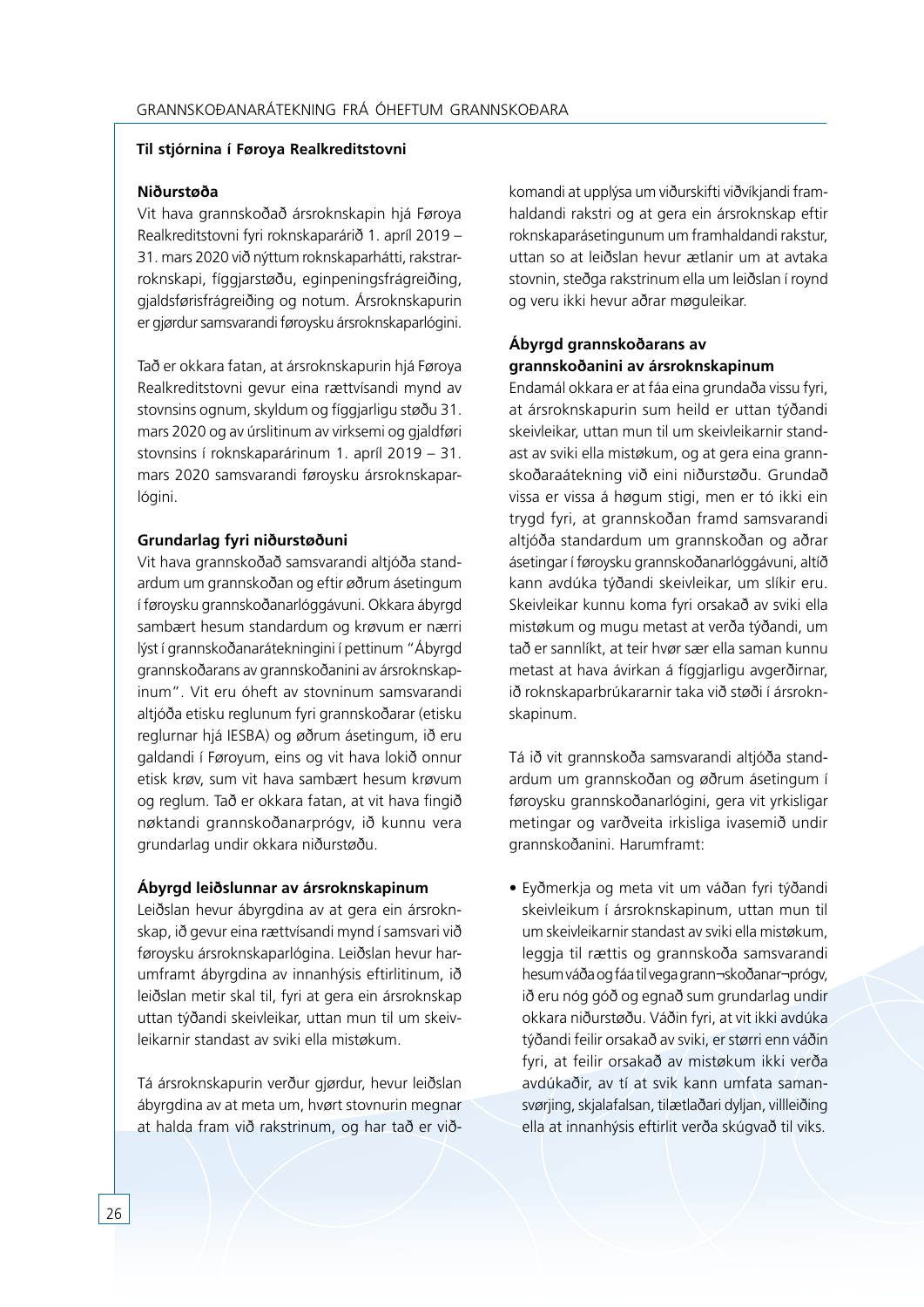# GRANNSKOÐANARÁTEKNING FRÁ ÓHEFTUM GRANNSKOÐARA

**Til stjórnina í Føroya Realkreditstovni**

**Niðurstøða**

Vit hava grannskoðað ársroknskapin hjá Føroya Realkreditstovni fyri roknskaparárið 1. apríl 2019 – 31. mars 2020 við nýttum roknskaparhátti, rakstrarroknskapi, fíggjarstøðu, eginpeningsfrágreiðing, gjaldsførisfrágreiðing og notum. Ársroknskapurin er gjørdur samsvarandi føroysku ársroknskaparlógini.

Tað er okkara fatan, at ársroknskapurin hjá Føroya Realkreditstovni gevur eina rættvísandi mynd av stovnsins ognum, skyldum og fíggjarligu støðu 31. mars 2020 og av úrslitinum av virksemi og gjaldføri stovnsins í roknskaparárinum 1. apríl 2019 – 31. mars 2020 samsvarandi føroysku ársroknskaparlógini.

**Grundarlag fyri niðurstøðuni**

Vit hava grannskoðað samsvarandi altjóða standardum um grannskoðan og eftir øðrum ásetingum í føroysku grannskoðanarlóggávuni. Okkara ábyrgd sambært hesum standardum og krøvum er nærri lýst í grannskoðanarátekningini í pettinum "Ábyrgd grannskoðarans av grannskoðanini av ársroknskapinum". Vit eru óheft av stovninum samsvarandi altjóða etisku reglunum fyri grannskoðarar (etisku reglurnar hjá IESBA) og øðrum ásetingum, ið eru galdandi í Føroyum, eins og vit hava lokið onnur etisk krøv, sum vit hava sambært hesum krøvum og reglum. Tað er okkara fatan, at vit hava fingið nøktandi grannskoðanarprógv, ið kunnu vera grundarlag undir okkara niðurstøðu.

**Ábyrgd leiðslunnar av ársroknskapinum**

Leiðslan hevur ábyrgdina av at gera ein ársroknskap, ið gevur eina rættvísandi mynd í samsvari við føroysku ársroknskaparlógina. Leiðslan hevur harumframt ábyrgdina av innanhýsis eftirlitinum, ið leiðslan metir skal til, fyri at gera ein ársroknskap uttan týðandi skeivleikar, uttan mun til um skeivleikarnir standast av sviki ella mistøkum.

Tá ársroknskapurin verður gjørdur, hevur leiðslan ábyrgdina av at meta um, hvørt stovnurin megnar at halda fram við rakstrinum, og har tað er viðkomandi at upplýsa um viðurskifti viðvíkjandi framhaldandi rakstri og at gera ein ársroknskap eftir roknskaparásetingunum um framhaldandi rakstur, uttan so at leiðslan hevur ætlanir um at avtaka stovnin, steðga rakstrinum ella um leiðslan í roynd og veru ikki hevur aðrar møguleikar.

**Ábyrgd grannskoðarans av grannskoðanini av ársroknskapinum**

Endamál okkara er at fáa eina grundaða vissu fyri, at ársroknskapurin sum heild er uttan týðandi skeivleikar, uttan mun til um skeivleikarnir standast av sviki ella mistøkum, og at gera eina grannskoðaraátekning við eini niðurstøðu. Grundað vissa er vissa á høgum stigi, men er tó ikki ein trygd fyri, at grannskoðan framd samsvarandi altjóða standardum um grannskoðan og aðrar ásetingar í føroysku grannskoðanarlóggávuni, altíð kann avdúka týðandi skeivleikar, um slíkir eru. Skeivleikar kunnu koma fyri orsakað av sviki ella mistøkum og mugu metast at verða týðandi, um tað er sannlíkt, at teir hvør sær ella saman kunnu metast at hava ávirkan á fíggjarligu avgerðirnar, ið roknskaparbrúkararnir taka við støði í ársroknskapinum.

Tá ið vit grannskoða samsvarandi altjóða standardum um grannskoðan og øðrum ásetingum í føroysku grannskoðanarlógini, gera vit yrkisligar metingar og varðveita irkisliga ivasemið undir grannskoðanini. Harumframt:

- Eyðmerkja og meta vit um váðan fyri týðandi skeivleikum í ársroknskapinum, uttan mun til um skeivleikarnir standast av sviki ella mistøkum, leggja til rættis og grannskoða samsvarandi hesum váða og fáa til vega grann¬skoðanar¬prógv, ið eru nóg góð og egnað sum grundarlag undir okkara niðurstøðu. Váðin fyri, at vit ikki avdúka týðandi feilir orsakað av sviki, er størri enn váðin fyri, at feilir orsakað av mistøkum ikki verða avdúkaðir, av tí at svik kann umfata samansvørjing, skjalafalsan, tilætlaðari dyljan, villleiðing ella at innanhýsis eftirlit verða skúgvað til viks.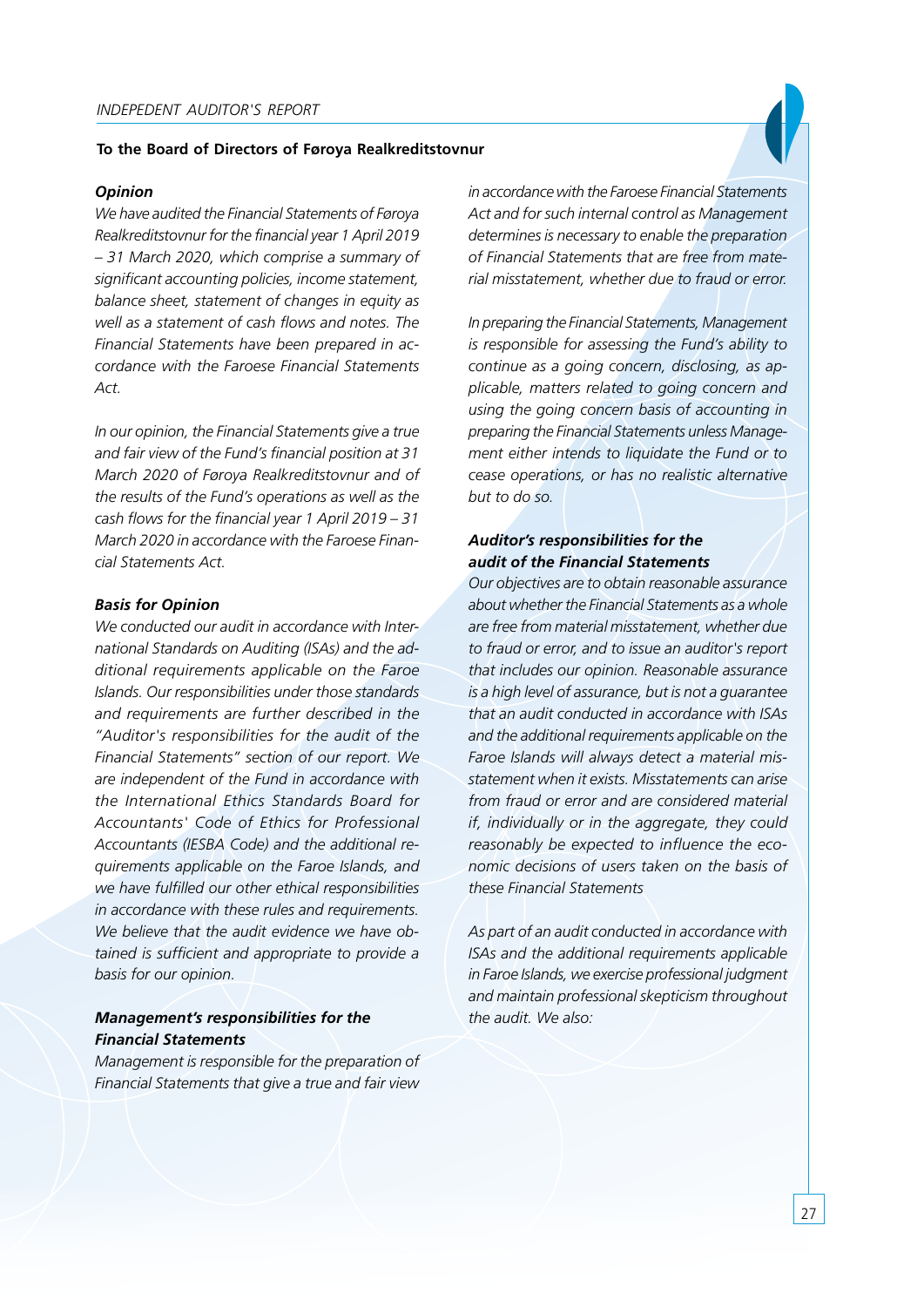# INDEPEDENT AUDITOR'S REPORT

**To the Board of Directors of Føroya Realkreditstovnur**

***Opinion***

*We have audited the Financial Statements of Føroya Realkreditstovnur for the financial year 1 April 2019 – 31 March 2020, which comprise a summary of significant accounting policies, income statement, balance sheet, statement of changes in equity as well as a statement of cash flows and notes. The Financial Statements have been prepared in accordance with the Faroese Financial Statements Act.*

*In our opinion, the Financial Statements give a true and fair view of the Fund's financial position at 31 March 2020 of Føroya Realkreditstovnur and of the results of the Fund's operations as well as the cash flows for the financial year 1 April 2019 – 31 March 2020 in accordance with the Faroese Financial Statements Act.*

***Basis for Opinion***

*We conducted our audit in accordance with International Standards on Auditing (ISAs) and the additional requirements applicable on the Faroe Islands. Our responsibilities under those standards and requirements are further described in the "Auditor's responsibilities for the audit of the Financial Statements" section of our report. We are independent of the Fund in accordance with the International Ethics Standards Board for Accountants' Code of Ethics for Professional Accountants (IESBA Code) and the additional requirements applicable on the Faroe Islands, and we have fulfilled our other ethical responsibilities in accordance with these rules and requirements. We believe that the audit evidence we have obtained is sufficient and appropriate to provide a basis for our opinion.*

***Management's responsibilities for the Financial Statements***

*Management is responsible for the preparation of Financial Statements that give a true and fair view in accordance with the Faroese Financial Statements Act and for such internal control as Management determines is necessary to enable the preparation of Financial Statements that are free from material misstatement, whether due to fraud or error.*

*In preparing the Financial Statements, Management is responsible for assessing the Fund's ability to continue as a going concern, disclosing, as applicable, matters related to going concern and using the going concern basis of accounting in preparing the Financial Statements unless Management either intends to liquidate the Fund or to cease operations, or has no realistic alternative but to do so.*

***Auditor's responsibilities for the audit of the Financial Statements***

*Our objectives are to obtain reasonable assurance about whether the Financial Statements as a whole are free from material misstatement, whether due to fraud or error, and to issue an auditor's report that includes our opinion. Reasonable assurance is a high level of assurance, but is not a guarantee that an audit conducted in accordance with ISAs and the additional requirements applicable on the Faroe Islands will always detect a material misstatement when it exists. Misstatements can arise from fraud or error and are considered material if, individually or in the aggregate, they could reasonably be expected to influence the economic decisions of users taken on the basis of these Financial Statements*

*As part of an audit conducted in accordance with ISAs and the additional requirements applicable in Faroe Islands, we exercise professional judgment and maintain professional skepticism throughout the audit. We also:*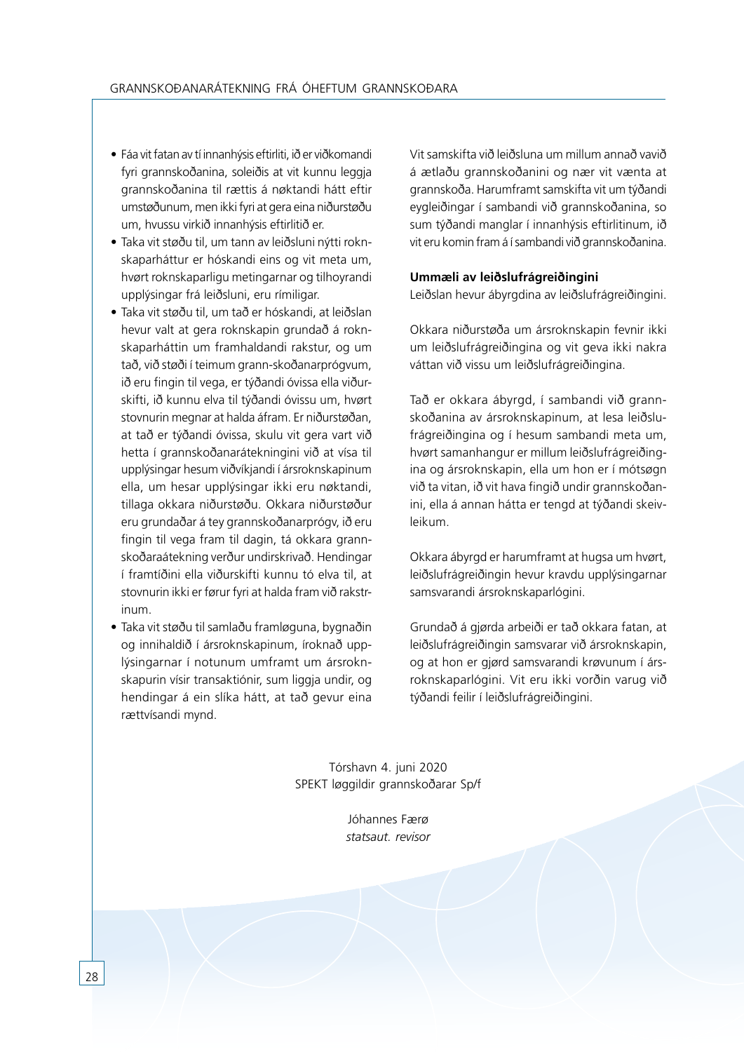- Fáa vit fatan av tí innanhýsis eftirliti, ið er viðkomandi fyri grannskoðanina, soleiðis at vit kunnu leggja grannskoðanina til rættis á nøktandi hátt eftir umstøðunum, men ikki fyri at gera eina niðurstøðu um, hvussu virkið innanhýsis eftirlitið er.
- Taka vit støðu til, um tann av leiðsluni nýtti roknskaparháttur er hóskandi eins og vit meta um, hvørt roknskaparligu metingarnar og tilhoyrandi upplýsingar frá leiðsluni, eru rímiligar.
- Taka vit støðu til, um tað er hóskandi, at leiðslan hevur valt at gera roknskapin grundað á roknskaparháttin um framhaldandi rakstur, og um tað, við støði í teimum grann-skoðanarprógvum, ið eru fingin til vega, er týðandi óvissa ella viðurskifti, ið kunnu elva til týðandi óvissu um, hvørt stovnurin megnar at halda áfram. Er niðurstøðan, at tað er týðandi óvissa, skulu vit gera vart við hetta í grannskoðanarátekningini við at vísa til upplýsingar hesum viðvíkjandi í ársroknskapinum ella, um hesar upplýsingar ikki eru nøktandi, tillaga okkara niðurstøðu. Okkara niðurstøður eru grundaðar á tey grannskoðanarprógv, ið eru fingin til vega fram til dagin, tá okkara grannskoðaraátekning verður undirskrivað. Hendingar í framtíðini ella viðurskifti kunnu tó elva til, at stovnurin ikki er førur fyri at halda fram við rakstrinum.
- Taka vit støðu til samlaðu framløguna, bygnaðin og innihaldið í ársroknskapinum, íroknað upplýsingarnar í notunum umframt um ársroknskapurin vísir transaktiónir, sum liggja undir, og hendingar á ein slíka hátt, at tað gevur eina rættvísandi mynd.

Vit samskifta við leiðsluna um millum annað vavið á ætlaðu grannskoðanini og nær vit vænta at grannskoða. Harumframt samskifta vit um týðandi eygleiðingar í sambandi við grannskoðanina, so sum týðandi manglar í innanhýsis eftirlitinum, ið vit eru komin fram á í sambandi við grannskoðanina.

**Ummæli av leiðslufrágreiðingini**

Leiðslan hevur ábyrgdina av leiðslufrágreiðingini.

Okkara niðurstøða um ársroknskapin fevnir ikki um leiðslufrágreiðingina og vit geva ikki nakra váttan við vissu um leiðslufrágreiðingina.

Tað er okkara ábyrgd, í sambandi við grannskoðanina av ársroknskapinum, at lesa leiðslufrágreiðingina og í hesum sambandi meta um, hvørt samanhangur er millum leiðslufrágreiðingina og ársroknskapin, ella um hon er í mótsøgn við ta vitan, ið vit hava fingið undir grannskoðanini, ella á annan hátta er tengd at týðandi skeivleikum.

Okkara ábyrgd er harumframt at hugsa um hvørt, leiðslufrágreiðingin hevur kravdu upplýsingarnar samsvarandi ársroknskaparlógini.

Grundað á gjørda arbeiði er tað okkara fatan, at leiðslufrágreiðingin samsvarar við ársroknskapin, og at hon er gjørd samsvarandi krøvunum í ársroknskaparlógini. Vit eru ikki vorðin varug við týðandi feilir í leiðslufrágreiðingini.

Tórshavn 4. juni 2020
SPEKT løggildir grannskoðarar Sp/f

Jóhannes Færø
*statsaut. revisor*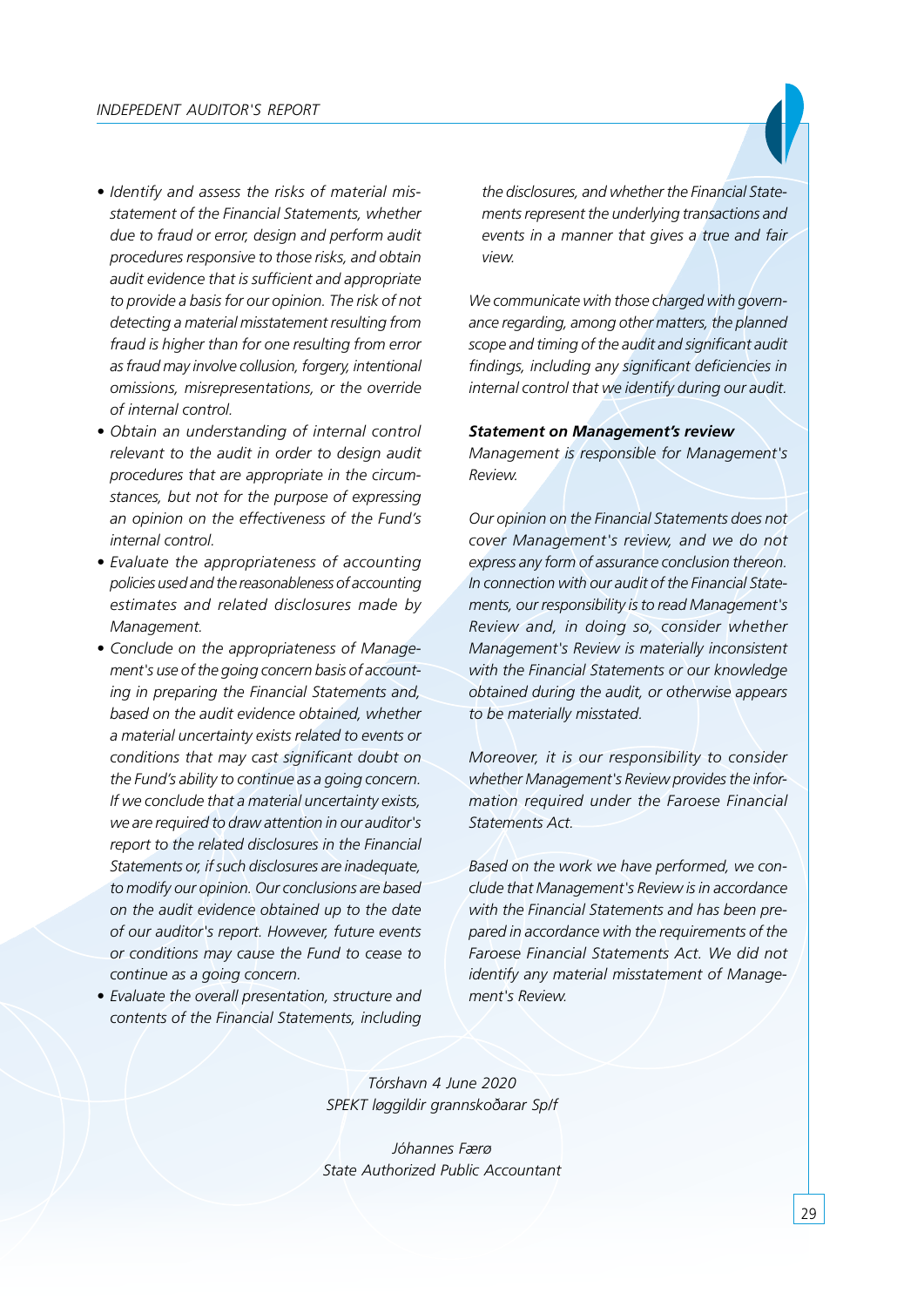- *Identify and assess the risks of material misstatement of the Financial Statements, whether due to fraud or error, design and perform audit procedures responsive to those risks, and obtain audit evidence that is sufficient and appropriate to provide a basis for our opinion. The risk of not detecting a material misstatement resulting from fraud is higher than for one resulting from error as fraud may involve collusion, forgery, intentional omissions, misrepresentations, or the override of internal control.*
- *Obtain an understanding of internal control relevant to the audit in order to design audit procedures that are appropriate in the circumstances, but not for the purpose of expressing an opinion on the effectiveness of the Fund's internal control.*
- *Evaluate the appropriateness of accounting policies used and the reasonableness of accounting estimates and related disclosures made by Management.*
- *Conclude on the appropriateness of Management's use of the going concern basis of accounting in preparing the Financial Statements and, based on the audit evidence obtained, whether a material uncertainty exists related to events or conditions that may cast significant doubt on the Fund's ability to continue as a going concern. If we conclude that a material uncertainty exists, we are required to draw attention in our auditor's report to the related disclosures in the Financial Statements or, if such disclosures are inadequate, to modify our opinion. Our conclusions are based on the audit evidence obtained up to the date of our auditor's report. However, future events or conditions may cause the Fund to cease to continue as a going concern.*
- *Evaluate the overall presentation, structure and contents of the Financial Statements, including the disclosures, and whether the Financial Statements represent the underlying transactions and events in a manner that gives a true and fair view.*

*We communicate with those charged with governance regarding, among other matters, the planned scope and timing of the audit and significant audit findings, including any significant deficiencies in internal control that we identify during our audit.*

***Statement on Management's review***

*Management is responsible for Management's Review.*

*Our opinion on the Financial Statements does not cover Management's review, and we do not express any form of assurance conclusion thereon. In connection with our audit of the Financial Statements, our responsibility is to read Management's Review and, in doing so, consider whether Management's Review is materially inconsistent with the Financial Statements or our knowledge obtained during the audit, or otherwise appears to be materially misstated.*

*Moreover, it is our responsibility to consider whether Management's Review provides the information required under the Faroese Financial Statements Act.*

*Based on the work we have performed, we conclude that Management's Review is in accordance with the Financial Statements and has been prepared in accordance with the requirements of the Faroese Financial Statements Act. We did not identify any material misstatement of Management's Review.*

*Tórshavn 4 June 2020*
*SPEKT løggildir grannskoðarar Sp/f*

*Jóhannes Færø*
*State Authorized Public Accountant*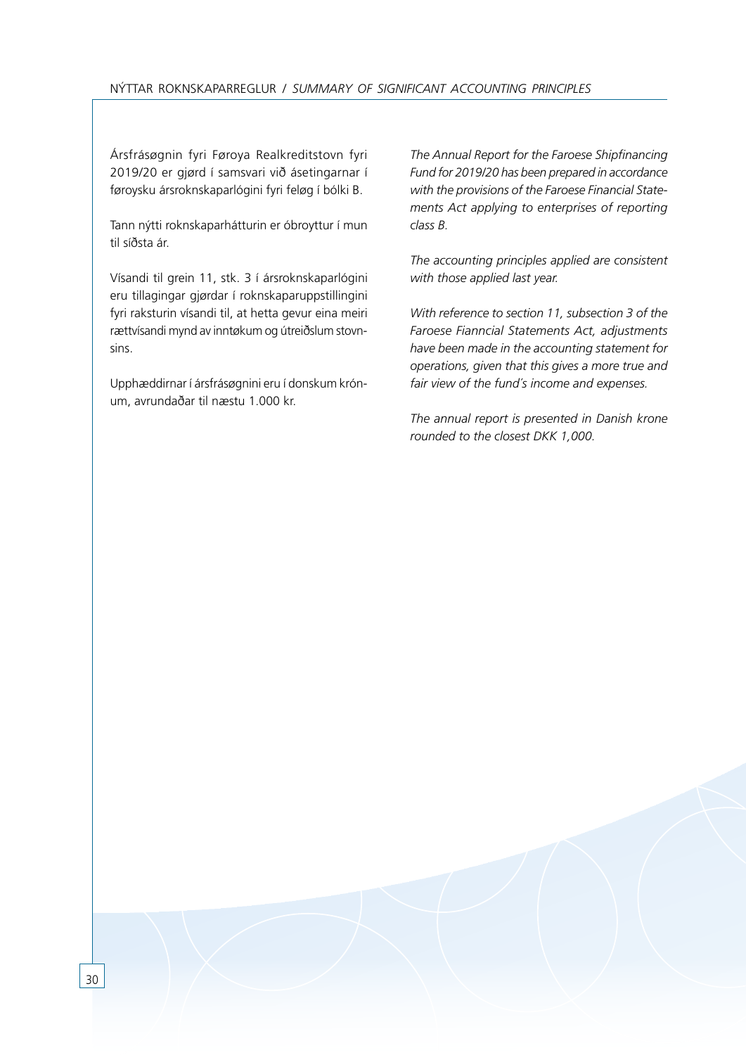Ársfrásøgnin fyri Føroya Realkreditstovn fyri 2019/20 er gjørd í samsvari við ásetingarnar í føroysku ársroknskaparlógini fyri feløg í bólki B.

Tann nýtti roknskaparhátturin er óbroyttur í mun til síðsta ár.

Vísandi til grein 11, stk. 3 í ársroknskaparlógini eru tillagingar gjørdar í roknskaparuppstillingini fyri raksturin vísandi til, at hetta gevur eina meiri rættvísandi mynd av inntøkum og útreiðslum stovnsins.

Upphæddirnar í ársfrásøgnini eru í donskum krónum, avrundaðar til næstu 1.000 kr.

*The Annual Report for the Faroese Shipfinancing Fund for 2019/20 has been prepared in accordance with the provisions of the Faroese Financial Statements Act applying to enterprises of reporting class B.*

*The accounting principles applied are consistent with those applied last year.*

*With reference to section 11, subsection 3 of the Faroese Fianncial Statements Act, adjustments have been made in the accounting statement for operations, given that this gives a more true and fair view of the fund´s income and expenses.*

*The annual report is presented in Danish krone rounded to the closest DKK 1,000.*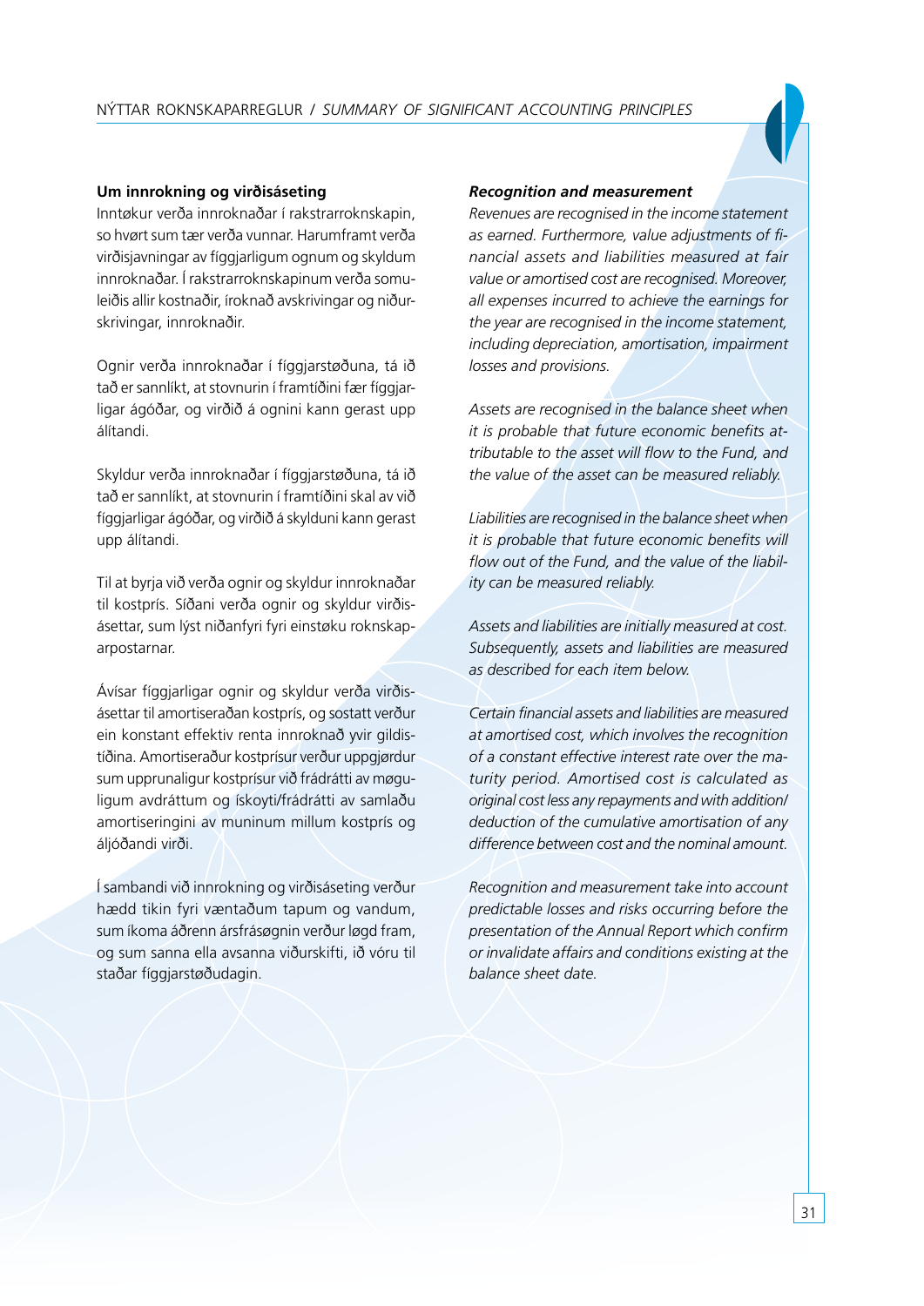## Um innrokning og virðisáseting

Inntøkur verða innroknaðar í rakstrarroknskapin, so hvørt sum tær verða vunnar. Harumframt verða virðisjavningar av fíggjarligum ognum og skyldum innroknaðar. Í rakstrarroknskapinum verða somuleiðis allir kostnaðir, íroknað avskrivingar og niðurskrivingar, innroknaðir.

Ognir verða innroknaðar í fíggjarstøðuna, tá ið tað er sannlíkt, at stovnurin í framtíðini fær fíggjarligar ágóðar, og virðið á ognini kann gerast upp álítandi.

Skyldur verða innroknaðar í fíggjarstøðuna, tá ið tað er sannlíkt, at stovnurin í framtíðini skal av við fíggjarligar ágóðar, og virðið á skylduni kann gerast upp álítandi.

Til at byrja við verða ognir og skyldur innroknaðar til kostprís. Síðani verða ognir og skyldur virðisásettar, sum lýst niðanfyri fyri einstøku roknskaparpostarnar.

Ávísar fíggjarligar ognir og skyldur verða virðisásettar til amortiseraðan kostprís, og sostatt verður ein konstant effektiv renta innroknað yvir gildistíðina. Amortiseraður kostprísur verður uppgjørdur sum upprunaligur kostprísur við frádrátti av møguligum avdráttum og ískoyti/frádrátti av samlaðu amortiseringini av muninum millum kostprís og áljóðandi virði.

Í sambandi við innrokning og virðisáseting verður hædd tikin fyri væntaðum tapum og vandum, sum íkoma áðrenn ársfrásøgnin verður løgd fram, og sum sanna ella avsanna viðurskifti, ið vóru til staðar fíggjarstøðudagin.

## *Recognition and measurement*

*Revenues are recognised in the income statement as earned. Furthermore, value adjustments of financial assets and liabilities measured at fair value or amortised cost are recognised. Moreover, all expenses incurred to achieve the earnings for the year are recognised in the income statement, including depreciation, amortisation, impairment losses and provisions.*

*Assets are recognised in the balance sheet when it is probable that future economic benefits attributable to the asset will flow to the Fund, and the value of the asset can be measured reliably.*

*Liabilities are recognised in the balance sheet when it is probable that future economic benefits will flow out of the Fund, and the value of the liability can be measured reliably.*

*Assets and liabilities are initially measured at cost. Subsequently, assets and liabilities are measured as described for each item below.*

*Certain financial assets and liabilities are measured at amortised cost, which involves the recognition of a constant effective interest rate over the maturity period. Amortised cost is calculated as original cost less any repayments and with addition/deduction of the cumulative amortisation of any difference between cost and the nominal amount.*

*Recognition and measurement take into account predictable losses and risks occurring before the presentation of the Annual Report which confirm or invalidate affairs and conditions existing at the balance sheet date.*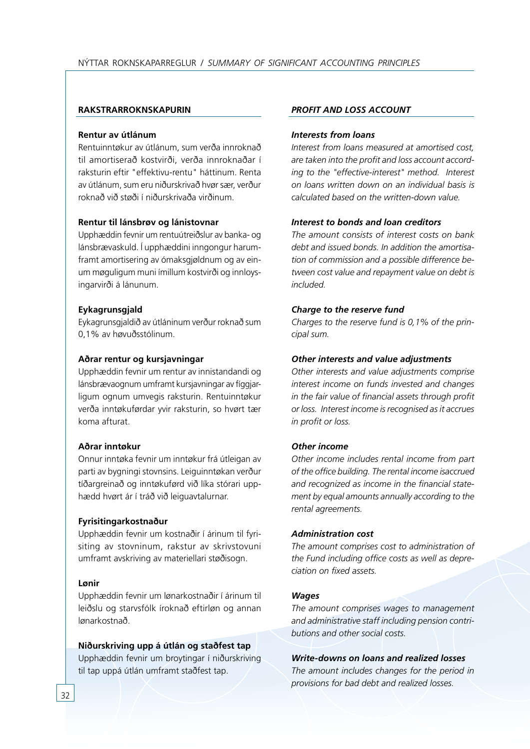## RAKSTRARROKNSKAPURIN

### Rentur av útlánum

Rentuinntøkur av útlánum, sum verða innroknað til amortiserað kostvirði, verða innroknaðar í raksturin eftir "effektivu-rentu" háttinum. Renta av útlánum, sum eru niðurskrivað hvør sær, verður roknað við støði í niðurskrivaða virðinum.

### Rentur til lánsbrøv og lánistovnar

Upphæddin fevnir um rentuútreiðslur av banka- og lánsbrævaskuld. Í upphæddini inngongur harumframt amortisering av ómaksgjøldnum og av einum møguligum muni ímillum kostvirði og innloysingarvirði á lánunum.

### Eykagrunsgjald

Eykagrunsgjaldið av útláninum verður roknað sum 0,1% av høvuðsstólinum.

### Aðrar rentur og kursjavningar

Upphæddin fevnir um rentur av innistandandi og lánsbrævaognum umframt kursjavningar av fíggjarligum ognum umvegis raksturin. Rentuinntøkur verða inntøkuførdar yvir raksturin, so hvørt tær koma afturat.

### Aðrar inntøkur

Onnur inntøka fevnir um inntøkur frá útleigan av parti av bygningi stovnsins. Leiguinntøkan verður tíðargreinað og inntøkuførd við líka stórari upphædd hvørt ár í tráð við leiguavtalurnar.

### Fyrisitingarkostnaður

Upphæddin fevnir um kostnaðir í árinum til fyrisiting av stovninum, rakstur av skrivstovuni umframt avskriving av materiellari støðisogn.

### Lønir

Upphæddin fevnir um lønarkostnaðir í árinum til leiðslu og starvsfólk íroknað eftirløn og annan lønarkostnað.

### Niðurskriving upp á útlán og staðfest tap

Upphæddin fevnir um broytingar í niðurskriving til tap uppá útlán umframt staðfest tap.

## *PROFIT AND LOSS ACCOUNT*

### *Interests from loans*

*Interest from loans measured at amortised cost, are taken into the profit and loss account according to the "effective-interest" method. Interest on loans written down on an individual basis is calculated based on the written-down value.*

### *Interest to bonds and loan creditors*

*The amount consists of interest costs on bank debt and issued bonds. In addition the amortisation of commission and a possible difference between cost value and repayment value on debt is included.*

### *Charge to the reserve fund*

*Charges to the reserve fund is 0,1% of the principal sum.*

### *Other interests and value adjustments*

*Other interests and value adjustments comprise interest income on funds invested and changes in the fair value of financial assets through profit or loss. Interest income is recognised as it accrues in profit or loss.*

### *Other income*

*Other income includes rental income from part of the office building. The rental income isaccrued and recognized as income in the financial statement by equal amounts annually according to the rental agreements.*

### *Administration cost*

*The amount comprises cost to administration of the Fund including office costs as well as depreciation on fixed assets.*

### *Wages*

*The amount comprises wages to management and administrative staff including pension contributions and other social costs.*

### *Write-downs on loans and realized losses*

*The amount includes changes for the period in provisions for bad debt and realized losses.*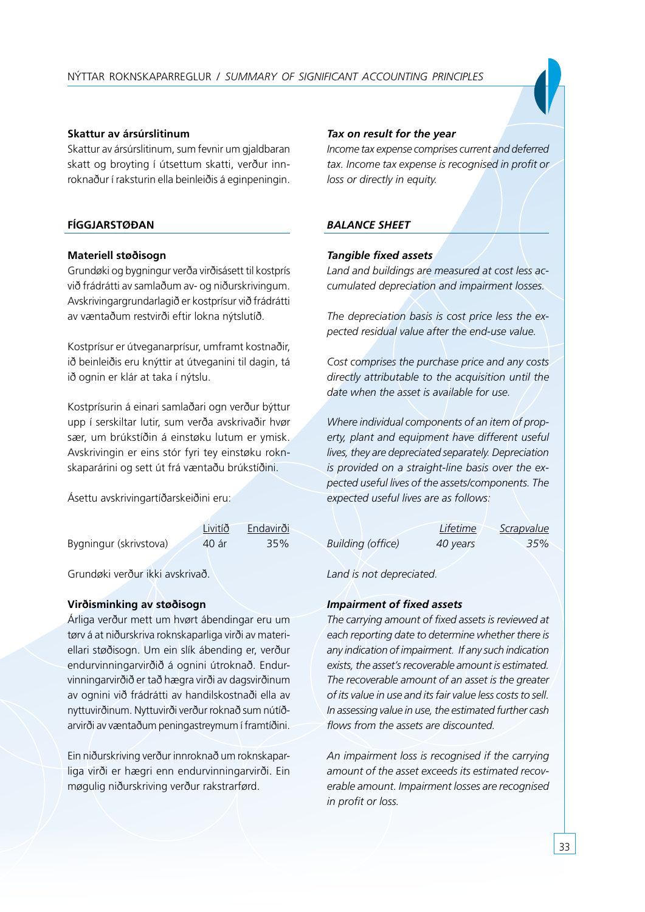### Skattur av ársúrslitinum

Skattur av ársúrslitinum, sum fevnir um gjaldbaran skatt og broyting í útsettum skatti, verður innroknaður í raksturin ella beinleiðis á eginpeningin.

## FÍGGJARSTØÐAN

### Materiell støðisogn

Grundøki og bygningur verða virðisásett til kostprís við frádrátti av samlaðum av- og niðurskrivingum. Avskrivingargrundarlagið er kostprísur við frádrátti av væntaðum restvirði eftir lokna nýtslutíð.

Kostprísur er útveganarprísur, umframt kostnaðir, ið beinleiðis eru knýttir at útveganini til dagin, tá ið ognin er klár at taka í nýtslu.

Kostprísurin á einari samlaðari ogn verður býttur upp í serskiltar lutir, sum verða avskrivaðir hvør sær, um brúkstíðin á einstøku lutum er ymisk. Avskrivingin er eins stór fyri tey einstøku roknskaparárini og sett út frá væntaðu brúkstíðini.

Ásettu avskrivingartíðarskeiðini eru:

| | Livitíð | Endavirði |
|---|---|---|
| Bygningur (skrivstova) | 40 ár | 35% |

Grundøki verður ikki avskrivað.

### Virðisminking av støðisogn

Árliga verður mett um hvørt ábendingar eru um tørv á at niðurskriva roknskaparliga virði av materiellari støðisogn. Um ein slík ábending er, verður endurvinningarvirðið á ognini útroknað. Endurvinningarvirði er tað hægra virði av dagsvirðinum av ognini við frádrátti av handilskostnaði ella av nyttuvirðinum. Nyttuvirði verður roknað sum nútíðarvirði av væntaðum peningastreymum í framtíðini.

Ein niðurskriving verður innroknað um roknskaparliga virði er hægri enn endurvinningarvirði. Ein møgulig niðurskriving verður rakstrarførd.

### *Tax on result for the year*

*Income tax expense comprises current and deferred tax. Income tax expense is recognised in profit or loss or directly in equity.*

## *BALANCE SHEET*

### *Tangible fixed assets*

*Land and buildings are measured at cost less accumulated depreciation and impairment losses.*

*The depreciation basis is cost price less the expected residual value after the end-use value.*

*Cost comprises the purchase price and any costs directly attributable to the acquisition until the date when the asset is available for use.*

*Where individual components of an item of property, plant and equipment have different useful lives, they are depreciated separately. Depreciation is provided on a straight-line basis over the expected useful lives of the assets/components. The expected useful lives are as follows:*

| | *Lifetime* | *Scrapvalue* |
|---|---|---|
| *Building (office)* | *40 years* | *35%* |

*Land is not depreciated.*

### *Impairment of fixed assets*

*The carrying amount of fixed assets is reviewed at each reporting date to determine whether there is any indication of impairment. If any such indication exists, the asset's recoverable amount is estimated. The recoverable amount of an asset is the greater of its value in use and its fair value less costs to sell. In assessing value in use, the estimated further cash flows from the assets are discounted.*

*An impairment loss is recognised if the carrying amount of the asset exceeds its estimated recoverable amount. Impairment losses are recognised in profit or loss.*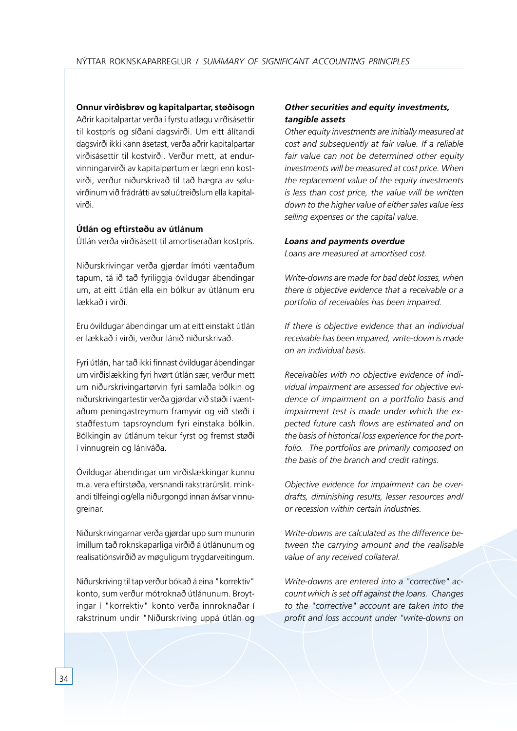**Onnur virðisbrøv og kapitalpartar, støðisogn**

Aðrir kapitalpartar verða í fyrstu atløgu virðisásettir til kostprís og síðani dagsvirði. Um eitt álítandi dagsvirði ikki kann ásetast, verða aðrir kapitalpartar virðisásettir til kostvirði. Verður mett, at endurvinningarvirði av kapitalpørtum er lægri enn kostvirði, verður niðurskrivað til tað hægra av søluvirðinum við frádrátti av søluútreiðslum ella kapitalvirði.

**Útlán og eftirstøðu av útlánum**

Útlán verða virðisásett til amortiseraðan kostprís.

Niðurskrivingar verða gjørdar ímóti væntaðum tapum, tá ið tað fyriliggja óvildugar ábendingar um, at eitt útlán ella ein bólkur av útlánum eru lækkað í virði.

Eru óvildugar ábendingar um at eitt einstakt útlán er lækkað í virði, verður lánið niðurskrivað.

Fyri útlán, har tað ikki finnast óvildugar ábendingar um virðislækking fyri hvørt útlán sær, verður mett um niðurskrivingartørvin fyri samlaða bólkin og niðurskrivingartestir verða gjørdar við støði í væntaðum peningastreymum framyvir og við støði í staðfestum tapsroyndum fyri einstaka bólkin. Bólkingin av útlánum tekur fyrst og fremst støði í vinnugrein og lánivága.

Óvildugar ábendingar um virðislækkingar kunnu m.a. vera eftirstøða, versnandi rakstrarúrslit. minkandi tilfeingi og/ella niðurgongd innan ávísar vinnugreinar.

Niðurskrivingarnar verða gjørdar upp sum munurin ímillum tað roknskaparliga virðið á útlánunum og realisatiónsvirðið av møguligum trygdarveitingum.

Niðurskriving til tap verður bókað á eina "korrektiv" konto, sum verður mótroknað útlánunum. Broytingar í "korrektiv" konto verða innroknaðar í rakstrinum undir "Niðurskriving uppá útlán og

***Other securities and equity investments, tangible assets***

*Other equity investments are initially measured at cost and subsequently at fair value. If a reliable fair value can not be determined other equity investments will be measured at cost price. When the replacement value of the equity investments is less than cost price, the value will be written down to the higher value of either sales value less selling expenses or the capital value.*

***Loans and payments overdue***

*Loans are measured at amortised cost.*

*Write-downs are made for bad debt losses, when there is objective evidence that a receivable or a portfolio of receivables has been impaired.*

*If there is objective evidence that an individual receivable has been impaired, write-down is made on an individual basis.*

*Receivables with no objective evidence of individual impairment are assessed for objective evidence of impairment on a portfolio basis and impairment test is made under which the expected future cash flows are estimated and on the basis of historical loss experience for the portfolio. The portfolios are primarily composed on the basis of the branch and credit ratings.*

*Objective evidence for impairment can be overdrafts, diminishing results, lesser resources and/or recession within certain industries.*

*Write-downs are calculated as the difference between the carrying amount and the realisable value of any received collateral.*

*Write-downs are entered into a "corrective" account which is set off against the loans. Changes to the "corrective" account are taken into the profit and loss account under "write-downs on*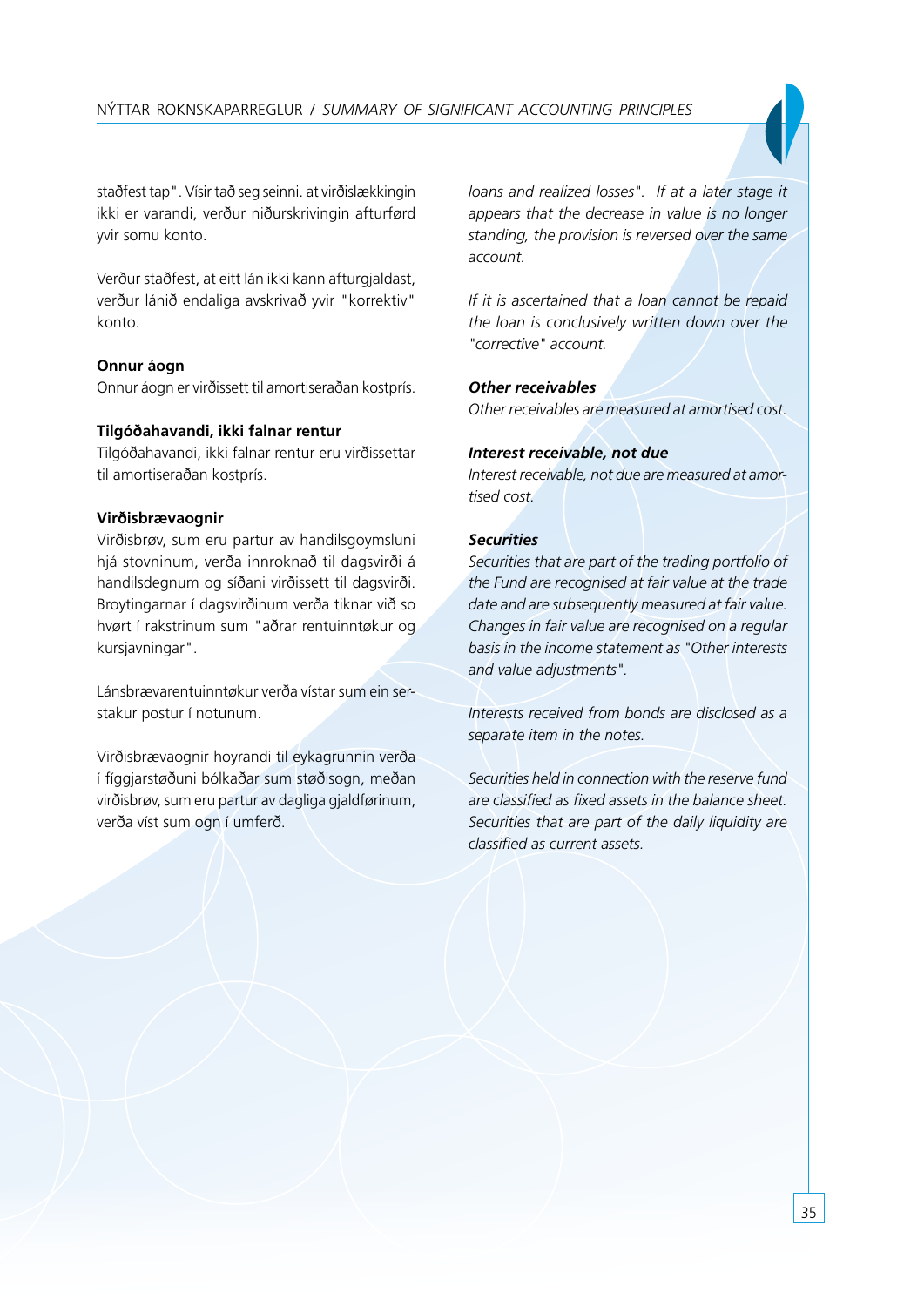staðfest tap". Vísir tað seg seinni. at virðislækkingin ikki er varandi, verður niðurskrivingin afturførd yvir somu konto.

Verður staðfest, at eitt lán ikki kann afturgjaldast, verður lánið endaliga avskrivað yvir "korrektiv" konto.

**Onnur áogn**
Onnur áogn er virðissett til amortiseraðan kostprís.

**Tilgóðahavandi, ikki falnar rentur**
Tilgóðahavandi, ikki falnar rentur eru virðissettar til amortiseraðan kostprís.

**Virðisbrævaognir**
Virðisbrøv, sum eru partur av handilsgoymsluni hjá stovninum, verða innroknað til dagsvirði á handilsdegnum og síðani virðissett til dagsvirði. Broytingarnar í dagsvirðinum verða tiknar við so hvørt í rakstrinum sum "aðrar rentuinntøkur og kursjavningar".

Lánsbrævarentuinntøkur verða vístar sum ein serstakur postur í notunum.

Virðisbrævaognir hoyrandi til eykagrunnin verða í fíggjarstøðuni bólkaðar sum støðisogn, meðan virðisbrøv, sum eru partur av dagliga gjaldførinum, verða víst sum ogn í umferð.

*loans and realized losses". If at a later stage it appears that the decrease in value is no longer standing, the provision is reversed over the same account.*

*If it is ascertained that a loan cannot be repaid the loan is conclusively written down over the "corrective" account.*

***Other receivables***
*Other receivables are measured at amortised cost.*

***Interest receivable, not due***
*Interest receivable, not due are measured at amortised cost.*

***Securities***
*Securities that are part of the trading portfolio of the Fund are recognised at fair value at the trade date and are subsequently measured at fair value. Changes in fair value are recognised on a regular basis in the income statement as "Other interests and value adjustments".*

*Interests received from bonds are disclosed as a separate item in the notes.*

*Securities held in connection with the reserve fund are classified as fixed assets in the balance sheet. Securities that are part of the daily liquidity are classified as current assets.*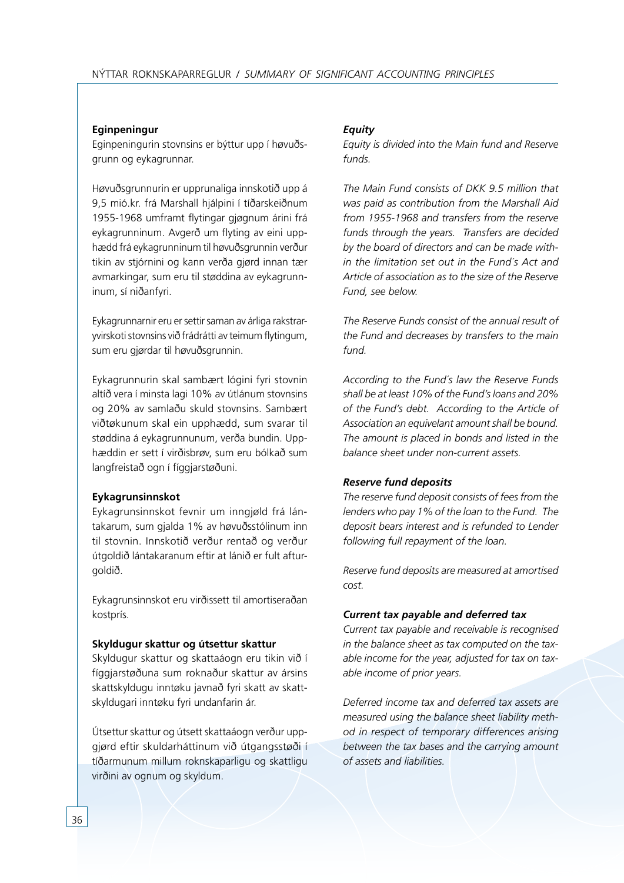**Eginpeningur**

Eginpeningurin stovnsins er býttur upp í høvuðsgrunn og eykagrunnar.

Høvuðsgrunnurin er upprunaliga innskotið upp á 9,5 mió.kr. frá Marshall hjálpini í tíðarskeiðnum 1955-1968 umframt flytingar gjøgnum árini frá eykagrunninum. Avgerð um flyting av eini upphædd frá eykagrunninum til høvuðsgrunnin verður tikin av stjórnini og kann verða gjørd innan tær avmarkingar, sum eru til støddina av eykagrunninum, sí niðanfyri.

Eykagrunnarnir eru er settir saman av árliga rakstraryvirskoti stovnsins við frádrátti av teimum flytingum, sum eru gjørdar til høvuðsgrunnin.

Eykagrunnurin skal sambært lógini fyri stovnin altíð vera í minsta lagi 10% av útlánum stovnsins og 20% av samlaðu skuld stovnsins. Sambært viðtøkunum skal ein upphædd, sum svarar til støddina á eykagrunnunum, verða bundin. Upphæddin er sett í virðisbrøv, sum eru bólkað sum langfreistað ogn í fíggjarstøðuni.

**Eykagrunsinnskot**

Eykagrunsinnskot fevnir um inngjøld frá lántakarum, sum gjalda 1% av høvuðsstólinum inn til stovnin. Innskotið verður rentað og verður útgoldið lántakaranum eftir at lánið er fult afturgoldið.

Eykagrunsinnskot eru virðissett til amortiseraðan kostprís.

**Skyldugur skattur og útsettur skattur**

Skyldugur skattur og skattaáogn eru tikin við í fíggjarstøðuna sum roknaður skattur av ársins skattskyldugu inntøku javnað fyri skatt av skattskyldugari inntøku fyri undanfarin ár.

Útsettur skattur og útsett skattaáogn verður uppgjørd eftir skuldarháttinum við útgangsstøði í tíðarmunum millum rokniskaparligu og skattligu virðini av ognum og skyldum.

***Equity***

*Equity is divided into the Main fund and Reserve funds.*

*The Main Fund consists of DKK 9.5 million that was paid as contribution from the Marshall Aid from 1955-1968 and transfers from the reserve funds through the years. Transfers are decided by the board of directors and can be made within the limitation set out in the Fund´s Act and Article of association as to the size of the Reserve Fund, see below.*

*The Reserve Funds consist of the annual result of the Fund and decreases by transfers to the main fund.*

*According to the Fund´s law the Reserve Funds shall be at least 10% of the Fund's loans and 20% of the Fund's debt. According to the Article of Association an equivelant amount shall be bound. The amount is placed in bonds and listed in the balance sheet under non-current assets.*

***Reserve fund deposits***

*The reserve fund deposit consists of fees from the lenders who pay 1% of the loan to the Fund. The deposit bears interest and is refunded to Lender following full repayment of the loan.*

*Reserve fund deposits are measured at amortised cost.*

***Current tax payable and deferred tax***

*Current tax payable and receivable is recognised in the balance sheet as tax computed on the taxable income for the year, adjusted for tax on taxable income of prior years.*

*Deferred income tax and deferred tax assets are measured using the balance sheet liability method in respect of temporary differences arising between the tax bases and the carrying amount of assets and liabilities.*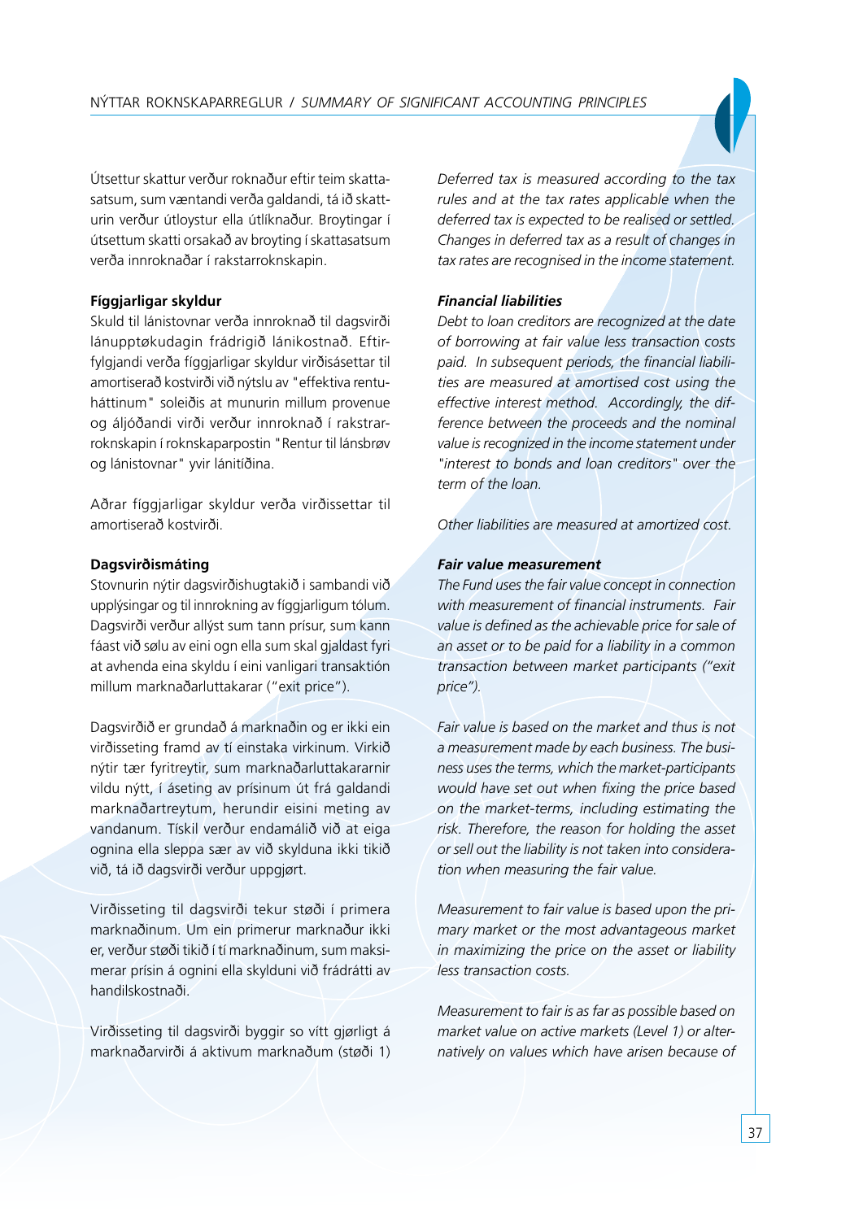Útsettur skattur verður roknaður eftir teim skattasatsum, sum væntandi verða galdandi, tá ið skatturin verður útloystur ella útlíknaður. Broytingar í útsettum skatti orsakað av broyting í skattasatsum verða innroknaðar í rakstarroknskapin.

**Fíggjarligar skyldur**

Skuld til lánistovnar verða innroknað til dagsvirði lánupptøkudagin frádrigið lánikostnað. Eftirfylgjandi verða fíggjarligar skyldur virðisásettar til amortiserað kostvirði við nýtslu av "effektiva rentuháttinum" soleiðis at munurin millum provenue og áljóðandi virði verður innroknað í rakstrarroknskapin í roknskaparpostin "Rentur til lánsbrøv og lánistovnar" yvir lánitíðina.

Aðrar fíggjarligar skyldur verða virðissettar til amortiserað kostvirði.

**Dagsvirðismáting**

Stovnurin nýtir dagsvirðishugtakið i sambandi við upplýsingar og til innrokning av fíggjarligum tólum. Dagsvirði verður allýst sum tann prísur, sum kann fáast við sølu av eini ogn ella sum skal gjaldast fyri at avhenda eina skyldu í eini vanligari transaktión millum marknaðarluttakarar ("exit price").

Dagsvirðið er grundað á marknaðin og er ikki ein virðisseting framd av tí einstaka virkinum. Virkið nýtir tær fyritreytir, sum marknaðarluttakararnir vildu nýtt, í áseting av prísinum út frá galdandi marknaðartreytum, herundir eisini meting av vandanum. Tískil verður endamálið við at eiga ognina ella sleppa sær av við skylduna ikki tikið við, tá ið dagsvirði verður uppgjørt.

Virðisseting til dagsvirði tekur støði í primera marknaðinum. Um ein primerur marknaður ikki er, verður støði tikið í tí marknaðinum, sum maksimerar prísin á ognini ella skylduni við frádrátti av handilskostnaði.

Virðisseting til dagsvirði byggir so vítt gjørligt á marknaðarvirði á aktivum marknaðum (støði 1)

*Deferred tax is measured according to the tax rules and at the tax rates applicable when the deferred tax is expected to be realised or settled. Changes in deferred tax as a result of changes in tax rates are recognised in the income statement.*

***Financial liabilities***

*Debt to loan creditors are recognized at the date of borrowing at fair value less transaction costs paid. In subsequent periods, the financial liabilities are measured at amortised cost using the effective interest method. Accordingly, the difference between the proceeds and the nominal value is recognized in the income statement under "interest to bonds and loan creditors" over the term of the loan.*

*Other liabilities are measured at amortized cost.*

***Fair value measurement***

*The Fund uses the fair value concept in connection with measurement of financial instruments. Fair value is defined as the achievable price for sale of an asset or to be paid for a liability in a common transaction between market participants ("exit price").*

*Fair value is based on the market and thus is not a measurement made by each business. The business uses the terms, which the market-participants would have set out when fixing the price based on the market-terms, including estimating the risk. Therefore, the reason for holding the asset or sell out the liability is not taken into consideration when measuring the fair value.*

*Measurement to fair value is based upon the primary market or the most advantageous market in maximizing the price on the asset or liability less transaction costs.*

*Measurement to fair is as far as possible based on market value on active markets (Level 1) or alternatively on values which have arisen because of*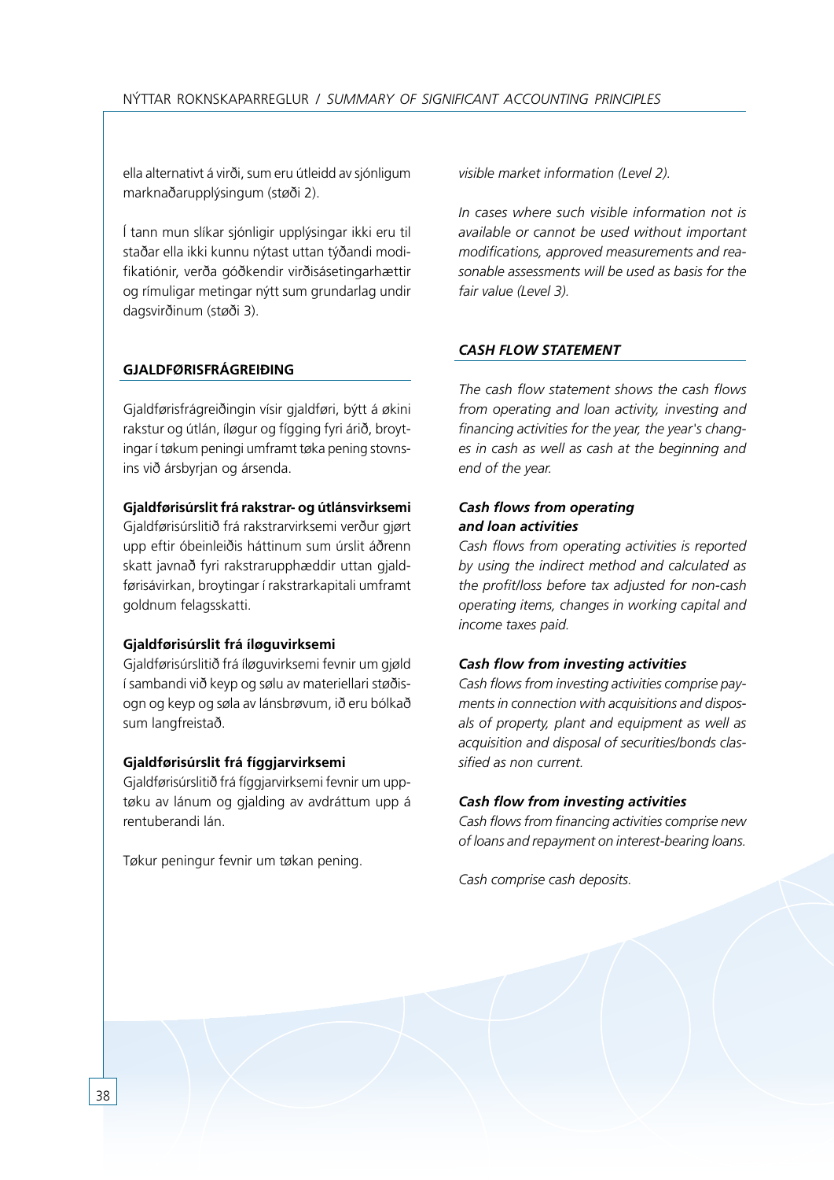ella alternativt á virði, sum eru útleidd av sjónligum marknaðarupplýsingum (støði 2).

Í tann mun slíkar sjónligir upplýsingar ikki eru til staðar ella ikki kunnu nýtast uttan týðandi modifikatiónir, verða góðkendir virðisásetingarhættir og rímuligar metingar nýtt sum grundarlag undir dagsvirðinum (støði 3).

## GJALDFØRISFRÁGREIÐING

Gjaldførisfrágreiðingin vísir gjaldføri, býtt á økini rakstur og útlán, íløgur og fígging fyri árið, broytingar í tøkum peningi umframt tøka pening stovnsins við ársbyrjan og ársenda.

**Gjaldførisúrslit frá rakstrar- og útlánsvirksemi**
Gjaldførisúrslitið frá rakstrarvirksemi verður gjørt upp eftir óbeinleiðis háttinum sum úrslit áðrenn skatt javnað fyri rakstrarupphæddir uttan gjaldførisávirkan, broytingar í rakstrarkapitali umframt goldnum felagsskatti.

**Gjaldførisúrslit frá íløguvirksemi**
Gjaldførisúrslitið frá íløguvirksemi fevnir um gjøld í sambandi við keyp og sølu av materiellari støðisogn og keyp og søla av lánsbrøvum, ið eru bólkað sum langfreistað.

**Gjaldførisúrslit frá fíggjarvirksemi**
Gjaldførisúrslitið frá fíggjarvirksemi fevnir um upptøku av lánum og gjalding av avdráttum upp á rentuberandi lán.

Tøkur peningur fevnir um tøkan pening.

*visible market information (Level 2).*

*In cases where such visible information not is available or cannot be used without important modifications, approved measurements and reasonable assessments will be used as basis for the fair value (Level 3).*

## *CASH FLOW STATEMENT*

*The cash flow statement shows the cash flows from operating and loan activity, investing and financing activities for the year, the year's changes in cash as well as cash at the beginning and end of the year.*

***Cash flows from operating and loan activities***
*Cash flows from operating activities is reported by using the indirect method and calculated as the profit/loss before tax adjusted for non-cash operating items, changes in working capital and income taxes paid.*

***Cash flow from investing activities***
*Cash flows from investing activities comprise payments in connection with acquisitions and disposals of property, plant and equipment as well as acquisition and disposal of securities/bonds classified as non current.*

***Cash flow from investing activities***
*Cash flows from financing activities comprise new of loans and repayment on interest-bearing loans.*

*Cash comprise cash deposits.*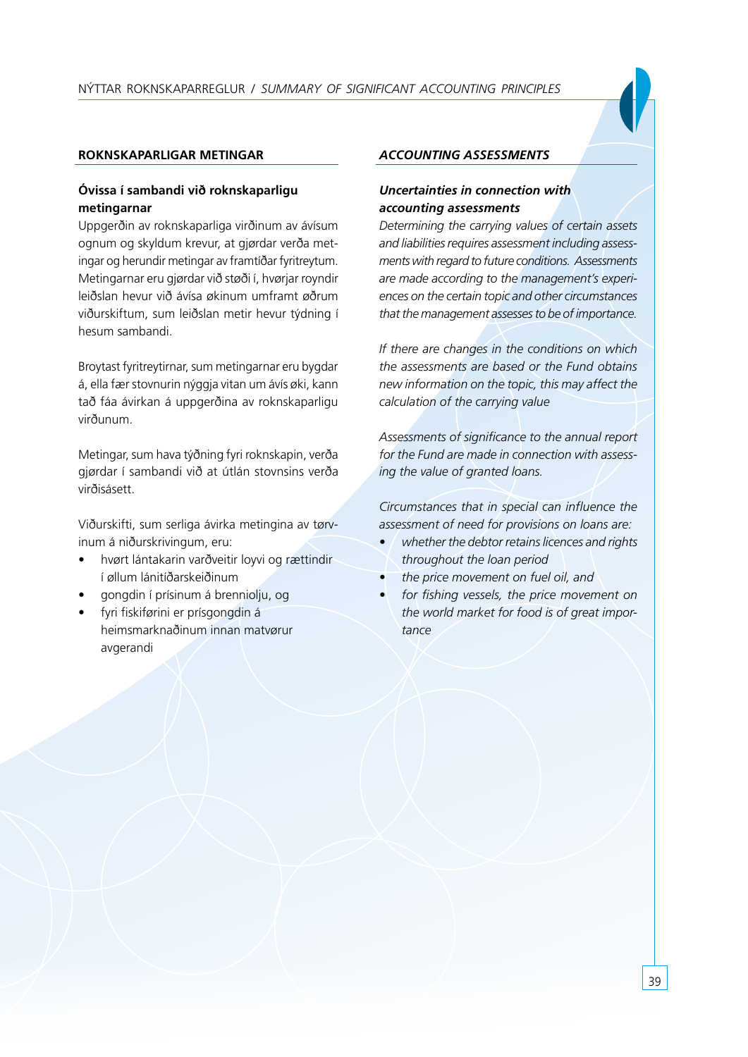## ROKNSKAPARLIGAR METINGAR

### Óvissa í sambandi við roknskaparligu metingarnar

Uppgerðin av roknskaparliga virðinum av ávísum ognum og skyldum krevur, at gjørdar verða metingar og herundir metingar av framtíðar fyritreytum. Metingarnar eru gjørdar við støði í, hvørjar royndir leiðslan hevur við ávísa økinum umframt øðrum viðurskiftum, sum leiðslan metir hevur týdning í hesum sambandi.

Broytast fyritreytirnar, sum metingarnar eru bygdar á, ella fær stovnurin nýggja vitan um ávís øki, kann tað fáa ávirkan á uppgerðina av roknskaparligu virðunum.

Metingar, sum hava týðning fyri roknskapin, verða gjørdar í sambandi við at útlán stovnsins verða virðisásett.

Viðurskifti, sum serliga ávirka metingina av tørvinum á niðurskrivingum, eru:

- hvørt lántakarin varðveitir loyvi og rættindir í øllum lánitíðarskeiðinum
- gongdin í prísinum á brenniolju, og
- fyri fiskiførini er prísgongdin á heimsmarknaðinum innan matvørur avgerandi

## *ACCOUNTING ASSESSMENTS*

### *Uncertainties in connection with accounting assessments*

*Determining the carrying values of certain assets and liabilities requires assessment including assessments with regard to future conditions. Assessments are made according to the management's experiences on the certain topic and other circumstances that the management assesses to be of importance.*

*If there are changes in the conditions on which the assessments are based or the Fund obtains new information on the topic, this may affect the calculation of the carrying value*

*Assessments of significance to the annual report for the Fund are made in connection with assessing the value of granted loans.*

*Circumstances that in special can influence the assessment of need for provisions on loans are:*

- *whether the debtor retains licences and rights throughout the loan period*
- *the price movement on fuel oil, and*
- *for fishing vessels, the price movement on the world market for food is of great importance*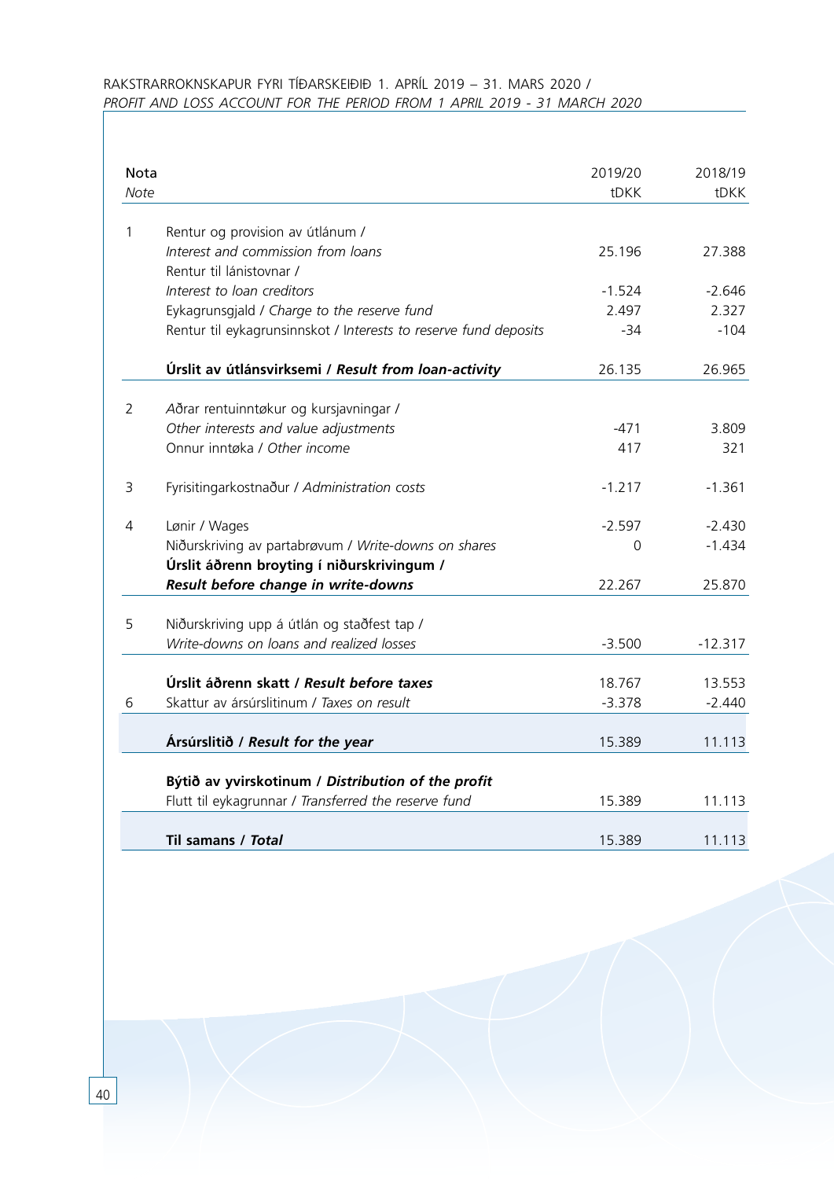RAKSTRARROKNSKAPUR FYRI TÍÐARSKEIÐIÐ 1. APRÍL 2019 – 31. MARS 2020 /
*PROFIT AND LOSS ACCOUNT FOR THE PERIOD FROM 1 APRIL 2019 - 31 MARCH 2020*

| Nota<br>*Note* | | 2019/20<br>tDKK | 2018/19<br>tDKK |
|---|---|---|---|
| 1 | Rentur og provision av útlánum /<br>*Interest and commission from loans* | 25.196 | 27.388 |
| | Rentur til lánistovnar /<br>*Interest to loan creditors* | -1.524 | -2.646 |
| | Eykagrunsgjald / *Charge to the reserve fund* | 2.497 | 2.327 |
| | Rentur til eykagrunsinnskot / *Interests to reserve fund deposits* | -34 | -104 |
| | **Úrslit av útlánsvirksemi / *Result from loan-activity*** | 26.135 | 26.965 |
| 2 | *Aðrar rentuinntøkur og kursjavningar /*<br>*Other interests and value adjustments* | -471 | 3.809 |
| | Onnur inntøka / *Other income* | 417 | 321 |
| 3 | Fyrisitingarkostnaður / *Administration costs* | -1.217 | -1.361 |
| 4 | Lønir / *Wages* | -2.597 | -2.430 |
| | Niðurskriving av partabrøvum / *Write-downs on shares* | 0 | -1.434 |
| | **Úrslit áðrenn broyting í niðurskrivingum /**<br>***Result before change in write-downs*** | 22.267 | 25.870 |
| 5 | Niðurskriving upp á útlán og staðfest tap /<br>*Write-downs on loans and realized losses* | -3.500 | -12.317 |
| | **Úrslit áðrenn skatt / *Result before taxes*** | 18.767 | 13.553 |
| 6 | Skattur av ársúrslitinum / *Taxes on result* | -3.378 | -2.440 |
| | **Ársúrslitið / *Result for the year*** | 15.389 | 11.113 |
| | **Býtið av yvirskotinum / *Distribution of the profit*** | | |
| | Flutt til eykagrunnar / *Transferred the reserve fund* | 15.389 | 11.113 |
| | **Til samans / *Total*** | 15.389 | 11.113 |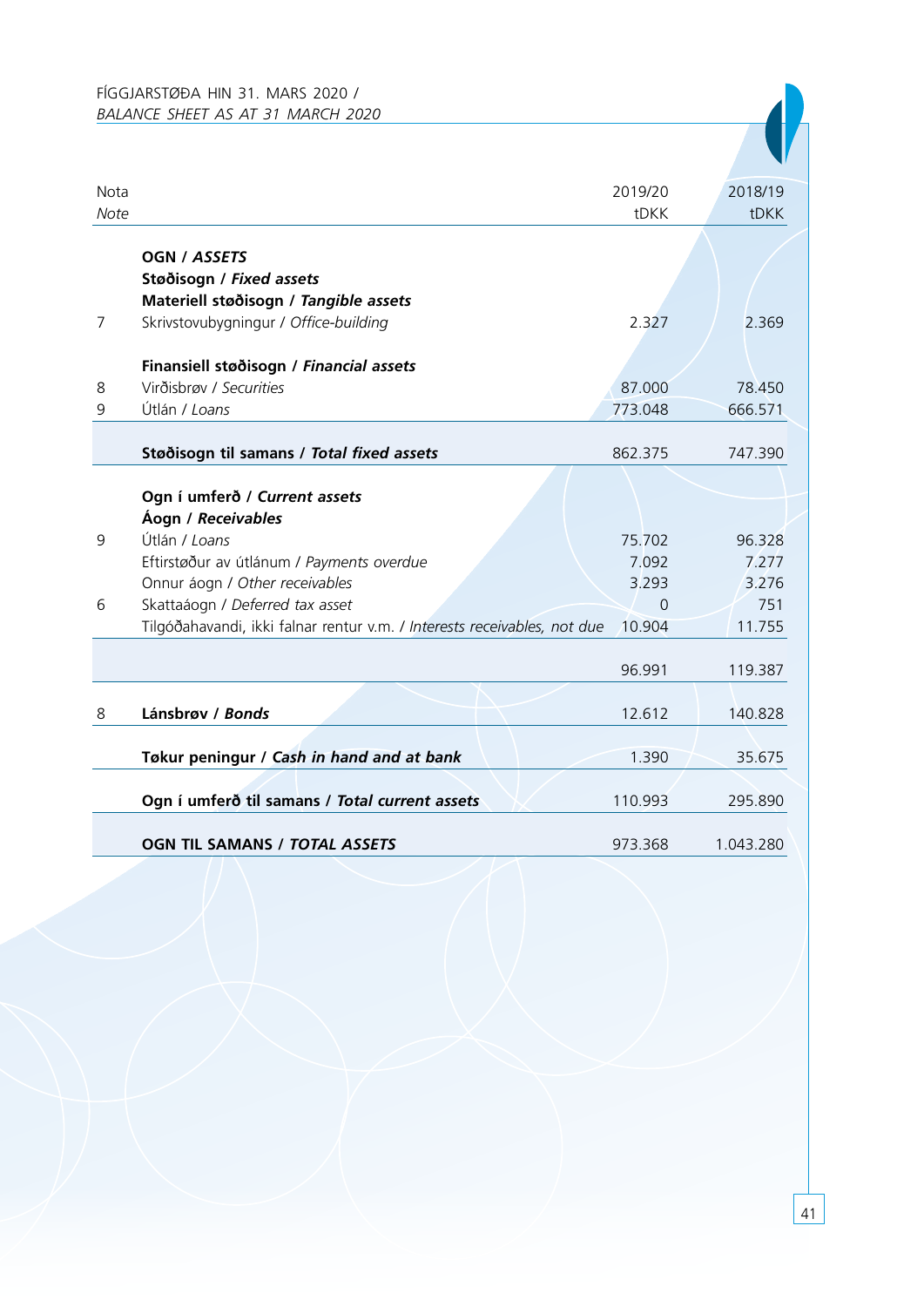FÍGGJARSTØÐA HIN 31. MARS 2020 /
*BALANCE SHEET AS AT 31 MARCH 2020*

| Nota<br>*Note* | | 2019/20<br>tDKK | 2018/19<br>tDKK |
|---|---|---|---|
| | **OGN / *ASSETS*** | | |
| | **Støðisogn / *Fixed assets*** | | |
| | **Materiell støðisogn / *Tangible assets*** | | |
| 7 | Skrivstovubygningur / *Office-building* | 2.327 | 2.369 |
| | **Finansiell støðisogn / *Financial assets*** | | |
| 8 | Virðisbrøv / *Securities* | 87.000 | 78.450 |
| 9 | Útlán / *Loans* | 773.048 | 666.571 |
| | **Støðisogn til samans / *Total fixed assets*** | 862.375 | 747.390 |
| | **Ogn í umferð / *Current assets*** | | |
| | **Áogn / *Receivables*** | | |
| 9 | Útlán / *Loans* | 75.702 | 96.328 |
| | Eftirstøður av útlánum / *Payments overdue* | 7.092 | 7.277 |
| | Onnur áogn / *Other receivables* | 3.293 | 3.276 |
| 6 | Skattaáogn / *Deferred tax asset* | 0 | 751 |
| | Tilgóðahavandi, ikki falnar rentur v.m. / *Interests receivables, not due* | 10.904 | 11.755 |
| | | 96.991 | 119.387 |
| 8 | **Lánsbrøv / *Bonds*** | 12.612 | 140.828 |
| | **Tøkur peningur / *Cash in hand and at bank*** | 1.390 | 35.675 |
| | **Ogn í umferð til samans / *Total current assets*** | 110.993 | 295.890 |
| | **OGN TIL SAMANS / *TOTAL ASSETS*** | 973.368 | 1.043.280 |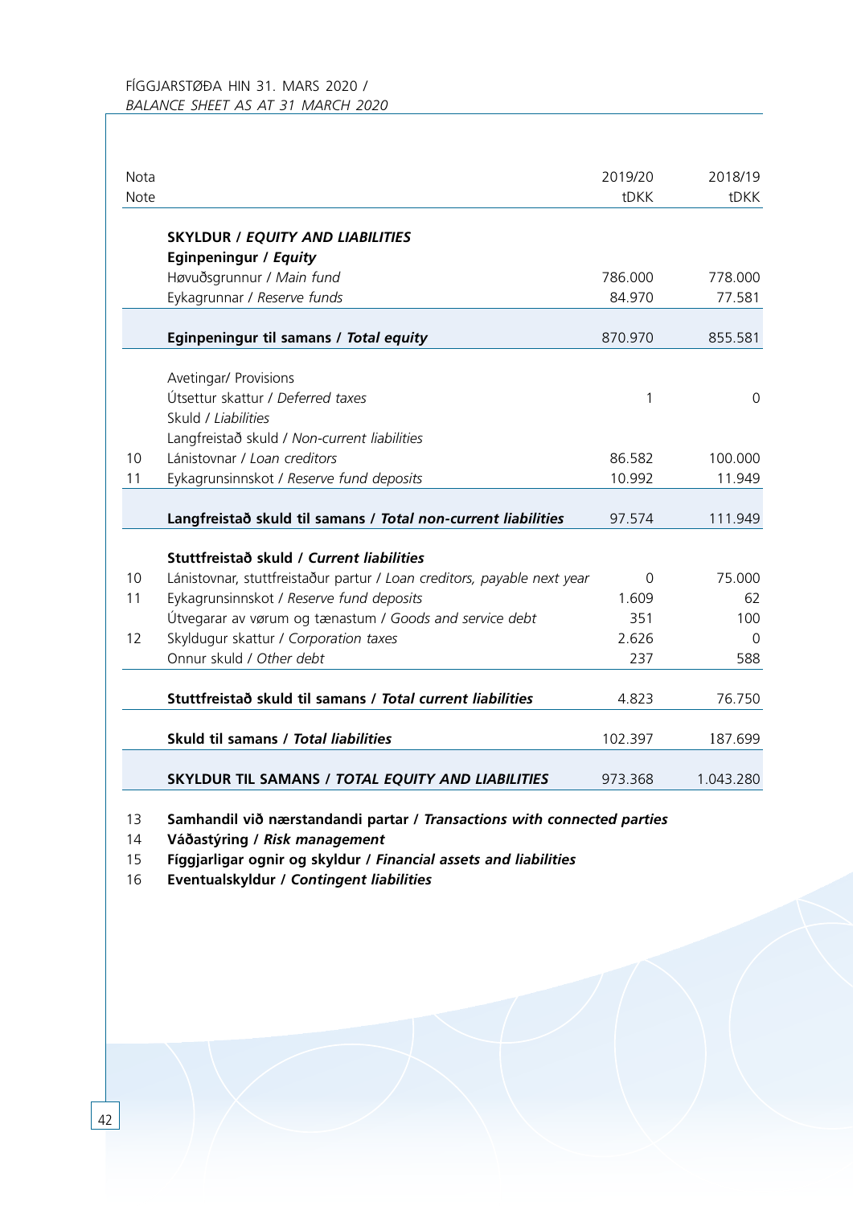FÍGGJARSTØÐA HIN 31. MARS 2020 /
*BALANCE SHEET AS AT 31 MARCH 2020*

| Nota<br>Note | | 2019/20<br>tDKK | 2018/19<br>tDKK |
|---|---|---|---|
| | **SKYLDUR / *EQUITY AND LIABILITIES*** | | |
| | **Eginpeningur / *Equity*** | | |
| | Høvuðsgrunnur / *Main fund* | 786.000 | 778.000 |
| | Eykagrunnar / *Reserve funds* | 84.970 | 77.581 |
| | **Eginpeningur til samans / *Total equity*** | 870.970 | 855.581 |
| | Avetingar/ Provisions | | |
| | Útsettur skattur / *Deferred taxes* | 1 | 0 |
| | Skuld / *Liabilities* | | |
| | Langfreistað skuld / *Non-current liabilities* | | |
| 10 | Lánistovnar / *Loan creditors* | 86.582 | 100.000 |
| 11 | Eykagrunsinnskot / *Reserve fund deposits* | 10.992 | 11.949 |
| | **Langfreistað skuld til samans / *Total non-current liabilities*** | 97.574 | 111.949 |
| | **Stuttfreistað skuld / *Current liabilities*** | | |
| 10 | Lánistovnar, stuttfreistaður partur / *Loan creditors, payable next year* | 0 | 75.000 |
| 11 | Eykagrunsinnskot / *Reserve fund deposits* | 1.609 | 62 |
| | Útvegarar av vørum og tænastum / *Goods and service debt* | 351 | 100 |
| 12 | Skyldugur skattur / *Corporation taxes* | 2.626 | 0 |
| | Onnur skuld / *Other debt* | 237 | 588 |
| | **Stuttfreistað skuld til samans / *Total current liabilities*** | 4.823 | 76.750 |
| | **Skuld til samans / *Total liabilities*** | 102.397 | 187.699 |
| | **SKYLDUR TIL SAMANS / *TOTAL EQUITY AND LIABILITIES*** | 973.368 | 1.043.280 |

13 **Samhandil við nærstandandi partar / *Transactions with connected parties***
14 **Váðastýring / *Risk management***
15 **Fíggjarligar ognir og skyldur / *Financial assets and liabilities***
16 **Eventualskyldur / *Contingent liabilities***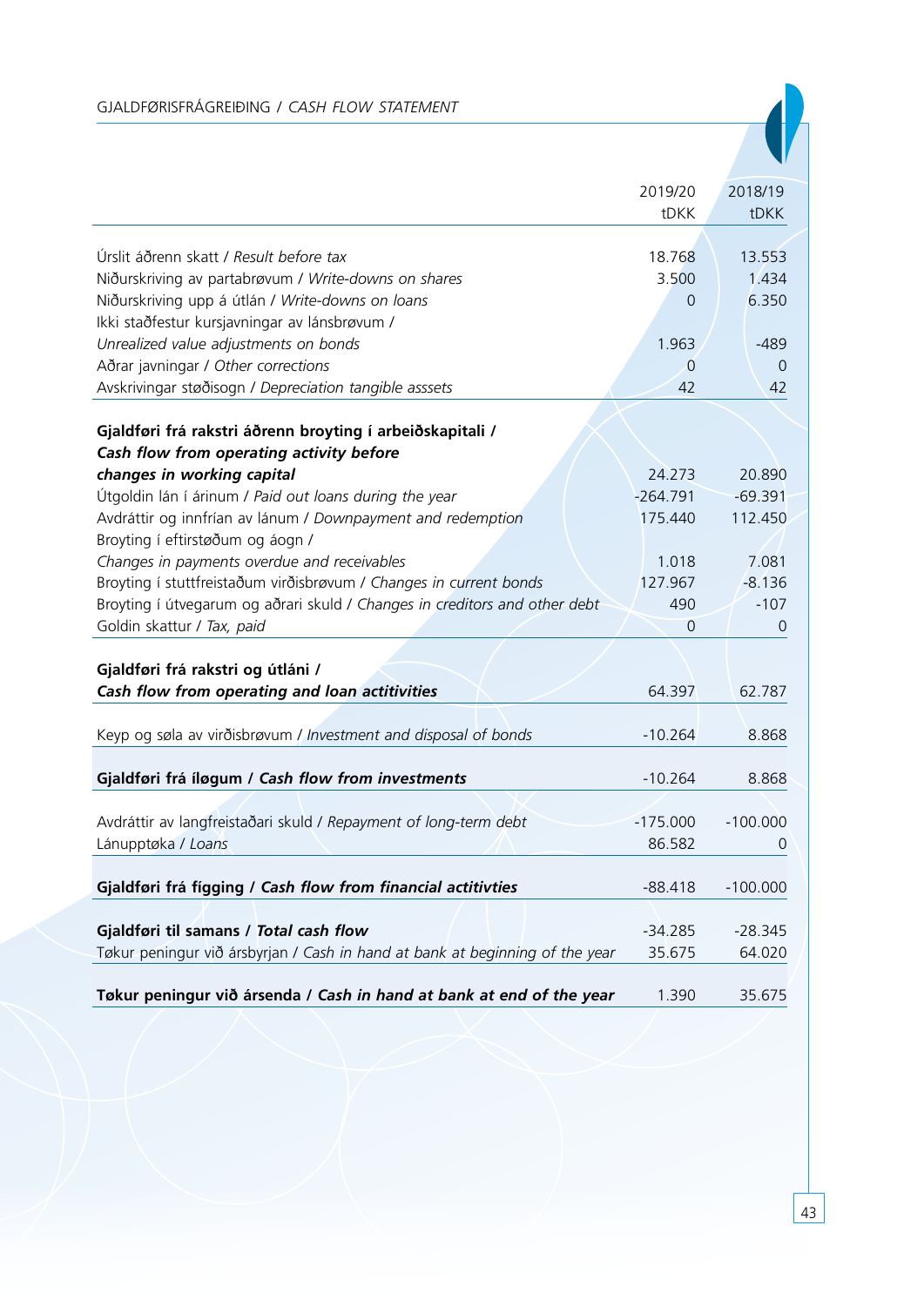## GJALDFØRISFRÁGREIÐING / *CASH FLOW STATEMENT*

| | 2019/20 tDKK | 2018/19 tDKK |
|---|---|---|
| Úrslit áðrenn skatt / *Result before tax* | 18.768 | 13.553 |
| Niðurskriving av partabrøvum / *Write-downs on shares* | 3.500 | 1.434 |
| Niðurskriving upp á útlán / *Write-downs on loans* | 0 | 6.350 |
| Ikki staðfestur kursjavningar av lánsbrøvum / *Unrealized value adjustments on bonds* | 1.963 | -489 |
| Aðrar javningar / *Other corrections* | 0 | 0 |
| Avskrivingar støðisogn / *Depreciation tangible asssets* | 42 | 42 |
| **Gjaldføri frá rakstri áðrenn broyting í arbeiðskapitali / *Cash flow from operating activity before changes in working capital*** | 24.273 | 20.890 |
| Útgoldin lán í árinum / *Paid out loans during the year* | -264.791 | -69.391 |
| Avdráttir og innfrían av lánum / *Downpayment and redemption* | 175.440 | 112.450 |
| Broyting í eftirstøðum og áogn / *Changes in payments overdue and receivables* | 1.018 | 7.081 |
| Broyting í stuttfreistaðum virðisbrøvum / *Changes in current bonds* | 127.967 | -8.136 |
| Broyting í útvegarum og aðrari skuld / *Changes in creditors and other debt* | 490 | -107 |
| Goldin skattur / *Tax, paid* | 0 | 0 |
| **Gjaldføri frá rakstri og útláni / *Cash flow from operating and loan actitivities*** | 64.397 | 62.787 |
| Keyp og søla av virðisbrøvum / *Investment and disposal of bonds* | -10.264 | 8.868 |
| **Gjaldføri frá íløgum / *Cash flow from investments*** | -10.264 | 8.868 |
| Avdráttir av langfreistaðari skuld / *Repayment of long-term debt* | -175.000 | -100.000 |
| Lánupptøka / *Loans* | 86.582 | 0 |
| **Gjaldføri frá fígging / *Cash flow from financial actitivties*** | -88.418 | -100.000 |
| **Gjaldføri til samans / *Total cash flow*** | -34.285 | -28.345 |
| Tøkur peningur við ársbyrjan / *Cash in hand at bank at beginning of the year* | 35.675 | 64.020 |
| **Tøkur peningur við ársenda / *Cash in hand at bank at end of the year*** | 1.390 | 35.675 |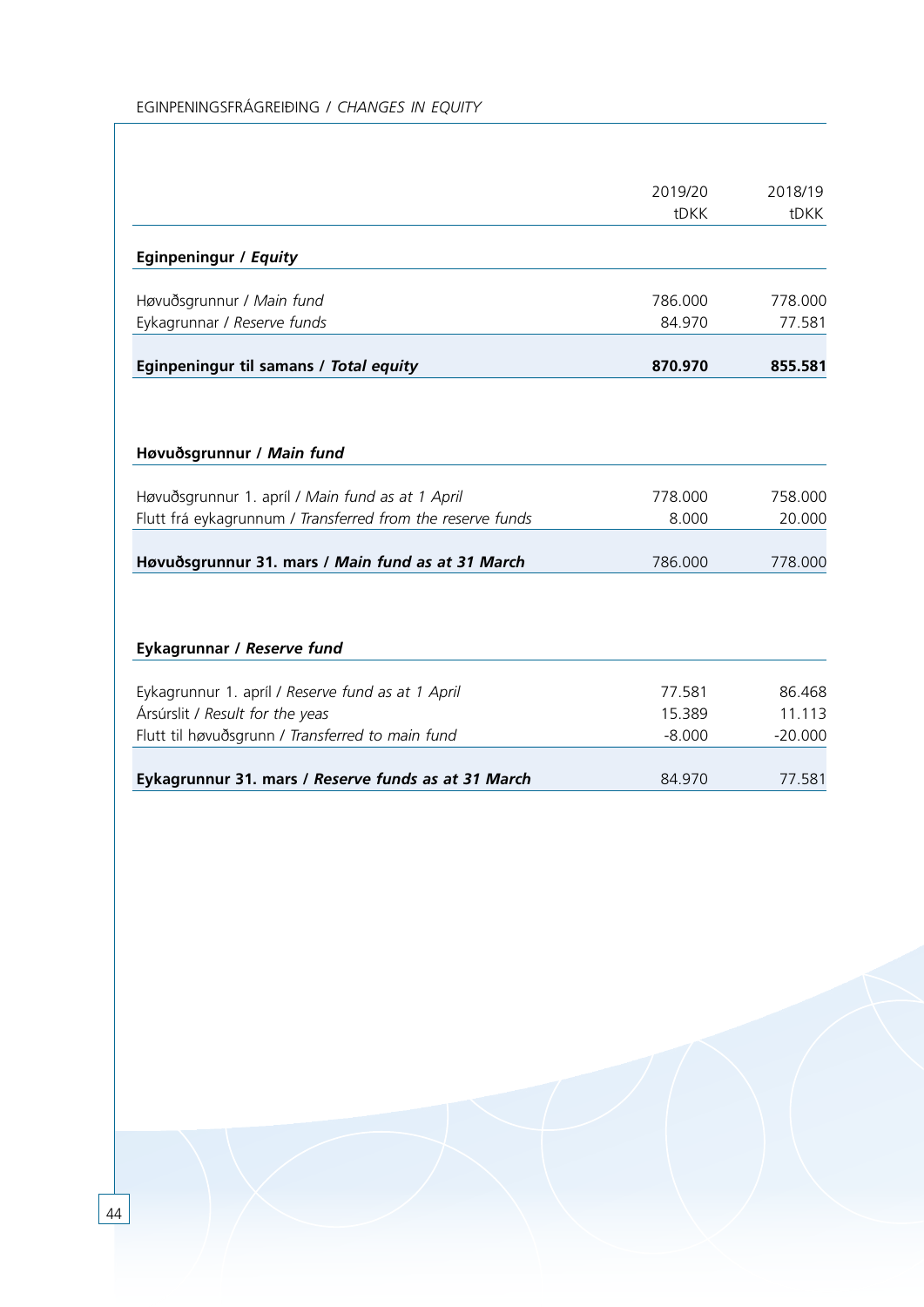EGINPENINGSFRÁGREIÐING / *CHANGES IN EQUITY*

| | 2019/20 tDKK | 2018/19 tDKK |
|---|---|---|
| **Eginpeningur / *Equity*** | | |
| Høvuðsgrunnur / *Main fund* | 786.000 | 778.000 |
| Eykagrunnar / *Reserve funds* | 84.970 | 77.581 |
| **Eginpeningur til samans / *Total equity*** | **870.970** | **855.581** |

| | 2019/20 tDKK | 2018/19 tDKK |
|---|---|---|
| **Høvuðsgrunnur / *Main fund*** | | |
| Høvuðsgrunnur 1. apríl / *Main fund as at 1 April* | 778.000 | 758.000 |
| Flutt frá eykagrunnum / *Transferred from the reserve funds* | 8.000 | 20.000 |
| **Høvuðsgrunnur 31. mars / *Main fund as at 31 March*** | 786.000 | 778.000 |

| | 2019/20 tDKK | 2018/19 tDKK |
|---|---|---|
| **Eykagrunnar / *Reserve fund*** | | |
| Eykagrunnur 1. apríl / *Reserve fund as at 1 April* | 77.581 | 86.468 |
| Ársúrslit / *Result for the yeas* | 15.389 | 11.113 |
| Flutt til høvuðsgrunn / *Transferred to main fund* | -8.000 | -20.000 |
| **Eykagrunnur 31. mars / *Reserve funds as at 31 March*** | 84.970 | 77.581 |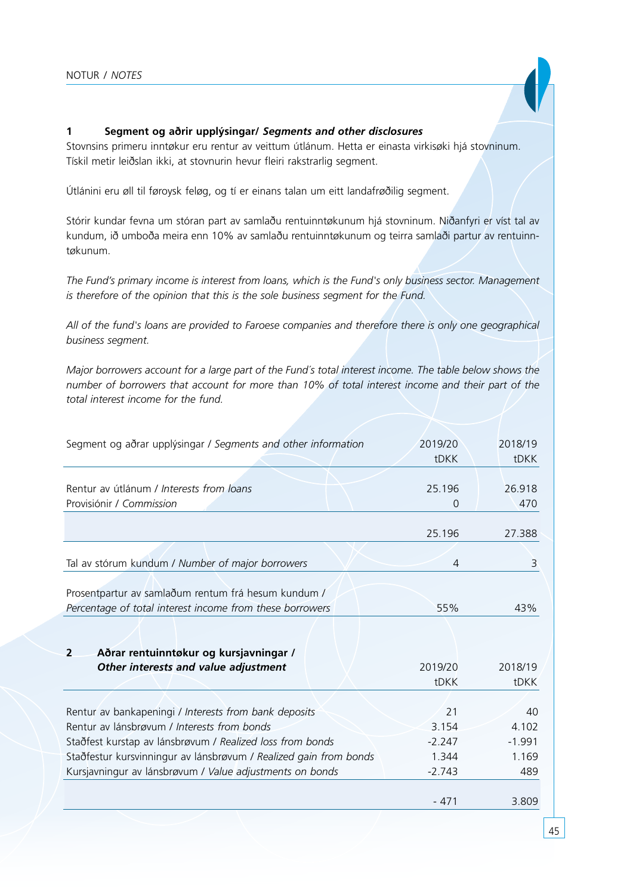## 1 Segment og aðrir upplýsingar/ *Segments and other disclosures*

Stovnsins primeru inntøkur eru rentur av veittum útlánum. Hetta er einasta virkisøki hjá stovninum. Tískil metir leiðslan ikki, at stovnurin hevur fleiri rakstrarlig segment.

Útlánini eru øll til føroysk feløg, og tí er einans talan um eitt landafrøðilig segment.

Stórir kundar fevna um stóran part av samlaðu rentuinntøkunum hjá stovninum. Niðanfyri er víst tal av kundum, ið umboða meira enn 10% av samlaðu rentuinntøkunum og teirra samlaði partur av rentuinntøkunum.

*The Fund's primary income is interest from loans, which is the Fund's only business sector. Management is therefore of the opinion that this is the sole business segment for the Fund.*

*All of the fund's loans are provided to Faroese companies and therefore there is only one geographical business segment.*

*Major borrowers account for a large part of the Fund´s total interest income. The table below shows the number of borrowers that account for more than 10% of total interest income and their part of the total interest income for the fund.*

| Segment og aðrar upplýsingar / *Segments and other information* | 2019/20 tDKK | 2018/19 tDKK |
|---|---|---|
| Rentur av útlánum / *Interests from loans* | 25.196 | 26.918 |
| Provisiónir / *Commission* | 0 | 470 |
| | 25.196 | 27.388 |
| Tal av stórum kundum / *Number of major borrowers* | 4 | 3 |
| Prosentpartur av samlaðum rentum frá hesum kundum / *Percentage of total interest income from these borrowers* | 55% | 43% |

## 2 Aðrar rentuinntøkur og kursjavningar / *Other interests and value adjustment*

| | 2019/20 tDKK | 2018/19 tDKK |
|---|---|---|
| Rentur av bankapeningi / *Interests from bank deposits* | 21 | 40 |
| Rentur av lánsbrøvum / *Interests from bonds* | 3.154 | 4.102 |
| Staðfest kurstap av lánsbrøvum / *Realized loss from bonds* | -2.247 | -1.991 |
| Staðfestur kursvinningur av lánsbrøvum / *Realized gain from bonds* | 1.344 | 1.169 |
| Kursjavningur av lánsbrøvum / *Value adjustments on bonds* | -2.743 | 489 |
| | - 471 | 3.809 |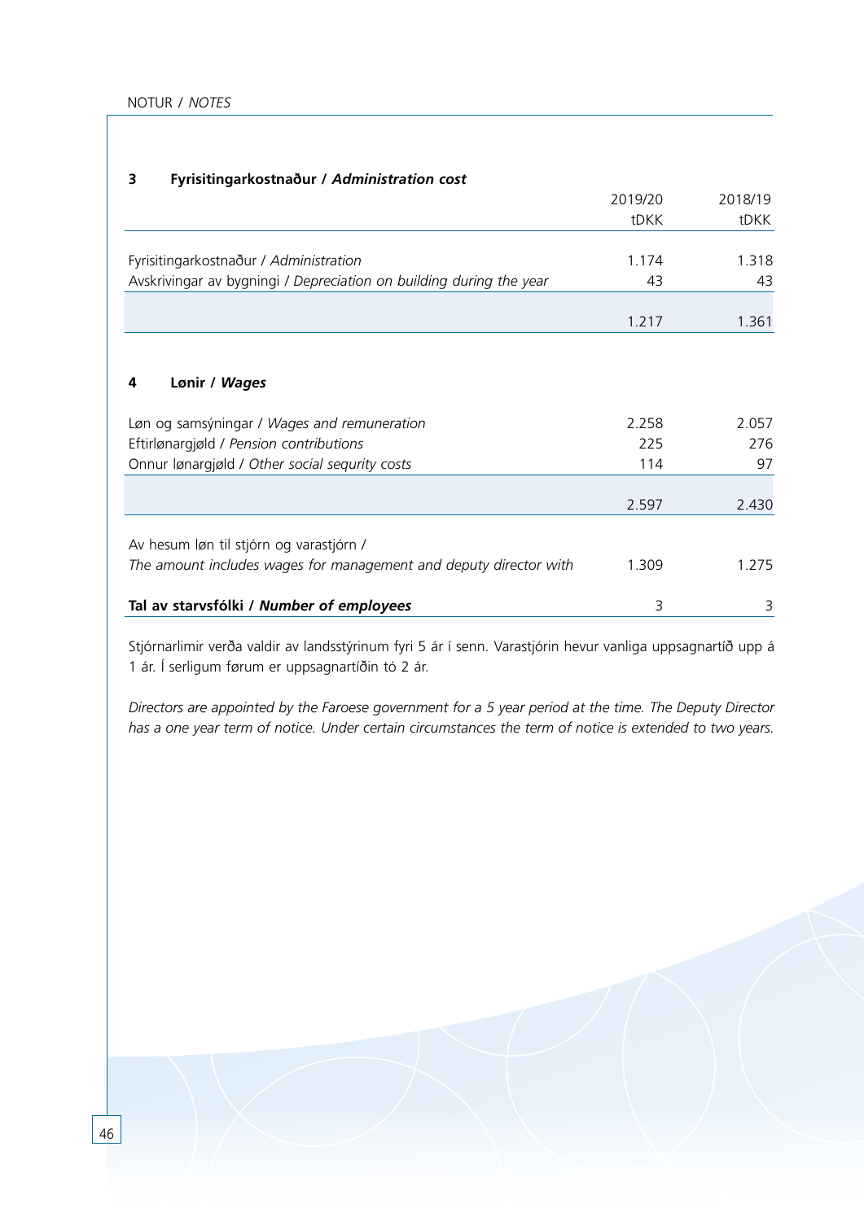NOTUR / *NOTES*

### 3 Fyrisitingarkostnaður / *Administration cost*

| | 2019/20 tDKK | 2018/19 tDKK |
|---|---|---|
| Fyrisitingarkostnaður / *Administration* | 1.174 | 1.318 |
| Avskrivingar av bygningi / *Depreciation on building during the year* | 43 | 43 |
| | 1.217 | 1.361 |

### 4 Lønir / *Wages*

| | 2019/20 tDKK | 2018/19 tDKK |
|---|---|---|
| Løn og samsýningar / *Wages and remuneration* | 2.258 | 2.057 |
| Eftirlønargjøld / *Pension contributions* | 225 | 276 |
| Onnur lønargjøld / *Other social sequrity costs* | 114 | 97 |
| | 2.597 | 2.430 |
| Av hesum løn til stjórn og varastjórn / *The amount includes wages for management and deputy director with* | 1.309 | 1.275 |
| **Tal av starvsfólki / *Number of employees*** | 3 | 3 |

Stjórnarlimir verða valdir av landsstýrinum fyri 5 ár í senn. Varastjórin hevur vanliga uppsagnartíð upp á 1 ár. Í serligum førum er uppsagnartíðin tó 2 ár.

*Directors are appointed by the Faroese government for a 5 year period at the time. The Deputy Director has a one year term of notice. Under certain circumstances the term of notice is extended to two years.*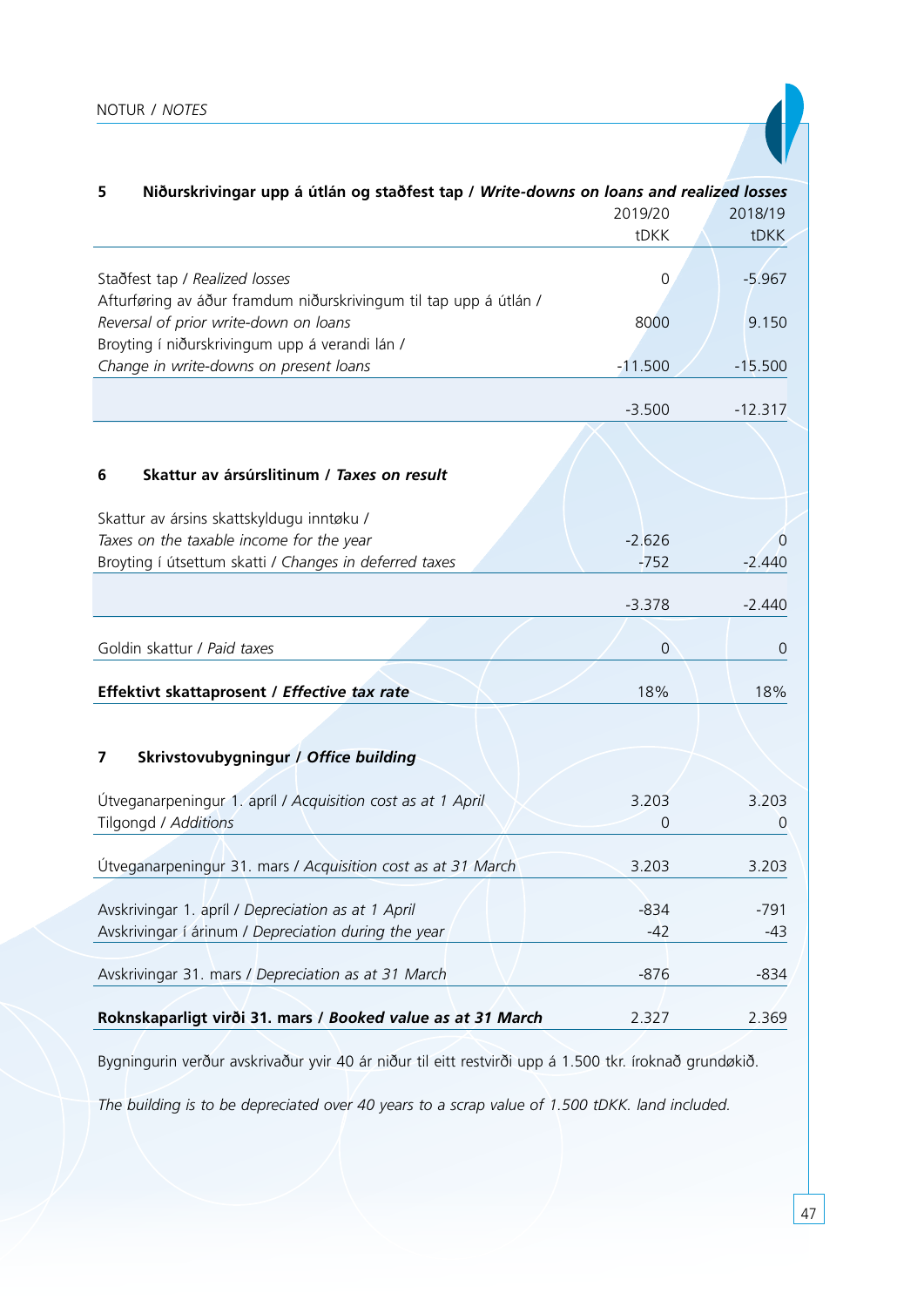## 5 Niðurskrivingar upp á útlán og staðfest tap / *Write-downs on loans and realized losses*

| | 2019/20 tDKK | 2018/19 tDKK |
|---|---|---|
| Staðfest tap / *Realized losses* | 0 | -5.967 |
| Afturføring av áður framdum niðurskrivingum til tap upp á útlán / *Reversal of prior write-down on loans* | 8000 | 9.150 |
| Broyting í niðurskrivingum upp á verandi lán / *Change in write-downs on present loans* | -11.500 | -15.500 |
| | -3.500 | -12.317 |

## 6 Skattur av ársúrslitinum / *Taxes on result*

| | 2019/20 tDKK | 2018/19 tDKK |
|---|---|---|
| Skattur av ársins skattskyldugu inntøku / *Taxes on the taxable income for the year* | -2.626 | 0 |
| Broyting í útsettum skatti / *Changes in deferred taxes* | -752 | -2.440 |
| | -3.378 | -2.440 |
| Goldin skattur / *Paid taxes* | 0 | 0 |
| **Effektivt skattaprosent / *Effective tax rate*** | 18% | 18% |

## 7 Skrivstovubygningur / *Office building*

| | 2019/20 tDKK | 2018/19 tDKK |
|---|---|---|
| Útveganarpeningur 1. apríl / *Acquisition cost as at 1 April* | 3.203 | 3.203 |
| Tilgongd / *Additions* | 0 | 0 |
| Útveganarpeningur 31. mars / *Acquisition cost as at 31 March* | 3.203 | 3.203 |
| Avskrivingar 1. apríl / *Depreciation as at 1 April* | -834 | -791 |
| Avskrivingar í árinum / *Depreciation during the year* | -42 | -43 |
| Avskrivingar 31. mars / *Depreciation as at 31 March* | -876 | -834 |
| **Roknskaparligt virði 31. mars / *Booked value as at 31 March*** | 2.327 | 2.369 |

Bygningurin verður avskrivaður yvir 40 ár niður til eitt restvirði upp á 1.500 tkr. íroknað grundøkið.

*The building is to be depreciated over 40 years to a scrap value of 1.500 tDKK. land included.*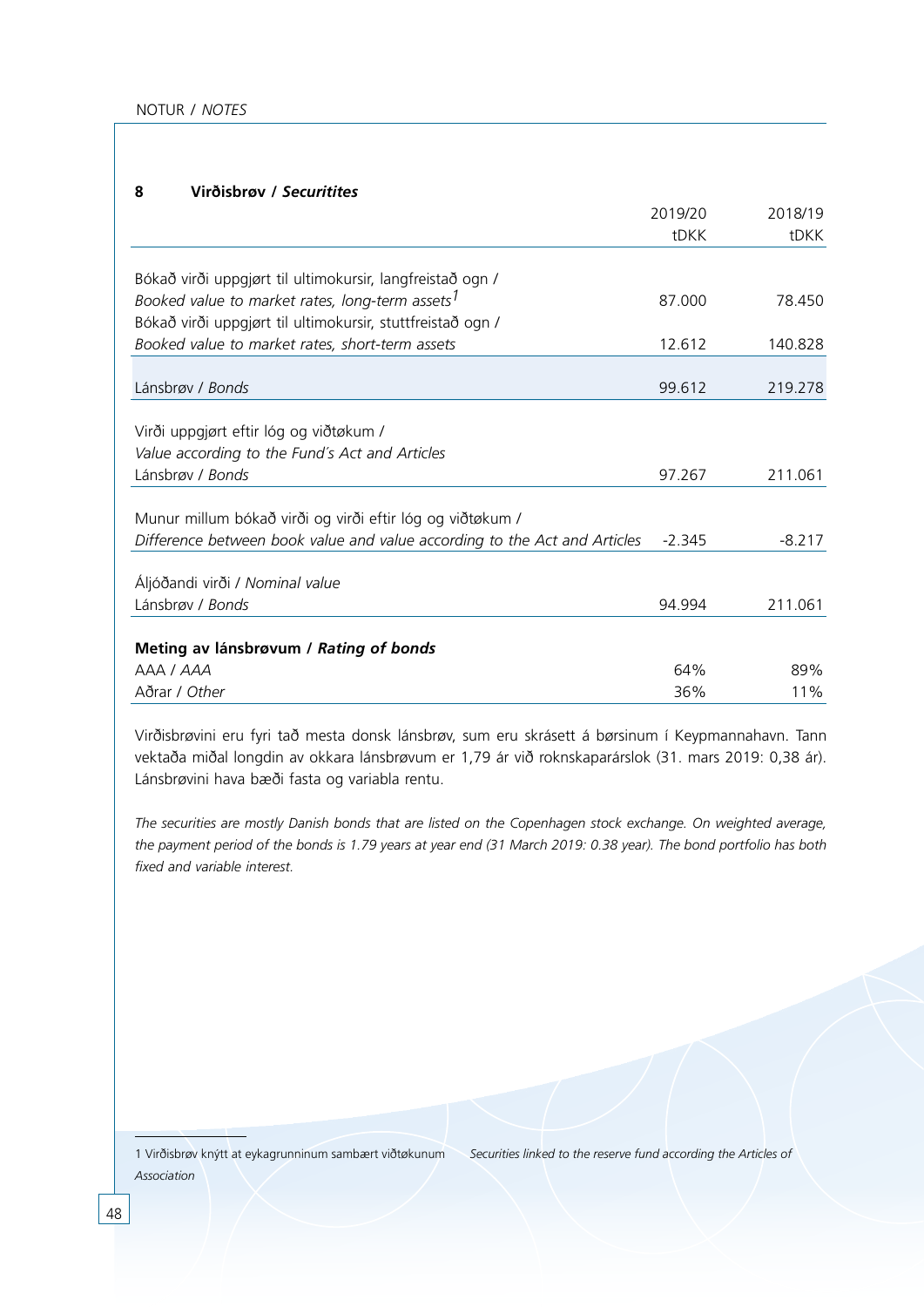## 8 Virðisbrøv / *Securitites*

| | 2019/20 tDKK | 2018/19 tDKK |
|---|---|---|
| Bókað virði uppgjørt til ultimokursir, langfreistað ogn / *Booked value to market rates, long-term assets*[1] | 87.000 | 78.450 |
| Bókað virði uppgjørt til ultimokursir, stuttfreistað ogn / *Booked value to market rates, short-term assets* | 12.612 | 140.828 |
| Lánsbrøv / *Bonds* | 99.612 | 219.278 |
| Virði uppgjørt eftir lóg og viðtøkum / *Value according to the Fund´s Act and Articles* | | |
| Lánsbrøv / *Bonds* | 97.267 | 211.061 |
| Munur millum bókað virði og virði eftir lóg og viðtøkum / *Difference between book value and value according to the Act and Articles* | -2.345 | -8.217 |
| Áljóðandi virði / *Nominal value* | | |
| Lánsbrøv / *Bonds* | 94.994 | 211.061 |
| **Meting av lánsbrøvum / *Rating of bonds*** | | |
| AAA / *AAA* | 64% | 89% |
| Aðrar / *Other* | 36% | 11% |

Virðisbrøvini eru fyri tað mesta donsk lánsbrøv, sum eru skrásett á børsinum í Keypmannahavn. Tann vektaða miðal longdin av okkara lánsbrøvum er 1,79 ár við roknskaparárslok (31. mars 2019: 0,38 ár). Lánsbrøvini hava bæði fasta og variabla rentu.

*The securities are mostly Danish bonds that are listed on the Copenhagen stock exchange. On weighted average, the payment period of the bonds is 1.79 years at year end (31 March 2019: 0.38 year). The bond portfolio has both fixed and variable interest.*

---

1 Virðisbrøv knýtt at eykagrunninum sambært viðtøkunum *Securities linked to the reserve fund according the Articles of Association*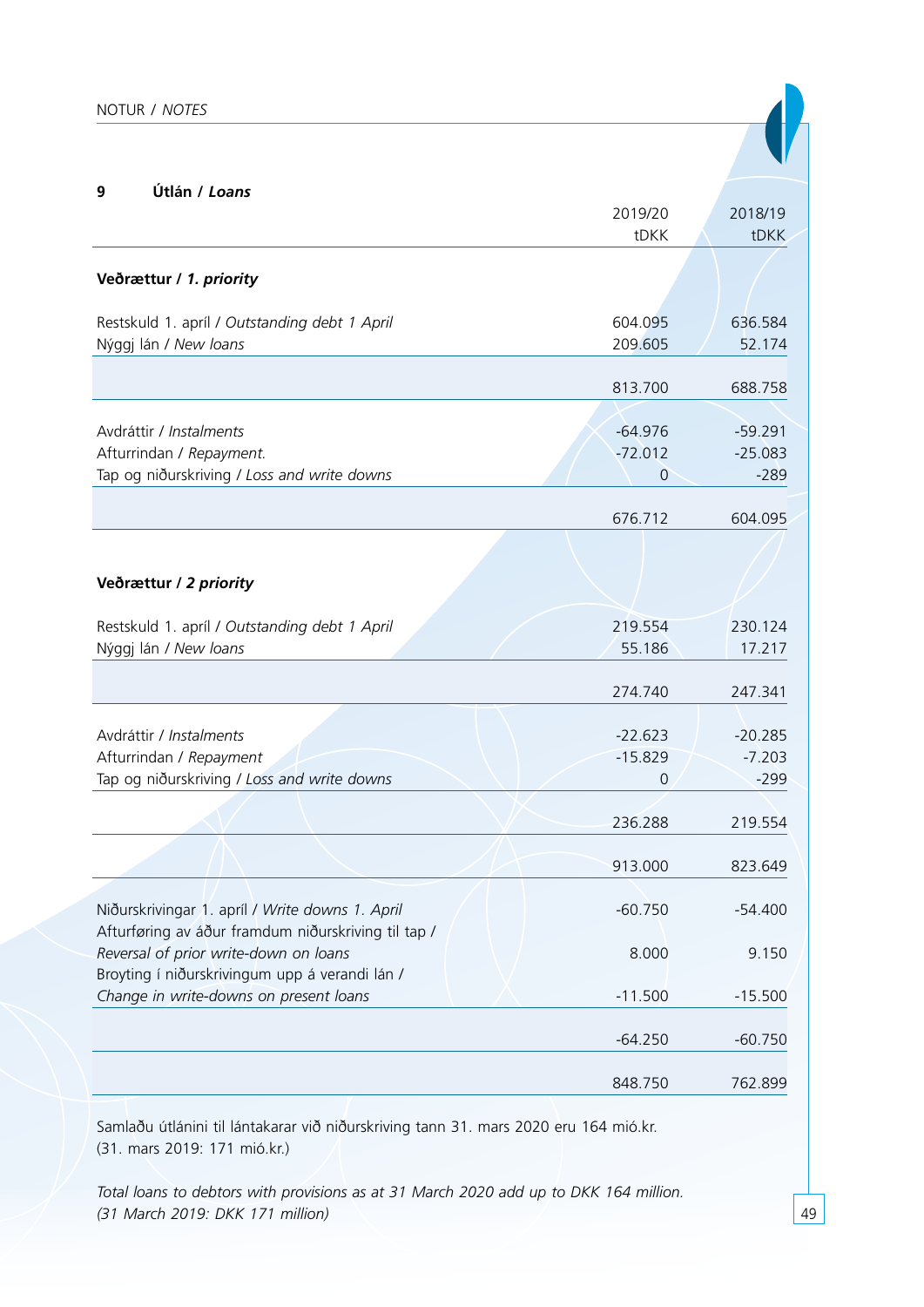## 9 Útlán / *Loans*

| | 2019/20 tDKK | 2018/19 tDKK |
|---|---|---|
| **Veðrættur / *1. priority*** | | |
| Restskuld 1. apríl / *Outstanding debt 1 April* | 604.095 | 636.584 |
| Nýggj lán / *New loans* | 209.605 | 52.174 |
| | 813.700 | 688.758 |
| Avdráttir / *Instalments* | -64.976 | -59.291 |
| Afturrindan / *Repayment.* | -72.012 | -25.083 |
| Tap og niðurskriving / *Loss and write downs* | 0 | -289 |
| | 676.712 | 604.095 |
| **Veðrættur / *2 priority*** | | |
| Restskuld 1. apríl / *Outstanding debt 1 April* | 219.554 | 230.124 |
| Nýggj lán / *New loans* | 55.186 | 17.217 |
| | 274.740 | 247.341 |
| Avdráttir / *Instalments* | -22.623 | -20.285 |
| Afturrindan / *Repayment* | -15.829 | -7.203 |
| Tap og niðurskriving / *Loss and write downs* | 0 | -299 |
| | 236.288 | 219.554 |
| | 913.000 | 823.649 |
| Niðurskrivingar 1. apríl / *Write downs 1. April* | -60.750 | -54.400 |
| Afturføring av áður framdum niðurskriving til tap / *Reversal of prior write-down on loans* | 8.000 | 9.150 |
| Broyting í niðurskrivingum upp á verandi lán / *Change in write-downs on present loans* | -11.500 | -15.500 |
| | -64.250 | -60.750 |
| | 848.750 | 762.899 |

Samlaðu útlánini til lántakarar við niðurskriving tann 31. mars 2020 eru 164 mió.kr. (31. mars 2019: 171 mió.kr.)

*Total loans to debtors with provisions as at 31 March 2020 add up to DKK 164 million. (31 March 2019: DKK 171 million)*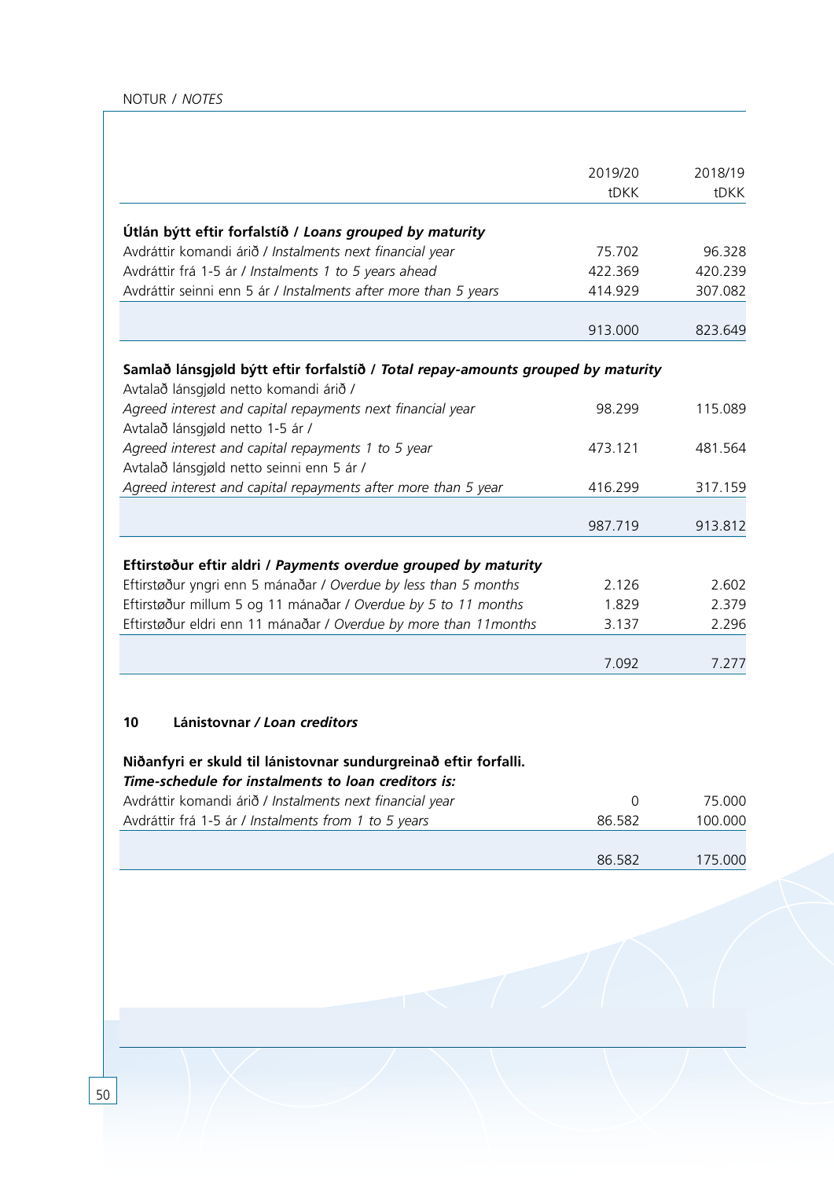NOTUR / *NOTES*

| | 2019/20 tDKK | 2018/19 tDKK |
|---|---|---|
| **Útlán býtt eftir forfalstíð / *Loans grouped by maturity*** | | |
| Avdráttir komandi árið / *Instalments next financial year* | 75.702 | 96.328 |
| Avdráttir frá 1-5 ár / *Instalments 1 to 5 years ahead* | 422.369 | 420.239 |
| Avdráttir seinni enn 5 ár / *Instalments after more than 5 years* | 414.929 | 307.082 |
| | 913.000 | 823.649 |
| **Samlað lánsgjøld býtt eftir forfalstíð / *Total repay-amounts grouped by maturity*** | | |
| Avtalað lánsgjøld netto komandi árið / *Agreed interest and capital repayments next financial year* | 98.299 | 115.089 |
| Avtalað lánsgjøld netto 1-5 ár / *Agreed interest and capital repayments 1 to 5 year* | 473.121 | 481.564 |
| Avtalað lánsgjøld netto seinni enn 5 ár / *Agreed interest and capital repayments after more than 5 year* | 416.299 | 317.159 |
| | 987.719 | 913.812 |
| **Eftirstøður eftir aldri / *Payments overdue grouped by maturity*** | | |
| Eftirstøður yngri enn 5 mánaðar / *Overdue by less than 5 months* | 2.126 | 2.602 |
| Eftirstøður millum 5 og 11 mánaðar / *Overdue by 5 to 11 months* | 1.829 | 2.379 |
| Eftirstøður eldri enn 11 mánaðar / *Overdue by more than 11months* | 3.137 | 2.296 |
| | 7.092 | 7.277 |

## 10 Lánistovnar / *Loan creditors*

**Niðanfyri er skuld til lánistovnar sundurgreinað eftir forfalli.**
***Time-schedule for instalments to loan creditors is:***

| | 2019/20 tDKK | 2018/19 tDKK |
|---|---|---|
| Avdráttir komandi árið / *Instalments next financial year* | 0 | 75.000 |
| Avdráttir frá 1-5 ár / *Instalments from 1 to 5 years* | 86.582 | 100.000 |
| | 86.582 | 175.000 |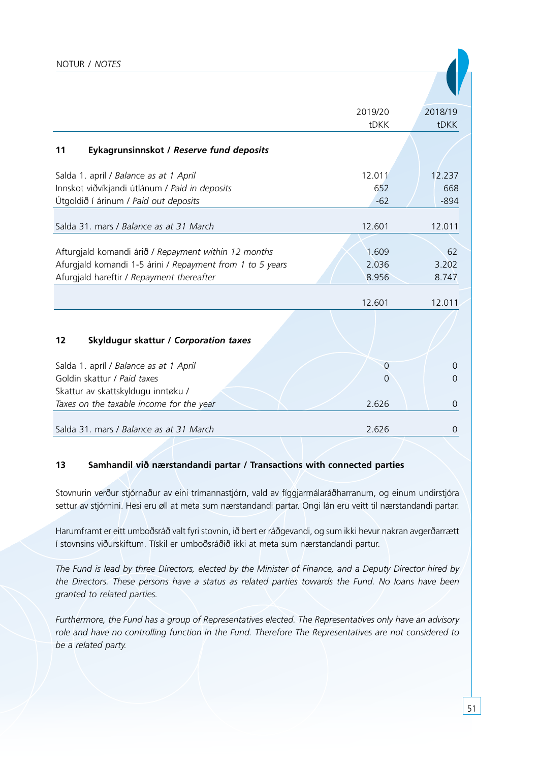| | 2019/20 tDKK | 2018/19 tDKK |
|---|---|---|
| **11 Eykagrunsinnskot / *Reserve fund deposits*** | | |
| Salda 1. apríl / *Balance as at 1 April* | 12.011 | 12.237 |
| Innskot viðvíkjandi útlánum / *Paid in deposits* | 652 | 668 |
| Útgoldið í árinum / *Paid out deposits* | -62 | -894 |
| Salda 31. mars / *Balance as at 31 March* | 12.601 | 12.011 |
| Afturgjald komandi árið / *Repayment within 12 months* | 1.609 | 62 |
| Afturgjald komandi 1-5 árini / *Repayment from 1 to 5 years* | 2.036 | 3.202 |
| Afurgjald hareftir / *Repayment thereafter* | 8.956 | 8.747 |
| | 12.601 | 12.011 |
| **12 Skyldugur skattur / *Corporation taxes*** | | |
| Salda 1. apríl / *Balance as at 1 April* | 0 | 0 |
| Goldin skattur / *Paid taxes* | 0 | 0 |
| Skattur av skattskyldugu inntøku / *Taxes on the taxable income for the year* | 2.626 | 0 |
| Salda 31. mars / *Balance as at 31 March* | 2.626 | 0 |

## 13 Samhandil við nærstandandi partar / Transactions with connected parties

Stovnurin verður stjórnaður av eini trímannastjórn, vald av fíggjarmálaráðharranum, og einum undirstjóra settur av stjórnini. Hesi eru øll at meta sum nærstandandi partar. Ongi lán eru veitt til nærstandandi partar.

Harumframt er eitt umboðsráð valt fyri stovnin, ið bert er ráðgevandi, og sum ikki hevur nakran avgerðarrætt í stovnsins viðurskiftum. Tískil er umboðsráðið ikki at meta sum nærstandandi partur.

*The Fund is lead by three Directors, elected by the Minister of Finance, and a Deputy Director hired by the Directors. These persons have a status as related parties towards the Fund. No loans have been granted to related parties.*

*Furthermore, the Fund has a group of Representatives elected. The Representatives only have an advisory role and have no controlling function in the Fund. Therefore The Representatives are not considered to be a related party.*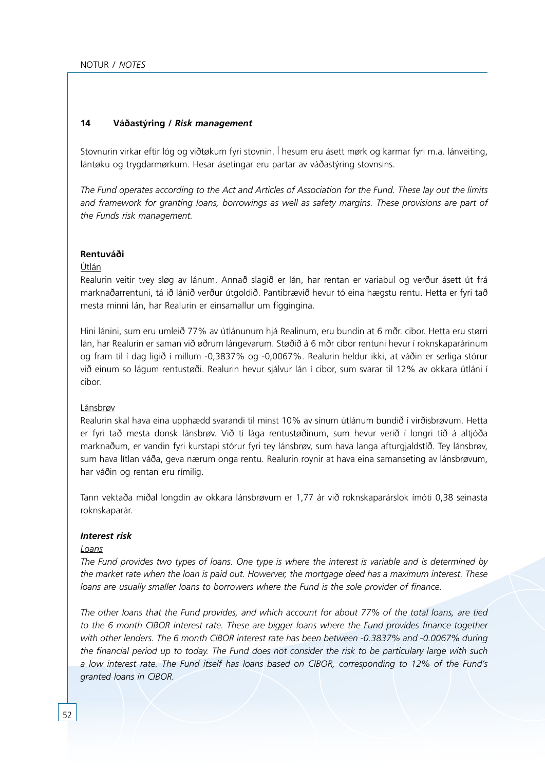## 14 Váðastýring / *Risk management*

Stovnurin virkar eftir lóg og viðtøkum fyri stovnin. Í hesum eru ásett mørk og karmar fyri m.a. lánveiting, lántøku og trygdarmørkum. Hesar ásetingar eru partar av váðastýring stovnsins.

*The Fund operates according to the Act and Articles of Association for the Fund. These lay out the limits and framework for granting loans, borrowings as well as safety margins. These provisions are part of the Funds risk management.*

**Rentuváði**

Útlán

Realurin veitir tvey sløg av lánum. Annað slagið er lán, har rentan er variabul og verður ásett út frá marknaðarrentuni, tá ið lánið verður útgoldið. Pantibrævið hevur tó eina hægstu rentu. Hetta er fyri tað mesta minni lán, har Realurin er einsamallur um fíggingina.

Hini lánini, sum eru umleið 77% av útlánunum hjá Realinum, eru bundin at 6 mðr. cibor. Hetta eru størri lán, har Realurin er saman við øðrum lángevarum. Støðið á 6 mðr cibor rentuni hevur í roknskaparárinum og fram til í dag ligið í millum -0,3837% og -0,0067%. Realurin heldur ikki, at váðin er serliga stórur við einum so lágum rentustøði. Realurin hevur sjálvur lán í cibor, sum svarar til 12% av okkara útláni í cibor.

Lánsbrøv

Realurin skal hava eina upphædd svarandi til minst 10% av sínum útlánum bundið í virðisbrøvum. Hetta er fyri tað mesta donsk lánsbrøv. Við tí lága rentustøðinum, sum hevur verið í longri tíð á altjóða marknaðum, er vandin fyri kurstapi stórur fyri tey lánsbrøv, sum hava langa afturgjaldstíð. Tey lánsbrøv, sum hava lítlan váða, geva nærum onga rentu. Realurin roynir at hava eina samanseting av lánsbrøvum, har váðin og rentan eru rímilig.

Tann vektaða miðal longdin av okkara lánsbrøvum er 1,77 ár við roknskaparárslok ímóti 0,38 seinasta roknskaparár.

***Interest risk***

*Loans*

*The Fund provides two types of loans. One type is where the interest is variable and is determined by the market rate when the loan is paid out. Howerver, the mortgage deed has a maximum interest. These loans are usually smaller loans to borrowers where the Fund is the sole provider of finance.*

*The other loans that the Fund provides, and which account for about 77% of the total loans, are tied to the 6 month CIBOR interest rate. These are bigger loans where the Fund provides finance together with other lenders. The 6 month CIBOR interest rate has been between -0.3837% and -0.0067% during the financial period up to today. The Fund does not consider the risk to be particulary large with such a low interest rate. The Fund itself has loans based on CIBOR, corresponding to 12% of the Fund's granted loans in CIBOR.*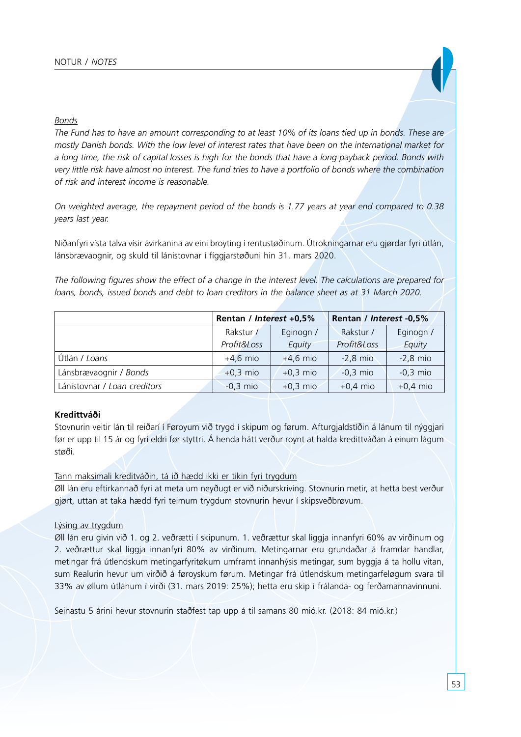*Bonds*

*The Fund has to have an amount corresponding to at least 10% of its loans tied up in bonds. These are mostly Danish bonds. With the low level of interest rates that have been on the international market for a long time, the risk of capital losses is high for the bonds that have a long payback period. Bonds with very little risk have almost no interest. The fund tries to have a portfolio of bonds where the combination of risk and interest income is reasonable.*

*On weighted average, the repayment period of the bonds is 1.77 years at year end compared to 0.38 years last year.*

Niðanfyri vísta talva vísir ávirkanina av eini broyting í rentustøðinum. Útrokningarnar eru gjørdar fyri útlán, lánsbrævaognir, og skuld til lánistovnar í fíggjarstøðuni hin 31. mars 2020.

*The following figures show the effect of a change in the interest level. The calculations are prepared for loans, bonds, issued bonds and debt to loan creditors in the balance sheet as at 31 March 2020.*

| | **Rentan / *Interest* +0,5%** | | **Rentan / *Interest* -0,5%** | |
|---|---|---|---|---|
| | Rakstur / *Profit&Loss* | Eginogn / *Equity* | Rakstur / *Profit&Loss* | Eginogn / *Equity* |
| Útlán / *Loans* | +4,6 mio | +4,6 mio | -2,8 mio | -2,8 mio |
| Lánsbrævaognir / *Bonds* | +0,3 mio | +0,3 mio | -0,3 mio | -0,3 mio |
| Lánistovnar / *Loan creditors* | -0,3 mio | +0,3 mio | +0,4 mio | +0,4 mio |

**Kredittváði**

Stovnurin veitir lán til reiðarí í Føroyum við trygd í skipum og førum. Afturgjaldstíðin á lánum til nýggjari før er upp til 15 ár og fyri eldri før styttri. Á henda hátt verður roynt at halda kredittváðan á einum lágum støði.

Tann maksimali kreditváðin, tá ið hædd ikki er tikin fyri trygdum

Øll lán eru eftirkannað fyri at meta um neyðugt er við niðurskriving. Stovnurin metir, at hetta best verður gjørt, uttan at taka hædd fyri teimum trygdum stovnurin hevur í skipsveðbrøvum.

Lýsing av trygdum

Øll lán eru givin við 1. og 2. veðrætti í skipunum. 1. veðrættur skal liggja innanfyri 60% av virðinum og 2. veðrættur skal liggja innanfyri 80% av virðinum. Metingarnar eru grundaðar á framdar handlar, metingar frá útlendskum metingarfyritøkum umframt innanhýsis metingar, sum byggja á ta hollu vitan, sum Realurin hevur um virðið á føroyskum førum. Metingar frá útlendskum metingarfeløgum svara til 33% av øllum útlánum í virði (31. mars 2019: 25%); hetta eru skip í frálanda- og ferðamannavinnuni.

Seinastu 5 árini hevur stovnurin staðfest tap upp á til samans 80 mió.kr. (2018: 84 mió.kr.)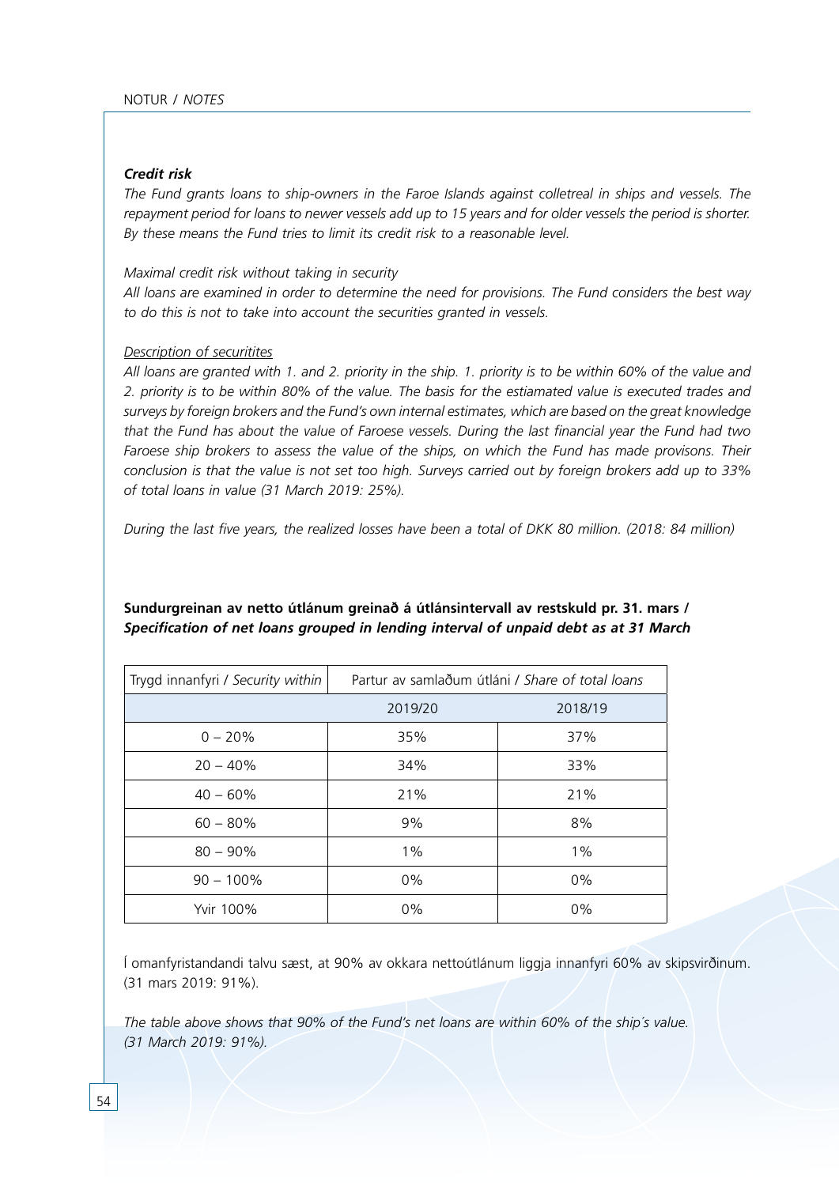### *Credit risk*

*The Fund grants loans to ship-owners in the Faroe Islands against colletreal in ships and vessels. The repayment period for loans to newer vessels add up to 15 years and for older vessels the period is shorter. By these means the Fund tries to limit its credit risk to a reasonable level.*

*Maximal credit risk without taking in security*

*All loans are examined in order to determine the need for provisions. The Fund considers the best way to do this is not to take into account the securities granted in vessels.*

*<u>Description of securitites</u>*

*All loans are granted with 1. and 2. priority in the ship. 1. priority is to be within 60% of the value and 2. priority is to be within 80% of the value. The basis for the estiamated value is executed trades and surveys by foreign brokers and the Fund's own internal estimates, which are based on the great knowledge that the Fund has about the value of Faroese vessels. During the last financial year the Fund had two Faroese ship brokers to assess the value of the ships, on which the Fund has made provisons. Their conclusion is that the value is not set too high. Surveys carried out by foreign brokers add up to 33% of total loans in value (31 March 2019: 25%).*

*During the last five years, the realized losses have been a total of DKK 80 million. (2018: 84 million)*

**Sundurgreinan av netto útlánum greinað á útlánsintervall av restskuld pr. 31. mars /**
***Specification of net loans grouped in lending interval of unpaid debt as at 31 March***

| Trygd innanfyri / *Security within* | Partur av samlaðum útláni / *Share of total loans* | |
|---|---|---|
| | 2019/20 | 2018/19 |
| 0 – 20% | 35% | 37% |
| 20 – 40% | 34% | 33% |
| 40 – 60% | 21% | 21% |
| 60 – 80% | 9% | 8% |
| 80 – 90% | 1% | 1% |
| 90 – 100% | 0% | 0% |
| Yvir 100% | 0% | 0% |

Í omanfyristandandi talvu sæst, at 90% av okkara nettoútlánum liggja innanfyri 60% av skipsvirðinum. (31 mars 2019: 91%).

*The table above shows that 90% of the Fund's net loans are within 60% of the ship´s value. (31 March 2019: 91%).*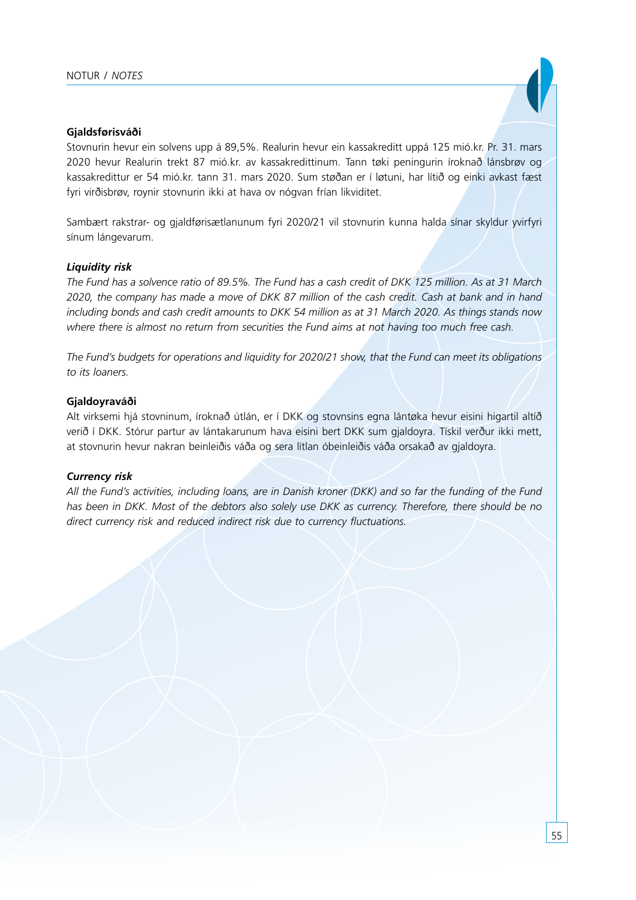### Gjaldsførisváði

Stovnurin hevur ein solvens upp á 89,5%. Realurin hevur ein kassakreditt uppá 125 mió.kr. Pr. 31. mars 2020 hevur Realurin trekt 87 mió.kr. av kassakredittinum. Tann tøki peningurin íroknað lánsbrøv og kassakredittur er 54 mió.kr. tann 31. mars 2020. Sum støðan er í løtuni, har lítið og einki avkast fæst fyri virðisbrøv, roynir stovnurin ikki at hava ov nógvan frían likviditet.

Sambært rakstrar- og gjaldførisætlanunum fyri 2020/21 vil stovnurin kunna halda sínar skyldur yvirfyri sínum lángevarum.

### *Liquidity risk*

*The Fund has a solvence ratio of 89.5%. The Fund has a cash credit of DKK 125 million. As at 31 March 2020, the company has made a move of DKK 87 million of the cash credit. Cash at bank and in hand including bonds and cash credit amounts to DKK 54 million as at 31 March 2020. As things stands now where there is almost no return from securities the Fund aims at not having too much free cash.*

*The Fund's budgets for operations and liquidity for 2020/21 show, that the Fund can meet its obligations to its loaners.*

### Gjaldoyraváði

Alt virksemi hjá stovninum, íroknað útlán, er í DKK og stovnsins egna lántøka hevur eisini higartil altíð verið í DKK. Stórur partur av lántakarunum hava eisini bert DKK sum gjaldoyra. Tískil verður ikki mett, at stovnurin hevur nakran beinleiðis váða og sera lítlan óbeinleiðis váða orsakað av gjaldoyra.

### *Currency risk*

*All the Fund's activities, including loans, are in Danish kroner (DKK) and so far the funding of the Fund has been in DKK. Most of the debtors also solely use DKK as currency. Therefore, there should be no direct currency risk and reduced indirect risk due to currency fluctuations.*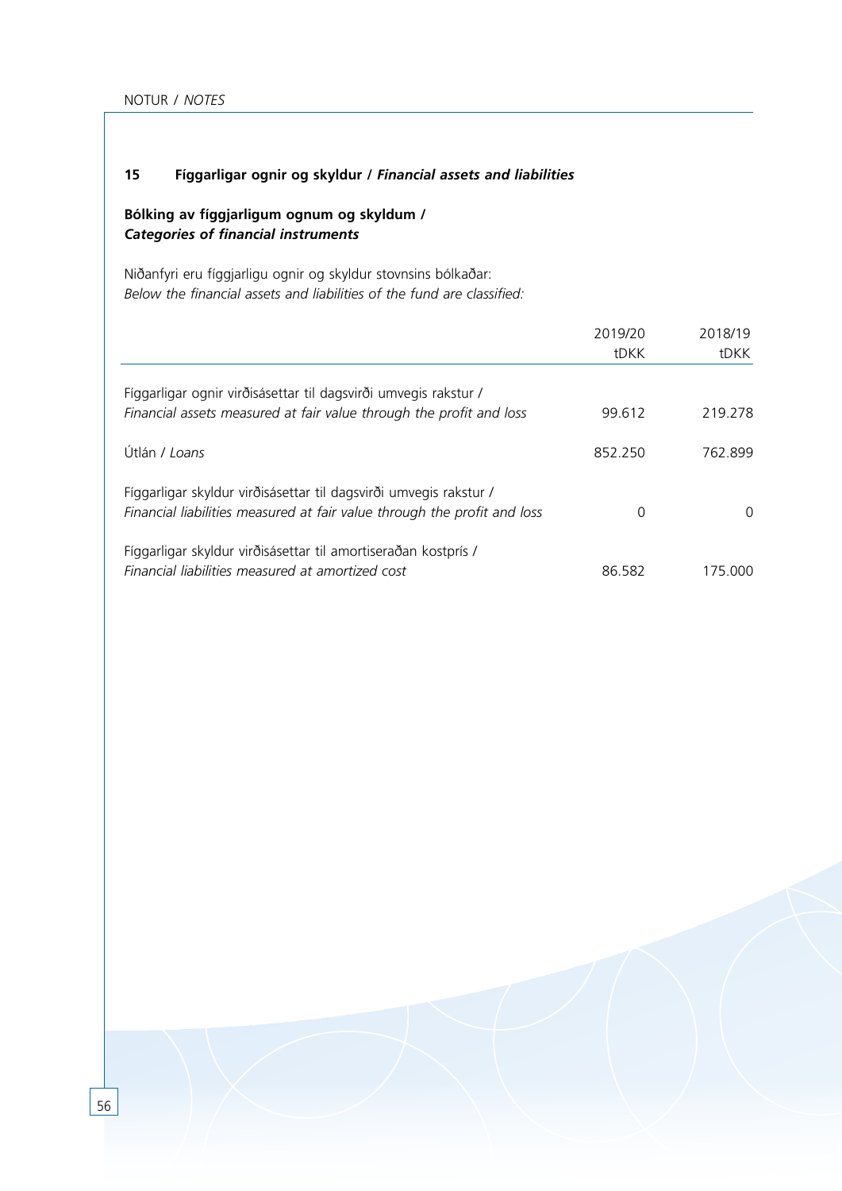## 15 Fíggarligar ognir og skyldur / *Financial assets and liabilities*

### Bólking av fíggjarligum ognum og skyldum / *Categories of financial instruments*

Niðanfyri eru fíggjarligu ognir og skyldur stovnsins bólkaðar:
*Below the financial assets and liabilities of the fund are classified:*

| | 2019/20 tDKK | 2018/19 tDKK |
|---|---|---|
| Fíggarligar ognir virðisásettar til dagsvirði umvegis rakstur / *Financial assets measured at fair value through the profit and loss* | 99.612 | 219.278 |
| Útlán / *Loans* | 852.250 | 762.899 |
| Fíggarligar skyldur virðisásettar til dagsvirði umvegis rakstur / *Financial liabilities measured at fair value through the profit and loss* | 0 | 0 |
| Fíggarligar skyldur virðisásettar til amortiseraðan kostprís / *Financial liabilities measured at amortized cost* | 86.582 | 175.000 |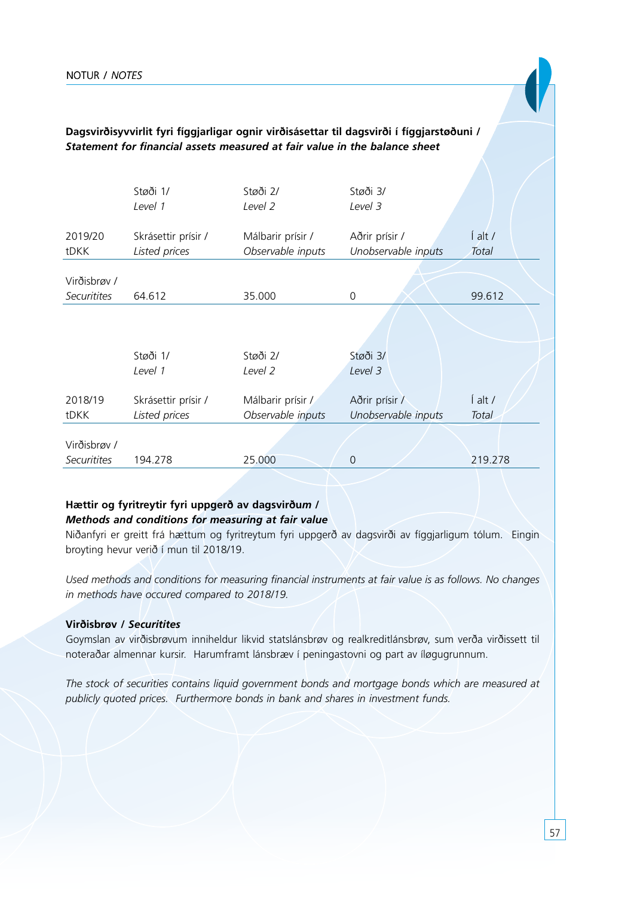**Dagsvirðisyvvirlit fyri fíggjarligar ognir virðisásettar til dagsvirði í fíggjarstøðuni /**
***Statement for financial assets measured at fair value in the balance sheet***

| | Støði 1/ *Level 1* | Støði 2/ *Level 2* | Støði 3/ *Level 3* | |
|---|---|---|---|---|
| 2019/20 tDKK | Skrásettir prísir / *Listed prices* | Málbarir prísir / *Observable inputs* | Aðrir prísir / *Unobservable inputs* | Í alt / *Total* |
| Virðisbrøv / *Securitites* | 64.612 | 35.000 | 0 | 99.612 |

| | Støði 1/ *Level 1* | Støði 2/ *Level 2* | Støði 3/ *Level 3* | |
|---|---|---|---|---|
| 2018/19 tDKK | Skrásettir prísir / *Listed prices* | Málbarir prísir / *Observable inputs* | Aðrir prísir / *Unobservable inputs* | Í alt / *Total* |
| Virðisbrøv / *Securitites* | 194.278 | 25.000 | 0 | 219.278 |

**Hættir og fyritreytir fyri uppgerð av dagsvirðum /**
***Methods and conditions for measuring at fair value***

Niðanfyri er greitt frá hættum og fyritreytum fyri uppgerð av dagsvirði av fíggjarligum tólum. Eingin broyting hevur verið í mun til 2018/19.

*Used methods and conditions for measuring financial instruments at fair value is as follows. No changes in methods have occured compared to 2018/19.*

**Virðisbrøv / *Securitites***

Goymslan av virðisbrøvum inniheldur likvid statslánsbrøv og realkreditlánsbrøv, sum verða virðissett til noteraðar almennar kursir. Harumframt lánsbræv í peningastovni og part av íløgugrunnum.

*The stock of securities contains liquid government bonds and mortgage bonds which are measured at publicly quoted prices. Furthermore bonds in bank and shares in investment funds.*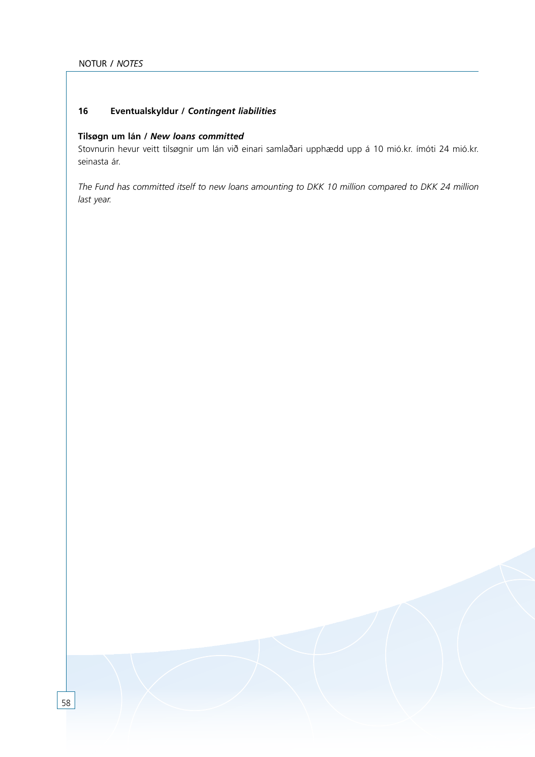## 16 Eventualskyldur / *Contingent liabilities*

**Tilsøgn um lán / *New loans committed***

Stovnurin hevur veitt tilsøgnir um lán við einari samlaðari upphædd upp á 10 mió.kr. ímóti 24 mió.kr. seinasta ár.

*The Fund has committed itself to new loans amounting to DKK 10 million compared to DKK 24 million last year.*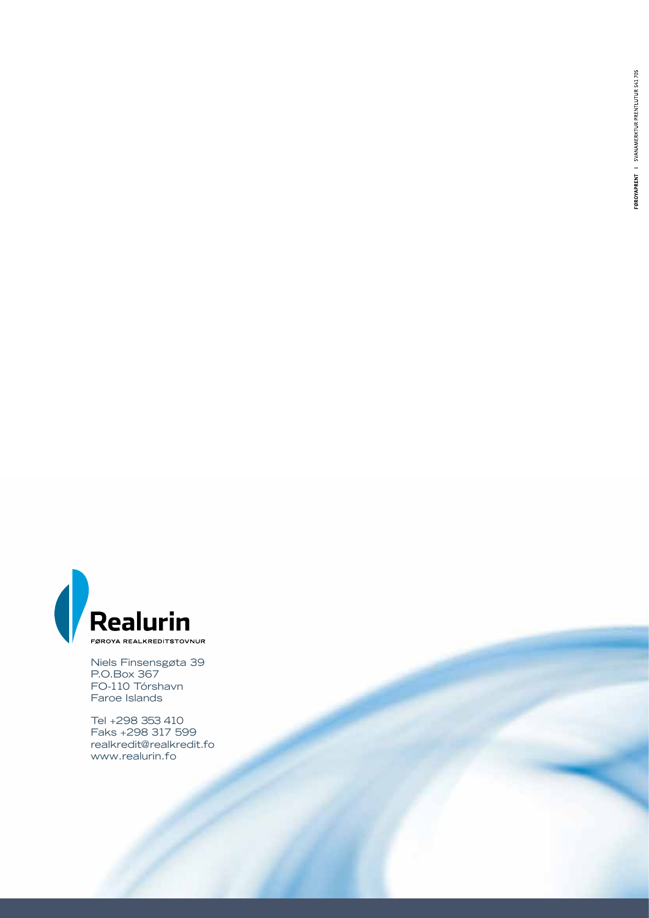Realurin

FØROYA REALKREDITSTOVNUR

Niels Finsensgøta 39
P.O.Box 367
FO-110 Tórshavn
Faroe Islands

Tel +298 353 410
Faks +298 317 599
realkredit@realkredit.fo
www.realurin.fo

FØROYAPRENT | SVANAMERKTUR PRENTLUTUR 541 705